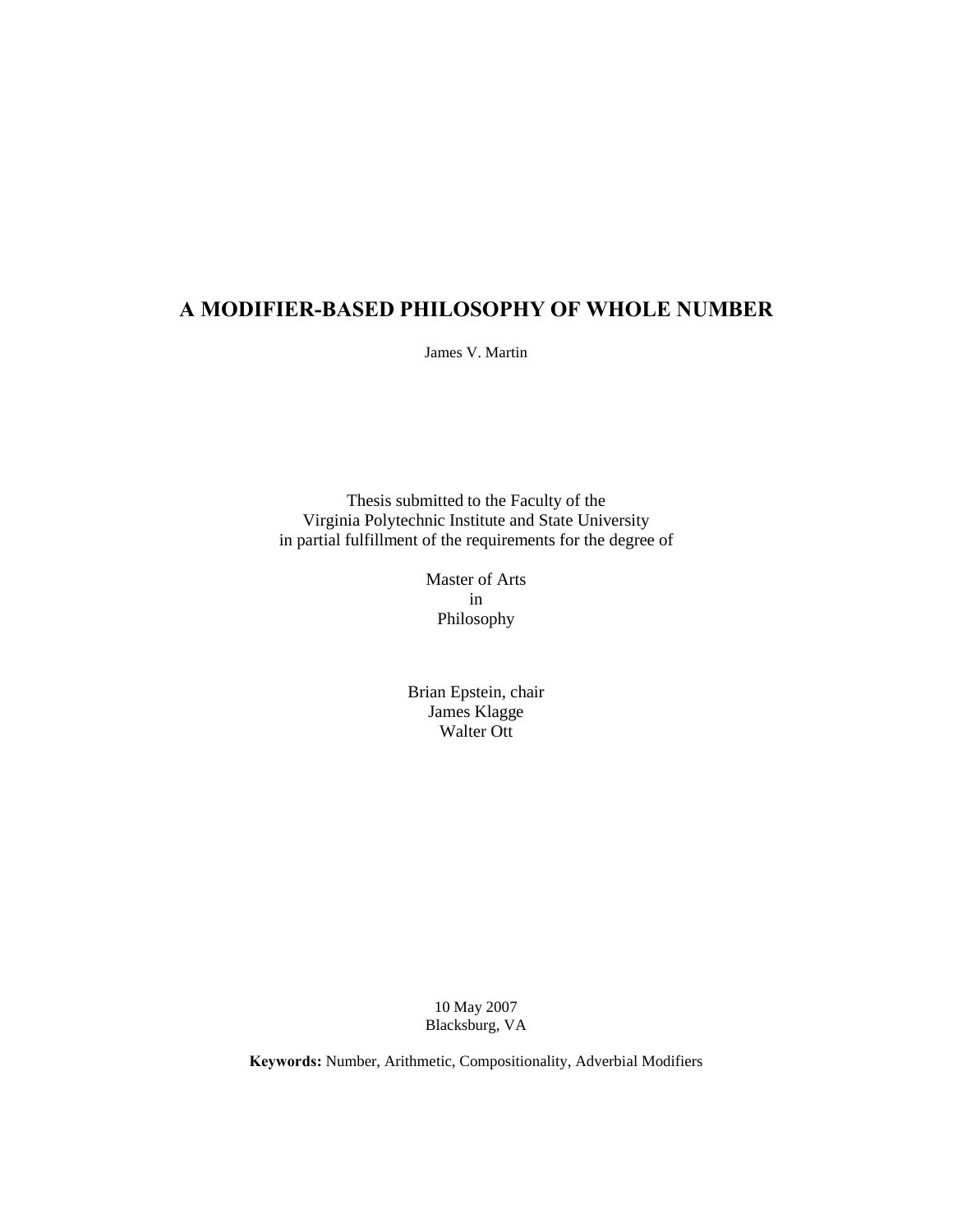# A MODIFIER-BASED PHILOSOPHY OF WHOLE NUMBER

James V. Martin

Thesis submitted to the Faculty of the
Virginia Polytechnic Institute and State University
in partial fulfillment of the requirements for the degree of

Master of Arts
in
Philosophy

Brian Epstein, chair
James Klagge
Walter Ott

10 May 2007
Blacksburg, VA

**Keywords:** Number, Arithmetic, Compositionality, Adverbial Modifiers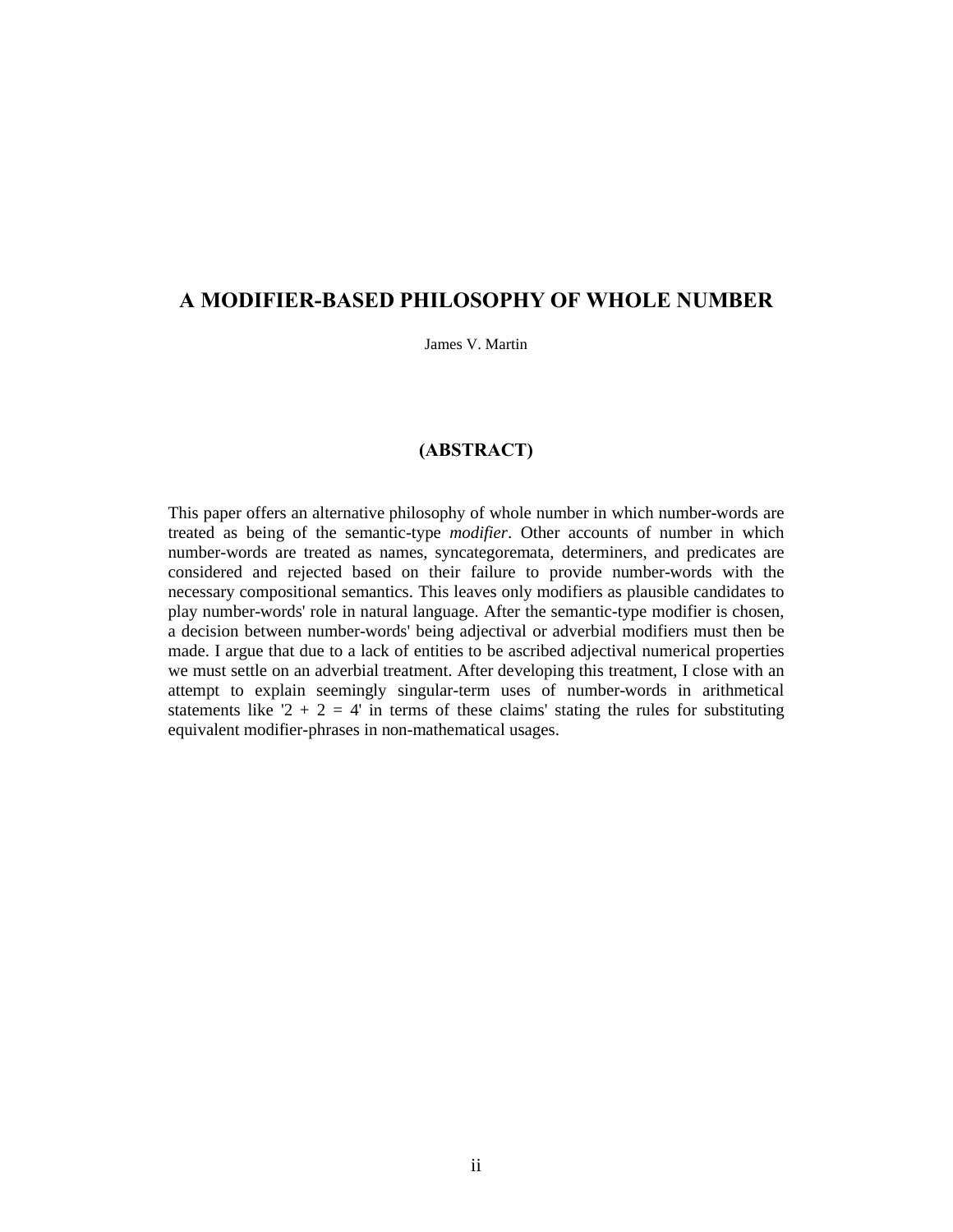# A MODIFIER-BASED PHILOSOPHY OF WHOLE NUMBER

James V. Martin

## (ABSTRACT)

This paper offers an alternative philosophy of whole number in which number-words are treated as being of the semantic-type *modifier*. Other accounts of number in which number-words are treated as names, syncategoremata, determiners, and predicates are considered and rejected based on their failure to provide number-words with the necessary compositional semantics. This leaves only modifiers as plausible candidates to play number-words' role in natural language. After the semantic-type modifier is chosen, a decision between number-words' being adjectival or adverbial modifiers must then be made. I argue that due to a lack of entities to be ascribed adjectival numerical properties we must settle on an adverbial treatment. After developing this treatment, I close with an attempt to explain seemingly singular-term uses of number-words in arithmetical statements like '2 + 2 = 4' in terms of these claims' stating the rules for substituting equivalent modifier-phrases in non-mathematical usages.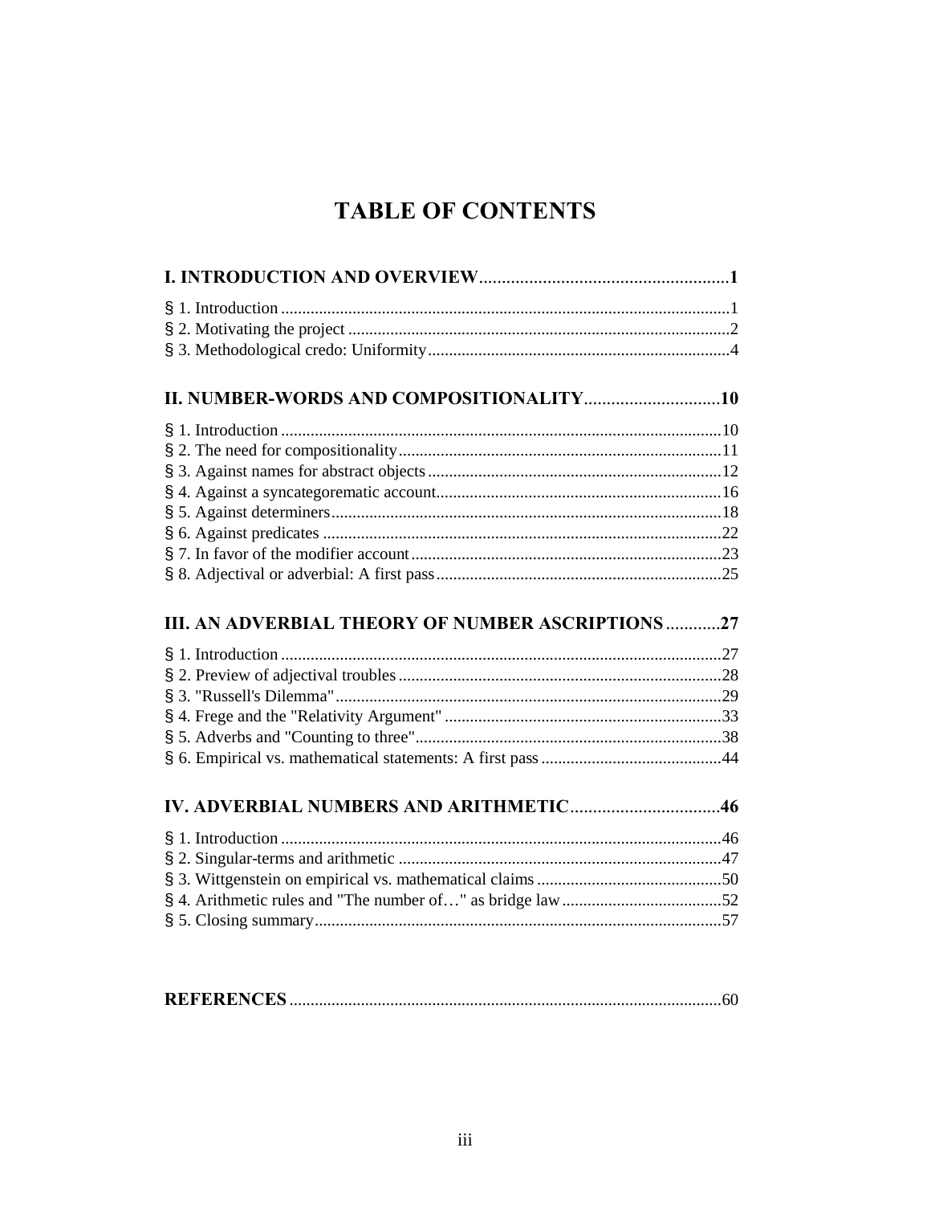# TABLE OF CONTENTS

**I. INTRODUCTION AND OVERVIEW** .......... **1**

§ 1. Introduction .......... 1
§ 2. Motivating the project .......... 2
§ 3. Methodological credo: Uniformity .......... 4

**II. NUMBER-WORDS AND COMPOSITIONALITY** .......... **10**

§ 1. Introduction .......... 10
§ 2. The need for compositionality .......... 11
§ 3. Against names for abstract objects .......... 12
§ 4. Against a syncategorematic account .......... 16
§ 5. Against determiners .......... 18
§ 6. Against predicates .......... 22
§ 7. In favor of the modifier account .......... 23
§ 8. Adjectival or adverbial: A first pass .......... 25

**III. AN ADVERBIAL THEORY OF NUMBER ASCRIPTIONS** .......... **27**

§ 1. Introduction .......... 27
§ 2. Preview of adjectival troubles .......... 28
§ 3. "Russell's Dilemma" .......... 29
§ 4. Frege and the "Relativity Argument" .......... 33
§ 5. Adverbs and "Counting to three" .......... 38
§ 6. Empirical vs. mathematical statements: A first pass .......... 44

**IV. ADVERBIAL NUMBERS AND ARITHMETIC** .......... **46**

§ 1. Introduction .......... 46
§ 2. Singular-terms and arithmetic .......... 47
§ 3. Wittgenstein on empirical vs. mathematical claims .......... 50
§ 4. Arithmetic rules and "The number of…" as bridge law .......... 52
§ 5. Closing summary .......... 57

**REFERENCES** .......... 60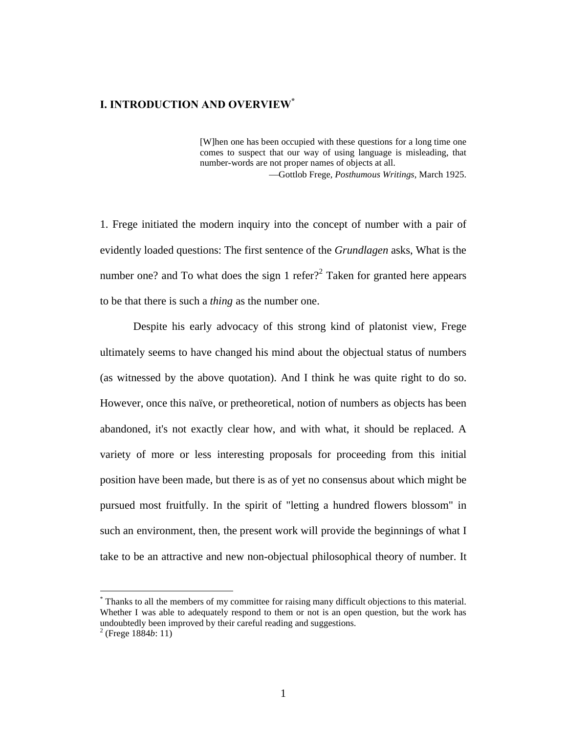# I. INTRODUCTION AND OVERVIEW[*]

> [W]hen one has been occupied with these questions for a long time one comes to suspect that our way of using language is misleading, that number-words are not proper names of objects at all.
>
> —Gottlob Frege, *Posthumous Writings*, March 1925.

1. Frege initiated the modern inquiry into the concept of number with a pair of evidently loaded questions: The first sentence of the *Grundlagen* asks, What is the number one? and To what does the sign 1 refer?[2] Taken for granted here appears to be that there is such a *thing* as the number one.

Despite his early advocacy of this strong kind of platonist view, Frege ultimately seems to have changed his mind about the objectual status of numbers (as witnessed by the above quotation). And I think he was quite right to do so. However, once this naïve, or pretheoretical, notion of numbers as objects has been abandoned, it's not exactly clear how, and with what, it should be replaced. A variety of more or less interesting proposals for proceeding from this initial position have been made, but there is as of yet no consensus about which might be pursued most fruitfully. In the spirit of "letting a hundred flowers blossom" in such an environment, then, the present work will provide the beginnings of what I take to be an attractive and new non-objectual philosophical theory of number. It

---

[*] Thanks to all the members of my committee for raising many difficult objections to this material. Whether I was able to adequately respond to them or not is an open question, but the work has undoubtedly been improved by their careful reading and suggestions.

[2] (Frege 1884*b*: 11)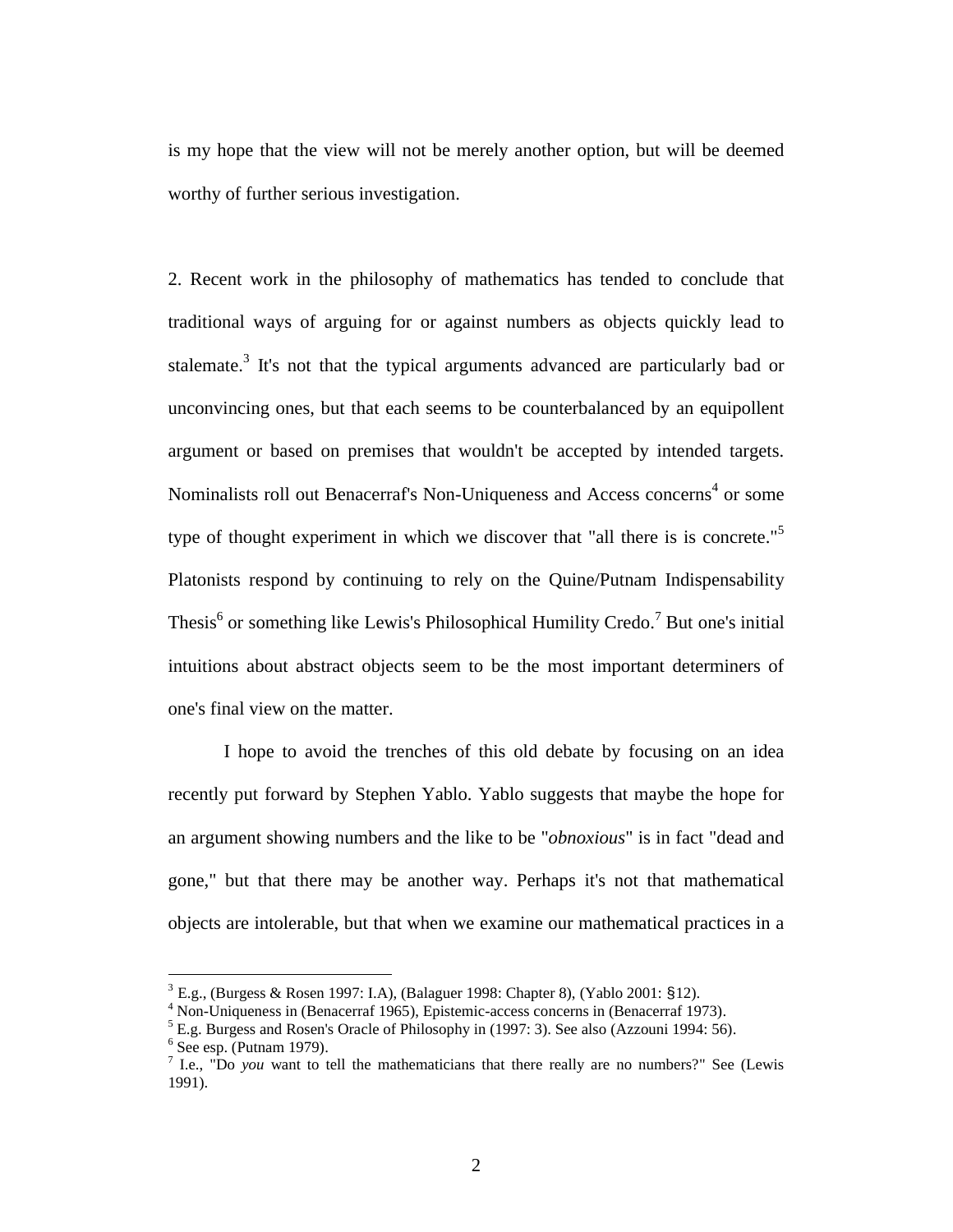is my hope that the view will not be merely another option, but will be deemed worthy of further serious investigation.

2. Recent work in the philosophy of mathematics has tended to conclude that traditional ways of arguing for or against numbers as objects quickly lead to stalemate.[3] It's not that the typical arguments advanced are particularly bad or unconvincing ones, but that each seems to be counterbalanced by an equipollent argument or based on premises that wouldn't be accepted by intended targets. Nominalists roll out Benacerraf's Non-Uniqueness and Access concerns[4] or some type of thought experiment in which we discover that "all there is is concrete."[5] Platonists respond by continuing to rely on the Quine/Putnam Indispensability Thesis[6] or something like Lewis's Philosophical Humility Credo.[7] But one's initial intuitions about abstract objects seem to be the most important determiners of one's final view on the matter.

I hope to avoid the trenches of this old debate by focusing on an idea recently put forward by Stephen Yablo. Yablo suggests that maybe the hope for an argument showing numbers and the like to be "*obnoxious*" is in fact "dead and gone," but that there may be another way. Perhaps it's not that mathematical objects are intolerable, but that when we examine our mathematical practices in a

---

[3] E.g., (Burgess & Rosen 1997: I.A), (Balaguer 1998: Chapter 8), (Yablo 2001: §12).

[4] Non-Uniqueness in (Benacerraf 1965), Epistemic-access concerns in (Benacerraf 1973).

[5] E.g. Burgess and Rosen's Oracle of Philosophy in (1997: 3). See also (Azzouni 1994: 56).

[6] See esp. (Putnam 1979).

[7] I.e., "Do *you* want to tell the mathematicians that there really are no numbers?" See (Lewis 1991).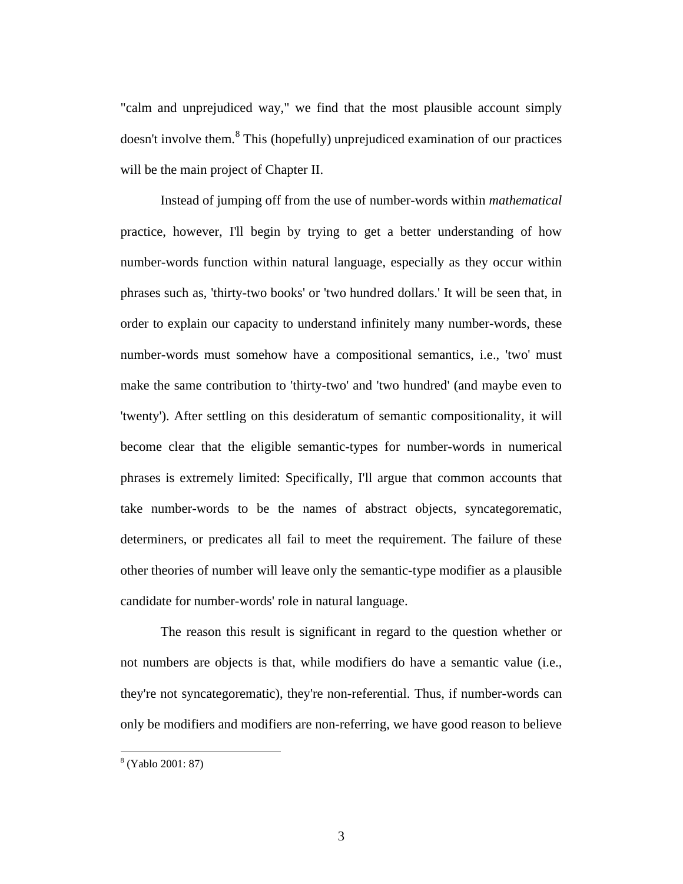"calm and unprejudiced way," we find that the most plausible account simply doesn't involve them.[8] This (hopefully) unprejudiced examination of our practices will be the main project of Chapter II.

Instead of jumping off from the use of number-words within *mathematical* practice, however, I'll begin by trying to get a better understanding of how number-words function within natural language, especially as they occur within phrases such as, 'thirty-two books' or 'two hundred dollars.' It will be seen that, in order to explain our capacity to understand infinitely many number-words, these number-words must somehow have a compositional semantics, i.e., 'two' must make the same contribution to 'thirty-two' and 'two hundred' (and maybe even to 'twenty'). After settling on this desideratum of semantic compositionality, it will become clear that the eligible semantic-types for number-words in numerical phrases is extremely limited: Specifically, I'll argue that common accounts that take number-words to be the names of abstract objects, syncategorematic, determiners, or predicates all fail to meet the requirement. The failure of these other theories of number will leave only the semantic-type modifier as a plausible candidate for number-words' role in natural language.

The reason this result is significant in regard to the question whether or not numbers are objects is that, while modifiers do have a semantic value (i.e., they're not syncategorematic), they're non-referential. Thus, if number-words can only be modifiers and modifiers are non-referring, we have good reason to believe

---

[8] (Yablo 2001: 87)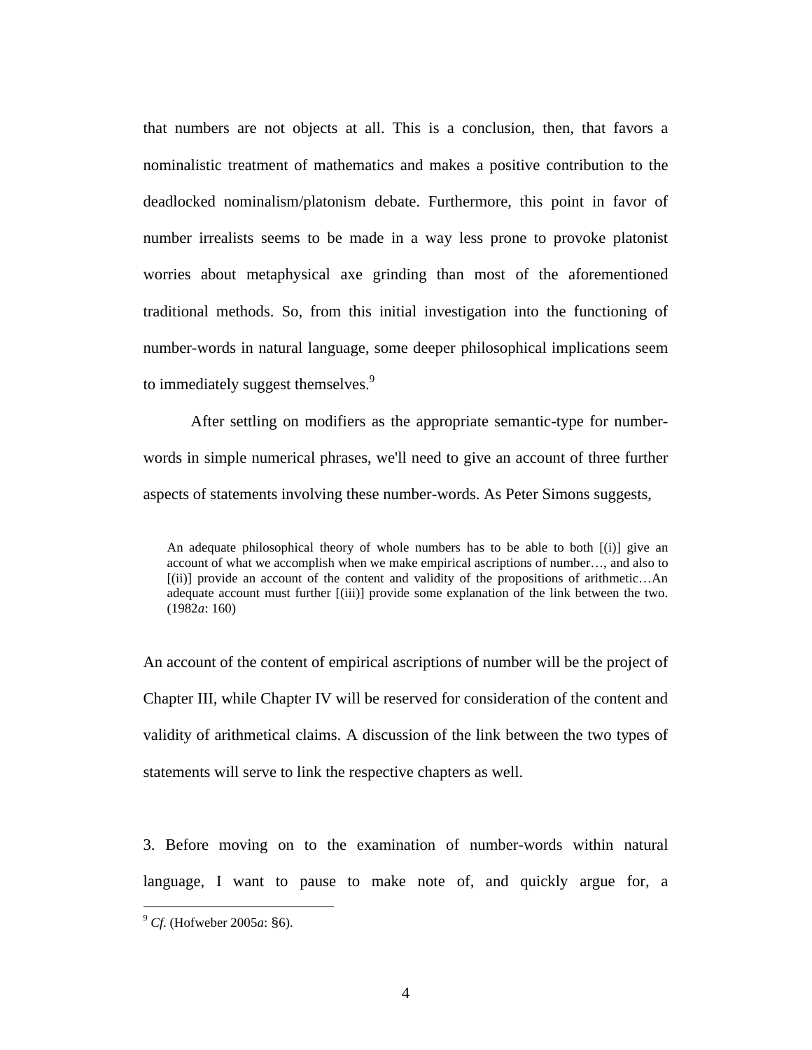that numbers are not objects at all. This is a conclusion, then, that favors a nominalistic treatment of mathematics and makes a positive contribution to the deadlocked nominalism/platonism debate. Furthermore, this point in favor of number irrealists seems to be made in a way less prone to provoke platonist worries about metaphysical axe grinding than most of the aforementioned traditional methods. So, from this initial investigation into the functioning of number-words in natural language, some deeper philosophical implications seem to immediately suggest themselves.[9]

After settling on modifiers as the appropriate semantic-type for number-words in simple numerical phrases, we'll need to give an account of three further aspects of statements involving these number-words. As Peter Simons suggests,

> An adequate philosophical theory of whole numbers has to be able to both [(i)] give an account of what we accomplish when we make empirical ascriptions of number…, and also to [(ii)] provide an account of the content and validity of the propositions of arithmetic…An adequate account must further [(iii)] provide some explanation of the link between the two. (1982*a*: 160)

An account of the content of empirical ascriptions of number will be the project of Chapter III, while Chapter IV will be reserved for consideration of the content and validity of arithmetical claims. A discussion of the link between the two types of statements will serve to link the respective chapters as well.

3. Before moving on to the examination of number-words within natural language, I want to pause to make note of, and quickly argue for, a

[9] *Cf.* (Hofweber 2005*a*: §6).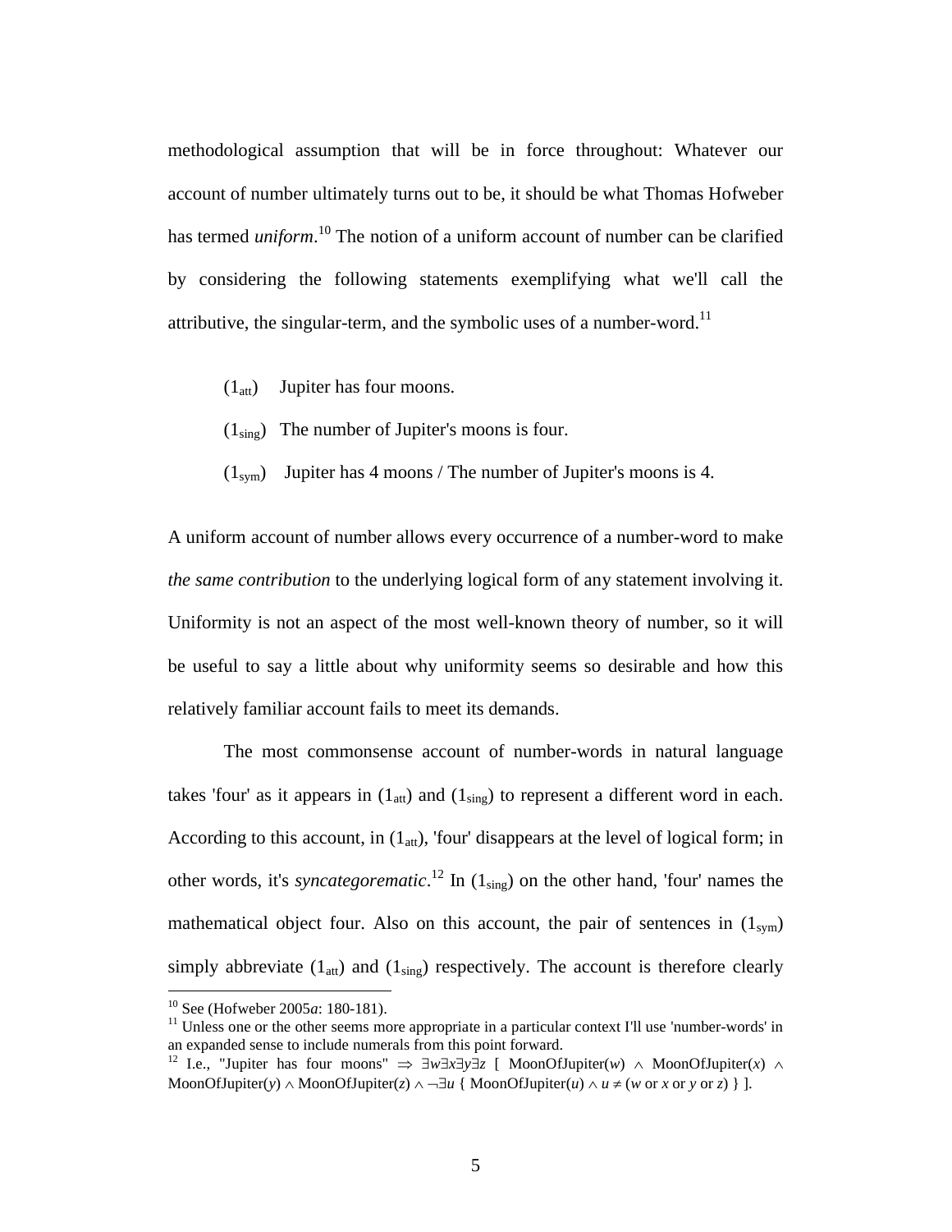methodological assumption that will be in force throughout: Whatever our account of number ultimately turns out to be, it should be what Thomas Hofweber has termed *uniform*.[10] The notion of a uniform account of number can be clarified by considering the following statements exemplifying what we'll call the attributive, the singular-term, and the symbolic uses of a number-word.[11]

($1_{att}$) Jupiter has four moons.

($1_{sing}$) The number of Jupiter's moons is four.

($1_{sym}$) Jupiter has 4 moons / The number of Jupiter's moons is 4.

A uniform account of number allows every occurrence of a number-word to make *the same contribution* to the underlying logical form of any statement involving it. Uniformity is not an aspect of the most well-known theory of number, so it will be useful to say a little about why uniformity seems so desirable and how this relatively familiar account fails to meet its demands.

The most commonsense account of number-words in natural language takes 'four' as it appears in ($1_{att}$) and ($1_{sing}$) to represent a different word in each. According to this account, in ($1_{att}$), 'four' disappears at the level of logical form; in other words, it's *syncategorematic*.[12] In ($1_{sing}$) on the other hand, 'four' names the mathematical object four. Also on this account, the pair of sentences in ($1_{sym}$) simply abbreviate ($1_{att}$) and ($1_{sing}$) respectively. The account is therefore clearly

---

[10] See (Hofweber 2005*a*: 180-181).

[11] Unless one or the other seems more appropriate in a particular context I'll use 'number-words' in an expanded sense to include numerals from this point forward.

[12] I.e., "Jupiter has four moons" $\Rightarrow$ $\exists w \exists x \exists y \exists z$ [ MoonOfJupiter($w$) $\wedge$ MoonOfJupiter($x$) $\wedge$ MoonOfJupiter($y$) $\wedge$ MoonOfJupiter($z$) $\wedge \neg\exists u$ { MoonOfJupiter($u$) $\wedge$ $u \neq$ ($w$ or $x$ or $y$ or $z$) } ].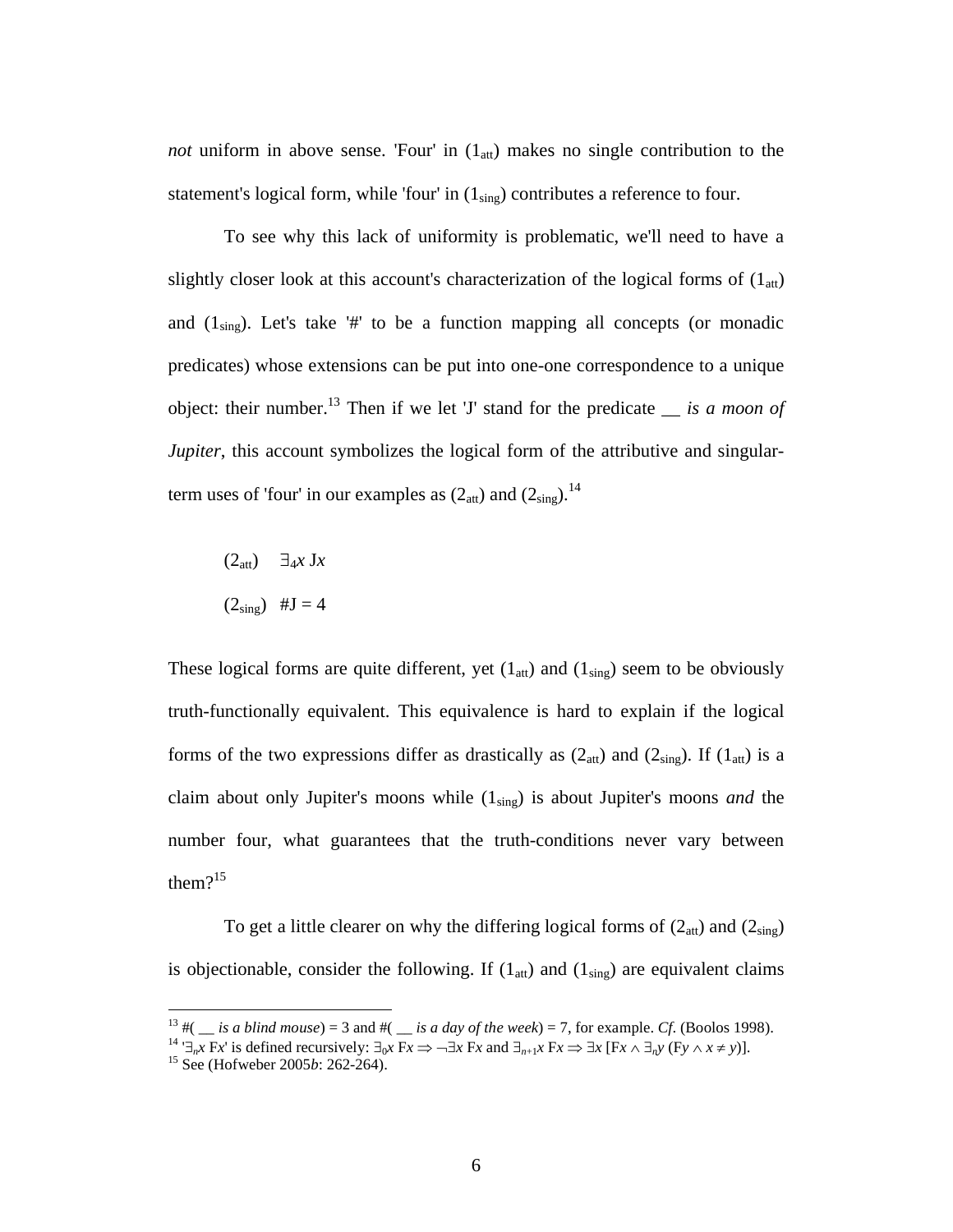*not* uniform in above sense. 'Four' in ($1_{att}$) makes no single contribution to the statement's logical form, while 'four' in ($1_{sing}$) contributes a reference to four.

To see why this lack of uniformity is problematic, we'll need to have a slightly closer look at this account's characterization of the logical forms of ($1_{att}$) and ($1_{sing}$). Let's take '#' to be a function mapping all concepts (or monadic predicates) whose extensions can be put into one-one correspondence to a unique object: their number.[13] Then if we let 'J' stand for the predicate __ *is a moon of Jupiter*, this account symbolizes the logical form of the attributive and singular-term uses of 'four' in our examples as ($2_{att}$) and ($2_{sing}$).[14]

($2_{att}$) $\exists_4 x\ Jx$

($2_{sing}$) $\#J = 4$

These logical forms are quite different, yet ($1_{att}$) and ($1_{sing}$) seem to be obviously truth-functionally equivalent. This equivalence is hard to explain if the logical forms of the two expressions differ as drastically as ($2_{att}$) and ($2_{sing}$). If ($1_{att}$) is a claim about only Jupiter's moons while ($1_{sing}$) is about Jupiter's moons *and* the number four, what guarantees that the truth-conditions never vary between them?[15]

To get a little clearer on why the differing logical forms of ($2_{att}$) and ($2_{sing}$) is objectionable, consider the following. If ($1_{att}$) and ($1_{sing}$) are equivalent claims

---

[13] #( __ *is a blind mouse*) = 3 and #( __ *is a day of the week*) = 7, for example. *Cf*. (Boolos 1998).

[14] '$\exists_n x\ Fx$' is defined recursively: $\exists_0 x\ Fx \Rightarrow \neg\exists x\ Fx$ and $\exists_{n+1} x\ Fx \Rightarrow \exists x\ [Fx \wedge \exists_n y\ (Fy \wedge x \neq y)]$.

[15] See (Hofweber 2005*b*: 262-264).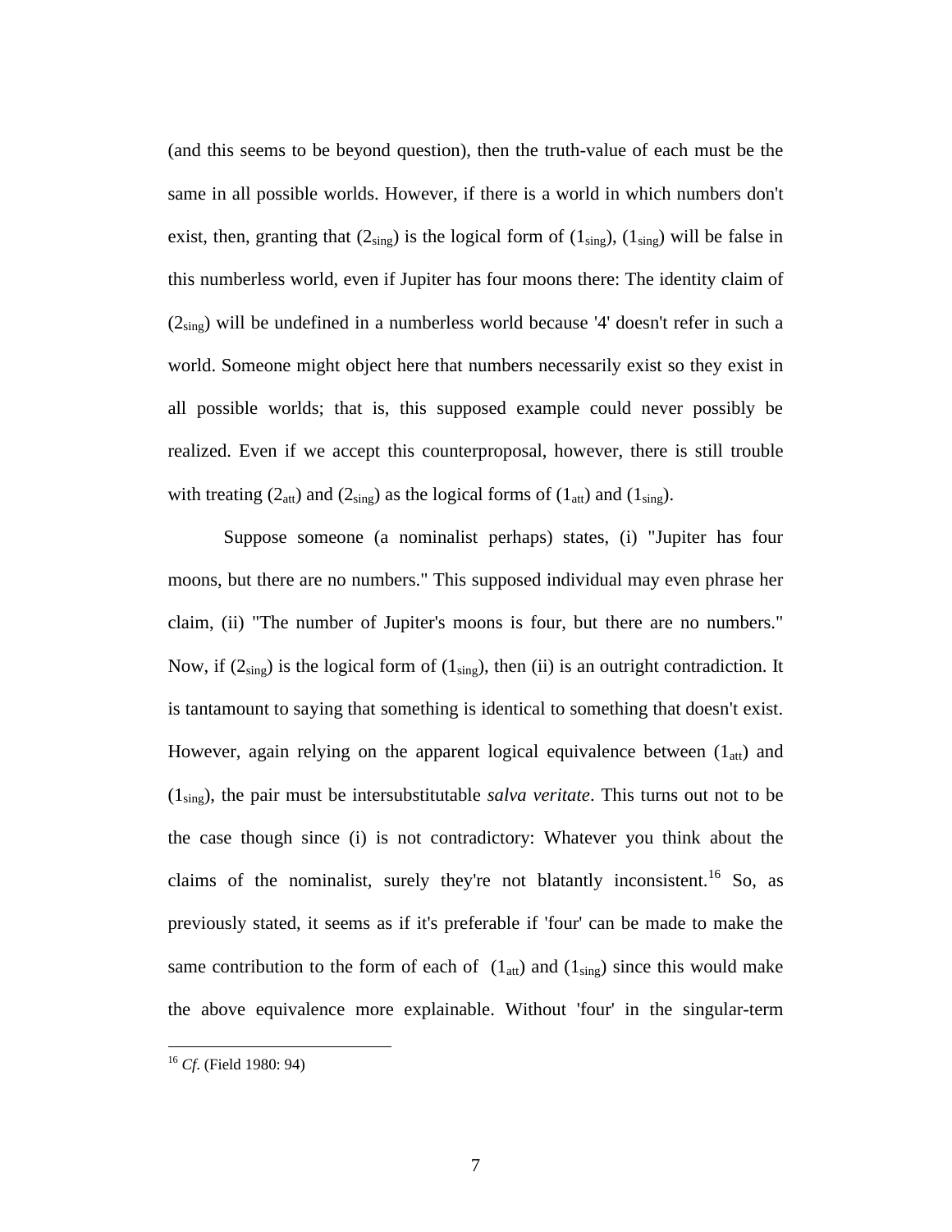(and this seems to be beyond question), then the truth-value of each must be the same in all possible worlds. However, if there is a world in which numbers don't exist, then, granting that ($2_{sing}$) is the logical form of ($1_{sing}$), ($1_{sing}$) will be false in this numberless world, even if Jupiter has four moons there: The identity claim of ($2_{sing}$) will be undefined in a numberless world because '4' doesn't refer in such a world. Someone might object here that numbers necessarily exist so they exist in all possible worlds; that is, this supposed example could never possibly be realized. Even if we accept this counterproposal, however, there is still trouble with treating ($2_{att}$) and ($2_{sing}$) as the logical forms of ($1_{att}$) and ($1_{sing}$).

Suppose someone (a nominalist perhaps) states, (i) "Jupiter has four moons, but there are no numbers." This supposed individual may even phrase her claim, (ii) "The number of Jupiter's moons is four, but there are no numbers." Now, if ($2_{sing}$) is the logical form of ($1_{sing}$), then (ii) is an outright contradiction. It is tantamount to saying that something is identical to something that doesn't exist. However, again relying on the apparent logical equivalence between ($1_{att}$) and ($1_{sing}$), the pair must be intersubstitutable *salva veritate*. This turns out not to be the case though since (i) is not contradictory: Whatever you think about the claims of the nominalist, surely they're not blatantly inconsistent.[16] So, as previously stated, it seems as if it's preferable if 'four' can be made to make the same contribution to the form of each of ($1_{att}$) and ($1_{sing}$) since this would make the above equivalence more explainable. Without 'four' in the singular-term

[16] *Cf.* (Field 1980: 94)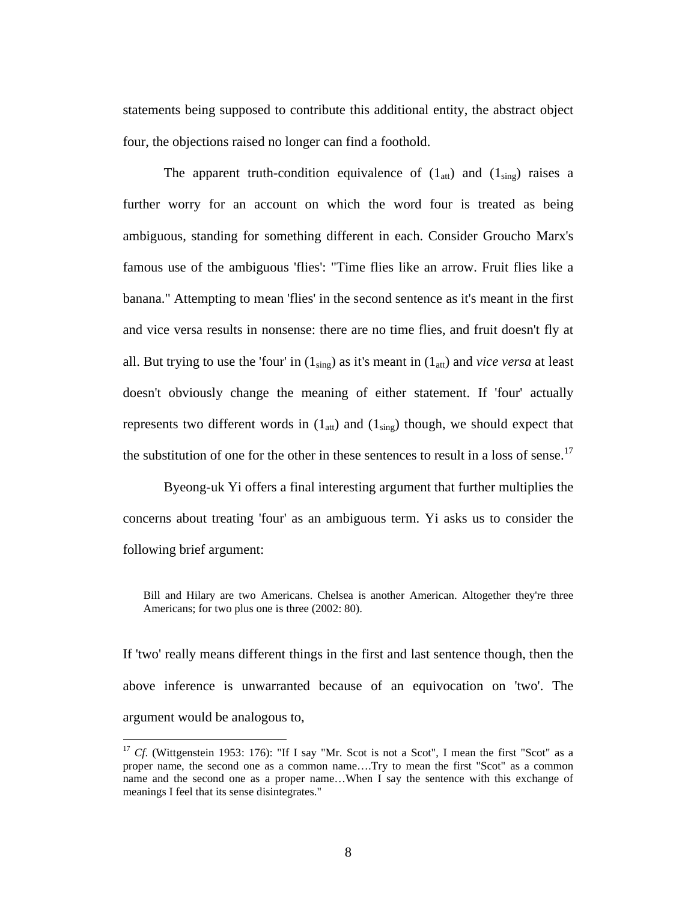statements being supposed to contribute this additional entity, the abstract object four, the objections raised no longer can find a foothold.

The apparent truth-condition equivalence of ($1_{att}$) and ($1_{sing}$) raises a further worry for an account on which the word four is treated as being ambiguous, standing for something different in each. Consider Groucho Marx's famous use of the ambiguous 'flies': "Time flies like an arrow. Fruit flies like a banana." Attempting to mean 'flies' in the second sentence as it's meant in the first and vice versa results in nonsense: there are no time flies, and fruit doesn't fly at all. But trying to use the 'four' in ($1_{sing}$) as it's meant in ($1_{att}$) and *vice versa* at least doesn't obviously change the meaning of either statement. If 'four' actually represents two different words in ($1_{att}$) and ($1_{sing}$) though, we should expect that the substitution of one for the other in these sentences to result in a loss of sense.[17]

Byeong-uk Yi offers a final interesting argument that further multiplies the concerns about treating 'four' as an ambiguous term. Yi asks us to consider the following brief argument:

> Bill and Hilary are two Americans. Chelsea is another American. Altogether they're three Americans; for two plus one is three (2002: 80).

If 'two' really means different things in the first and last sentence though, then the above inference is unwarranted because of an equivocation on 'two'. The argument would be analogous to,

---

[17] *Cf.* (Wittgenstein 1953: 176): "If I say "Mr. Scot is not a Scot", I mean the first "Scot" as a proper name, the second one as a common name….Try to mean the first "Scot" as a common name and the second one as a proper name…When I say the sentence with this exchange of meanings I feel that its sense disintegrates."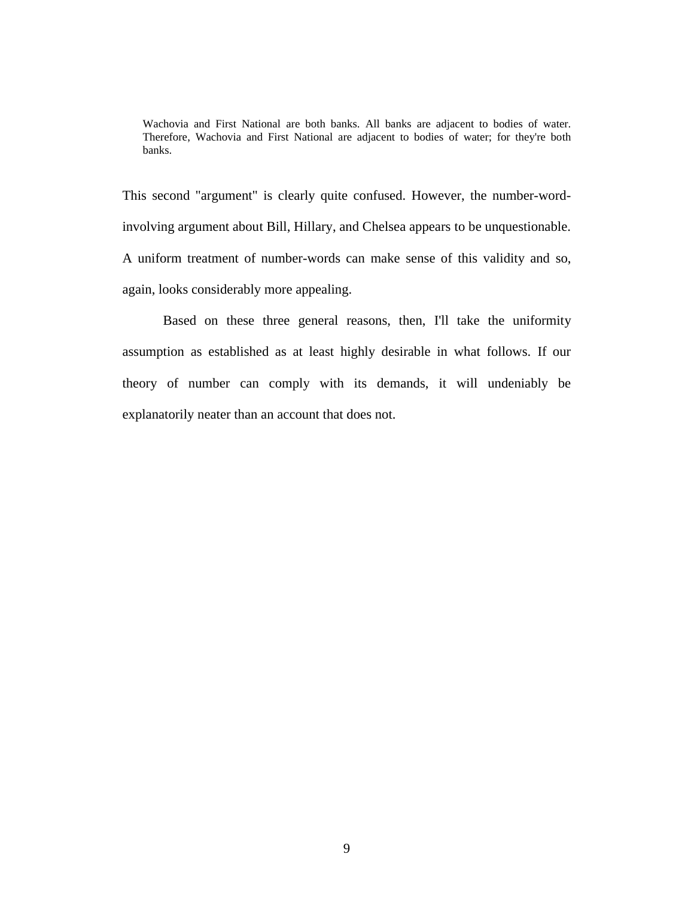> Wachovia and First National are both banks. All banks are adjacent to bodies of water. Therefore, Wachovia and First National are adjacent to bodies of water; for they're both banks.

This second "argument" is clearly quite confused. However, the number-word-involving argument about Bill, Hillary, and Chelsea appears to be unquestionable. A uniform treatment of number-words can make sense of this validity and so, again, looks considerably more appealing.

Based on these three general reasons, then, I'll take the uniformity assumption as established as at least highly desirable in what follows. If our theory of number can comply with its demands, it will undeniably be explanatorily neater than an account that does not.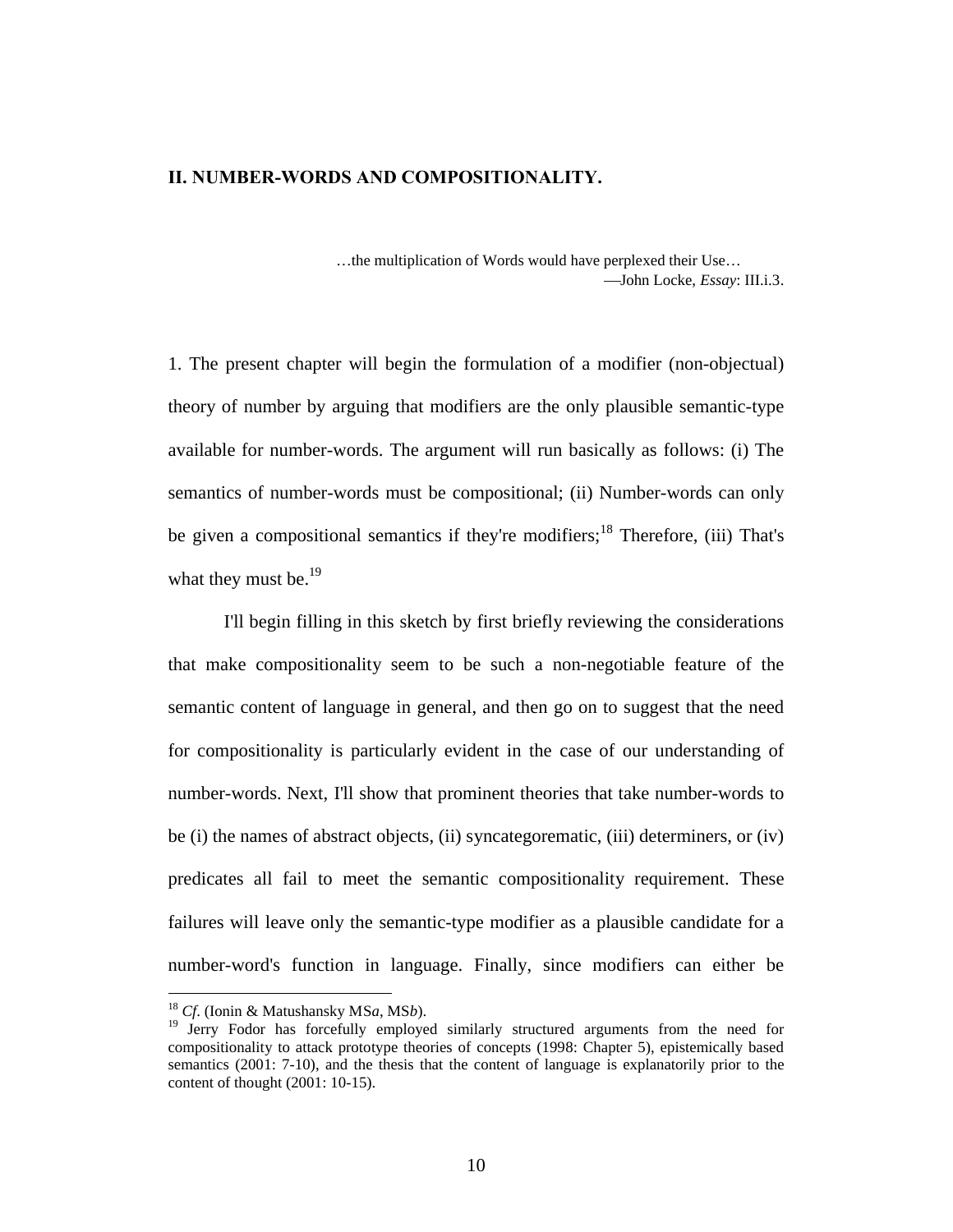## II. NUMBER-WORDS AND COMPOSITIONALITY.

> …the multiplication of Words would have perplexed their Use…
> —John Locke, *Essay*: III.i.3.

1. The present chapter will begin the formulation of a modifier (non-objectual) theory of number by arguing that modifiers are the only plausible semantic-type available for number-words. The argument will run basically as follows: (i) The semantics of number-words must be compositional; (ii) Number-words can only be given a compositional semantics if they're modifiers;[18] Therefore, (iii) That's what they must be.[19]

I'll begin filling in this sketch by first briefly reviewing the considerations that make compositionality seem to be such a non-negotiable feature of the semantic content of language in general, and then go on to suggest that the need for compositionality is particularly evident in the case of our understanding of number-words. Next, I'll show that prominent theories that take number-words to be (i) the names of abstract objects, (ii) syncategorematic, (iii) determiners, or (iv) predicates all fail to meet the semantic compositionality requirement. These failures will leave only the semantic-type modifier as a plausible candidate for a number-word's function in language. Finally, since modifiers can either be

---

[18] *Cf.* (Ionin & Matushansky MS*a*, MS*b*).

[19] Jerry Fodor has forcefully employed similarly structured arguments from the need for compositionality to attack prototype theories of concepts (1998: Chapter 5), epistemically based semantics (2001: 7-10), and the thesis that the content of language is explanatorily prior to the content of thought (2001: 10-15).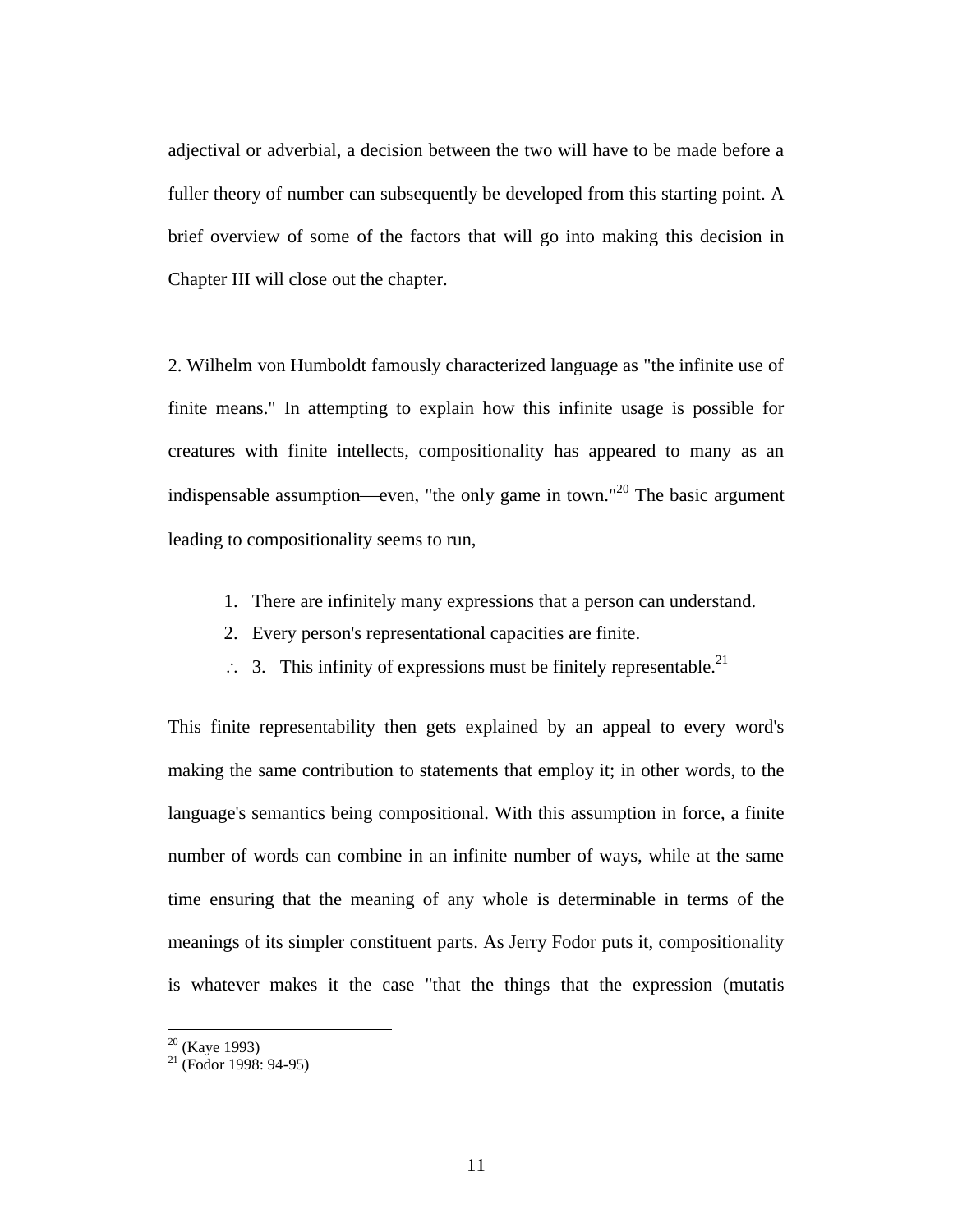adjectival or adverbial, a decision between the two will have to be made before a fuller theory of number can subsequently be developed from this starting point. A brief overview of some of the factors that will go into making this decision in Chapter III will close out the chapter.

2. Wilhelm von Humboldt famously characterized language as "the infinite use of finite means." In attempting to explain how this infinite usage is possible for creatures with finite intellects, compositionality has appeared to many as an indispensable assumption—even, "the only game in town."[20] The basic argument leading to compositionality seems to run,

1. There are infinitely many expressions that a person can understand.
2. Every person's representational capacities are finite.

∴ 3. This infinity of expressions must be finitely representable.[21]

This finite representability then gets explained by an appeal to every word's making the same contribution to statements that employ it; in other words, to the language's semantics being compositional. With this assumption in force, a finite number of words can combine in an infinite number of ways, while at the same time ensuring that the meaning of any whole is determinable in terms of the meanings of its simpler constituent parts. As Jerry Fodor puts it, compositionality is whatever makes it the case "that the things that the expression (mutatis

[20] (Kaye 1993)

[21] (Fodor 1998: 94-95)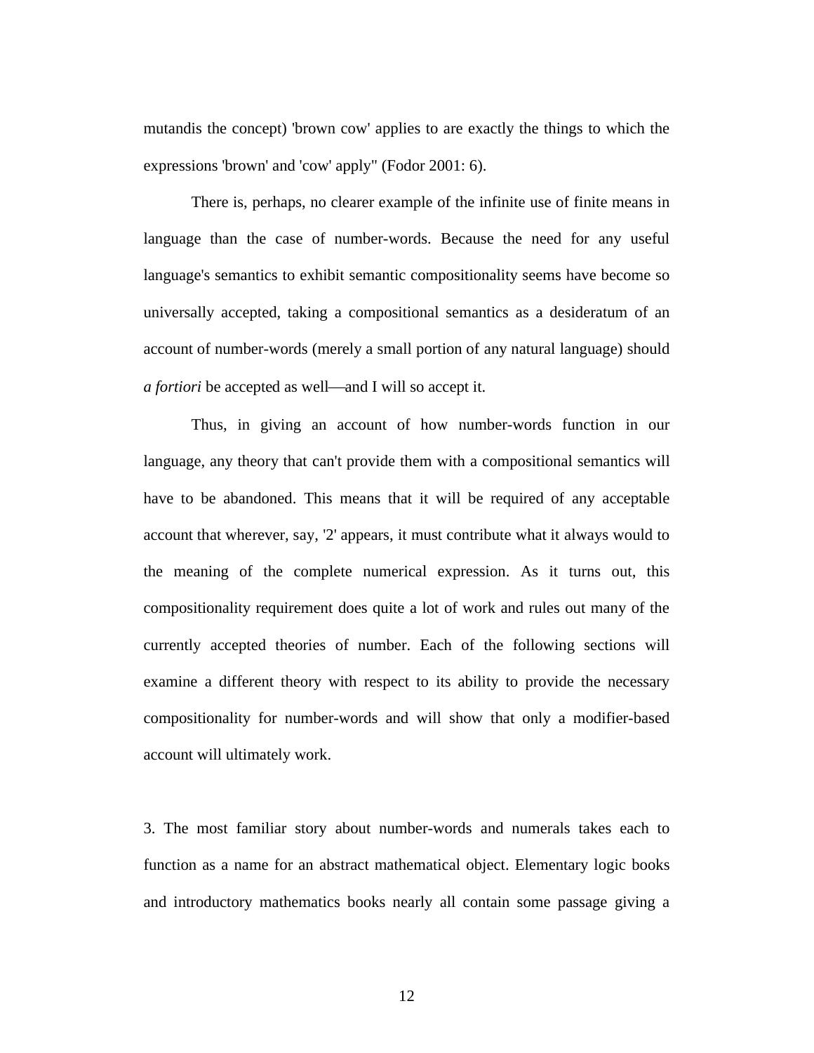mutandis the concept) 'brown cow' applies to are exactly the things to which the expressions 'brown' and 'cow' apply" (Fodor 2001: 6).

There is, perhaps, no clearer example of the infinite use of finite means in language than the case of number-words. Because the need for any useful language's semantics to exhibit semantic compositionality seems have become so universally accepted, taking a compositional semantics as a desideratum of an account of number-words (merely a small portion of any natural language) should *a fortiori* be accepted as well—and I will so accept it.

Thus, in giving an account of how number-words function in our language, any theory that can't provide them with a compositional semantics will have to be abandoned. This means that it will be required of any acceptable account that wherever, say, '2' appears, it must contribute what it always would to the meaning of the complete numerical expression. As it turns out, this compositionality requirement does quite a lot of work and rules out many of the currently accepted theories of number. Each of the following sections will examine a different theory with respect to its ability to provide the necessary compositionality for number-words and will show that only a modifier-based account will ultimately work.

3. The most familiar story about number-words and numerals takes each to function as a name for an abstract mathematical object. Elementary logic books and introductory mathematics books nearly all contain some passage giving a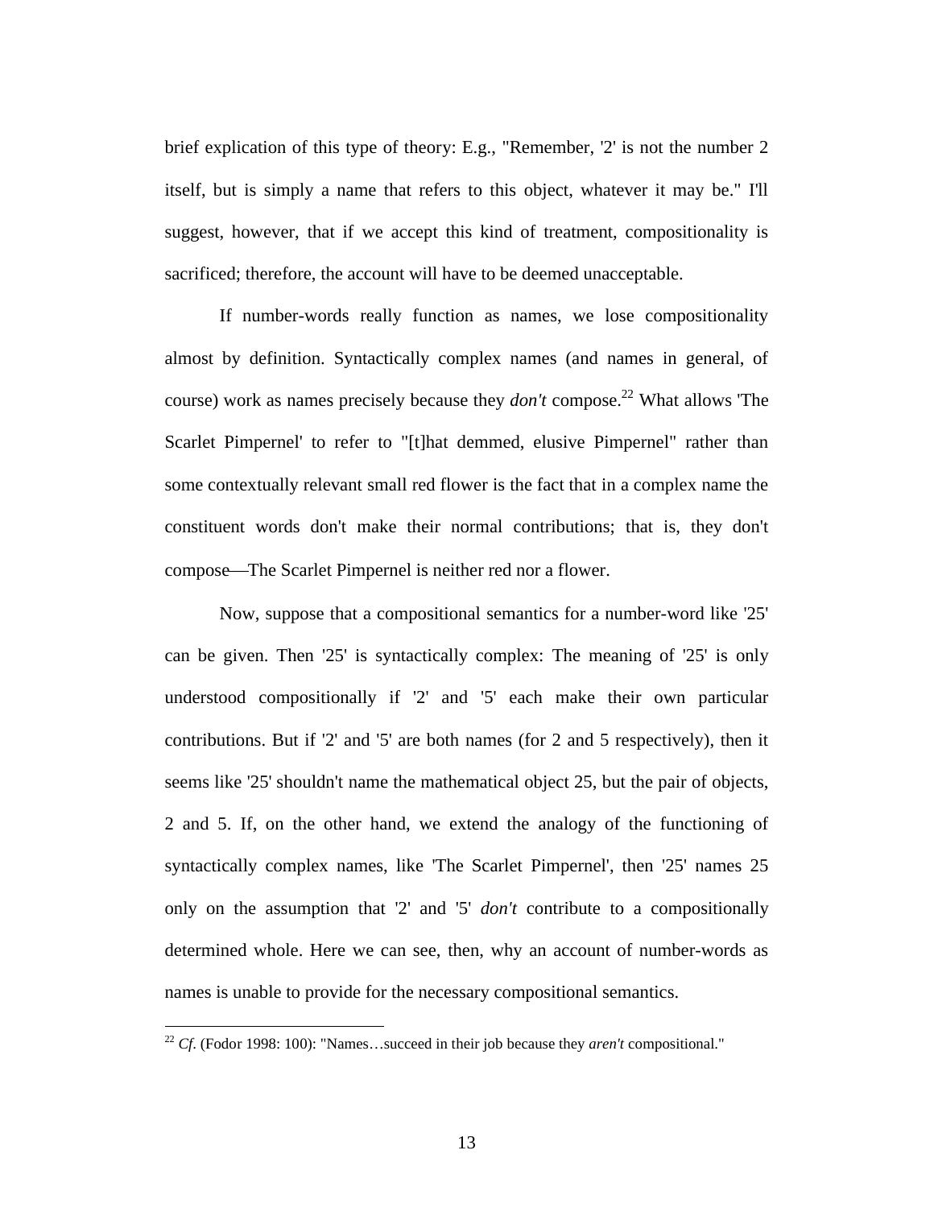brief explication of this type of theory: E.g., "Remember, '2' is not the number 2 itself, but is simply a name that refers to this object, whatever it may be." I'll suggest, however, that if we accept this kind of treatment, compositionality is sacrificed; therefore, the account will have to be deemed unacceptable.

If number-words really function as names, we lose compositionality almost by definition. Syntactically complex names (and names in general, of course) work as names precisely because they *don't* compose.[22] What allows 'The Scarlet Pimpernel' to refer to "[t]hat demmed, elusive Pimpernel" rather than some contextually relevant small red flower is the fact that in a complex name the constituent words don't make their normal contributions; that is, they don't compose—The Scarlet Pimpernel is neither red nor a flower.

Now, suppose that a compositional semantics for a number-word like '25' can be given. Then '25' is syntactically complex: The meaning of '25' is only understood compositionally if '2' and '5' each make their own particular contributions. But if '2' and '5' are both names (for 2 and 5 respectively), then it seems like '25' shouldn't name the mathematical object 25, but the pair of objects, 2 and 5. If, on the other hand, we extend the analogy of the functioning of syntactically complex names, like 'The Scarlet Pimpernel', then '25' names 25 only on the assumption that '2' and '5' *don't* contribute to a compositionally determined whole. Here we can see, then, why an account of number-words as names is unable to provide for the necessary compositional semantics.

---

[22] *Cf.* (Fodor 1998: 100): "Names…succeed in their job because they *aren't* compositional."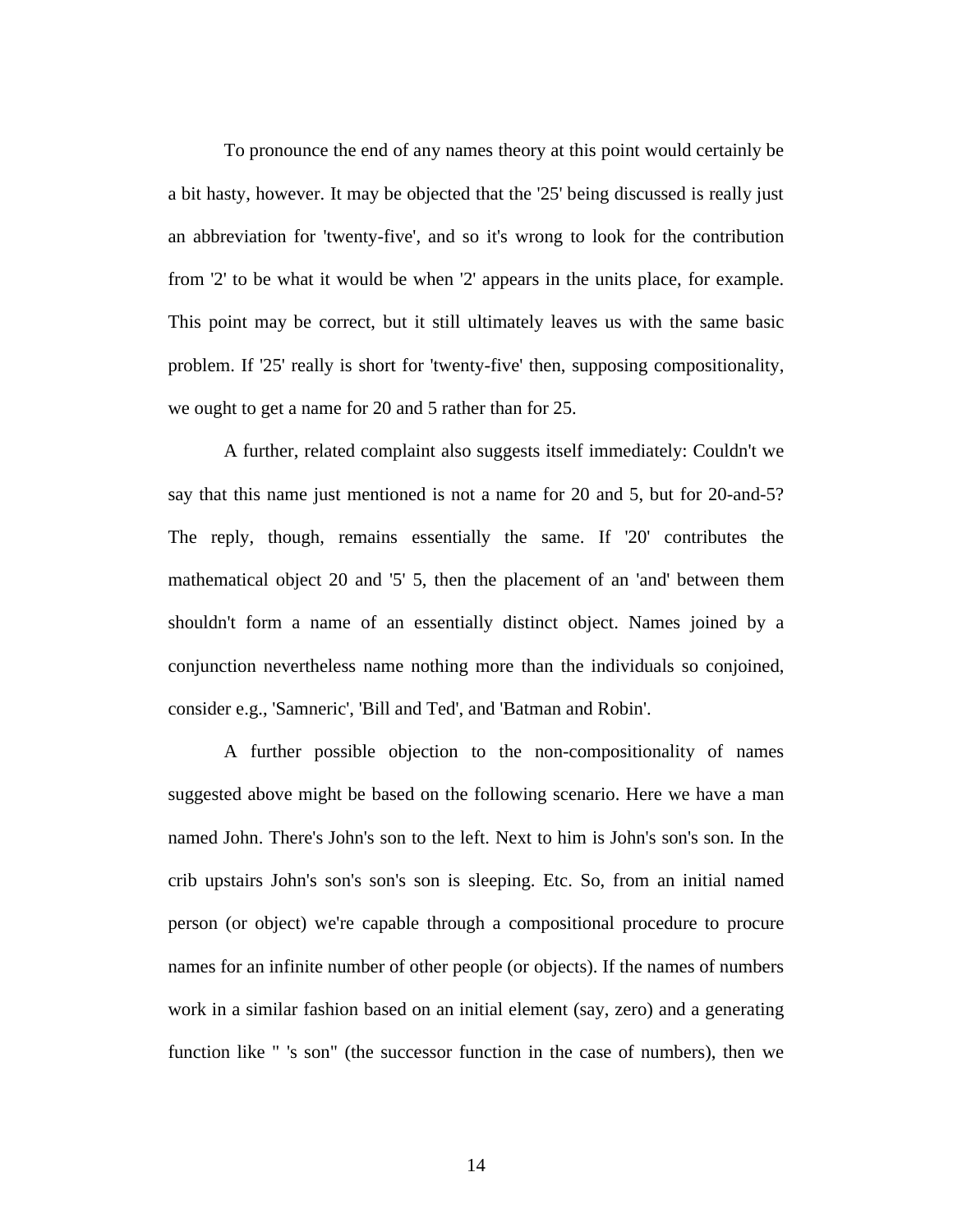To pronounce the end of any names theory at this point would certainly be a bit hasty, however. It may be objected that the '25' being discussed is really just an abbreviation for 'twenty-five', and so it's wrong to look for the contribution from '2' to be what it would be when '2' appears in the units place, for example. This point may be correct, but it still ultimately leaves us with the same basic problem. If '25' really is short for 'twenty-five' then, supposing compositionality, we ought to get a name for 20 and 5 rather than for 25.

A further, related complaint also suggests itself immediately: Couldn't we say that this name just mentioned is not a name for 20 and 5, but for 20-and-5? The reply, though, remains essentially the same. If '20' contributes the mathematical object 20 and '5' 5, then the placement of an 'and' between them shouldn't form a name of an essentially distinct object. Names joined by a conjunction nevertheless name nothing more than the individuals so conjoined, consider e.g., 'Samneric', 'Bill and Ted', and 'Batman and Robin'.

A further possible objection to the non-compositionality of names suggested above might be based on the following scenario. Here we have a man named John. There's John's son to the left. Next to him is John's son's son. In the crib upstairs John's son's son's son is sleeping. Etc. So, from an initial named person (or object) we're capable through a compositional procedure to procure names for an infinite number of other people (or objects). If the names of numbers work in a similar fashion based on an initial element (say, zero) and a generating function like " 's son" (the successor function in the case of numbers), then we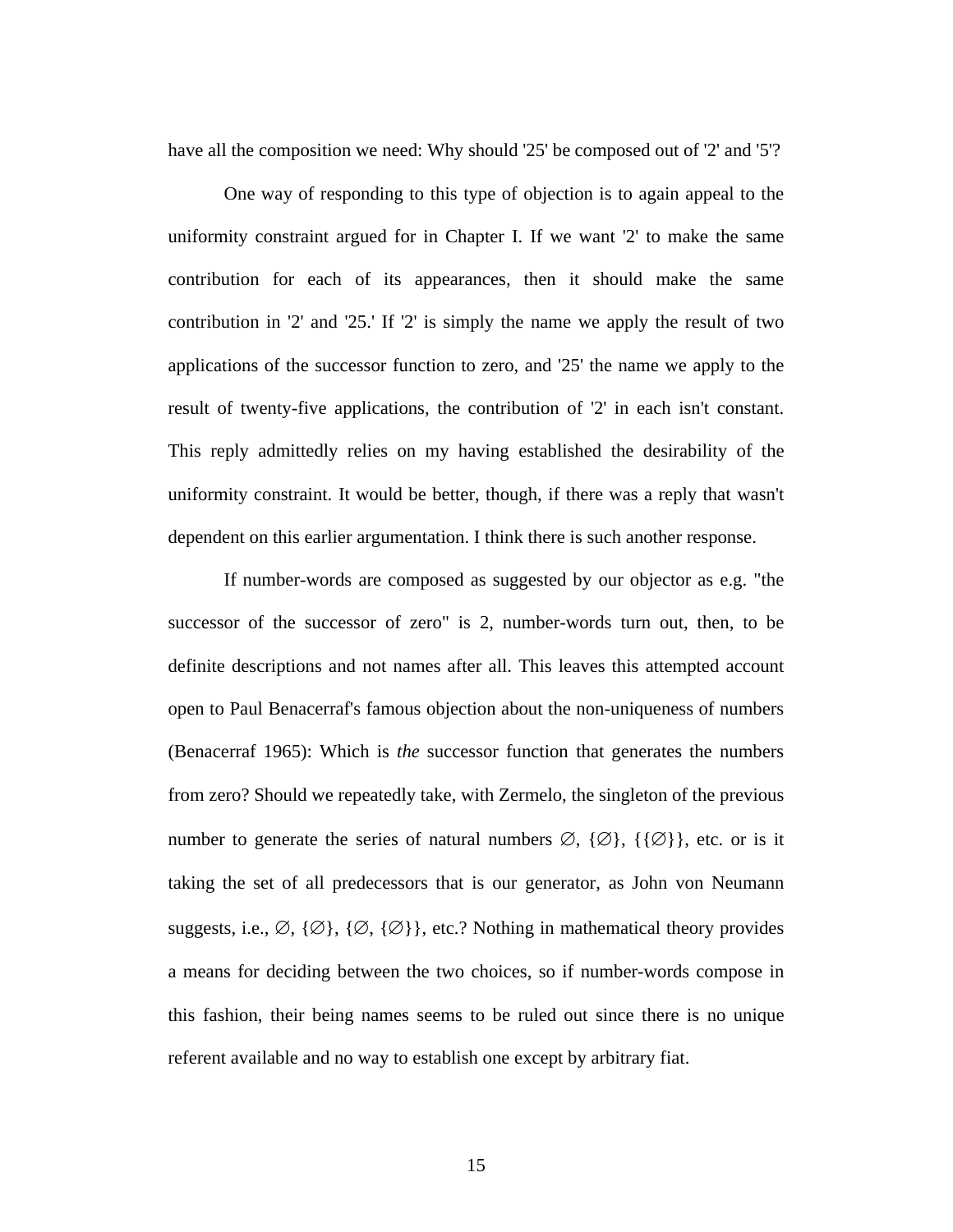have all the composition we need: Why should '25' be composed out of '2' and '5'?

One way of responding to this type of objection is to again appeal to the uniformity constraint argued for in Chapter I. If we want '2' to make the same contribution for each of its appearances, then it should make the same contribution in '2' and '25.' If '2' is simply the name we apply the result of two applications of the successor function to zero, and '25' the name we apply to the result of twenty-five applications, the contribution of '2' in each isn't constant. This reply admittedly relies on my having established the desirability of the uniformity constraint. It would be better, though, if there was a reply that wasn't dependent on this earlier argumentation. I think there is such another response.

If number-words are composed as suggested by our objector as e.g. "the successor of the successor of zero" is 2, number-words turn out, then, to be definite descriptions and not names after all. This leaves this attempted account open to Paul Benacerraf's famous objection about the non-uniqueness of numbers (Benacerraf 1965): Which is *the* successor function that generates the numbers from zero? Should we repeatedly take, with Zermelo, the singleton of the previous number to generate the series of natural numbers $\emptyset$, $\{\emptyset\}$, $\{\{\emptyset\}\}$, etc. or is it taking the set of all predecessors that is our generator, as John von Neumann suggests, i.e., $\emptyset$, $\{\emptyset\}$, $\{\emptyset, \{\emptyset\}\}$, etc.? Nothing in mathematical theory provides a means for deciding between the two choices, so if number-words compose in this fashion, their being names seems to be ruled out since there is no unique referent available and no way to establish one except by arbitrary fiat.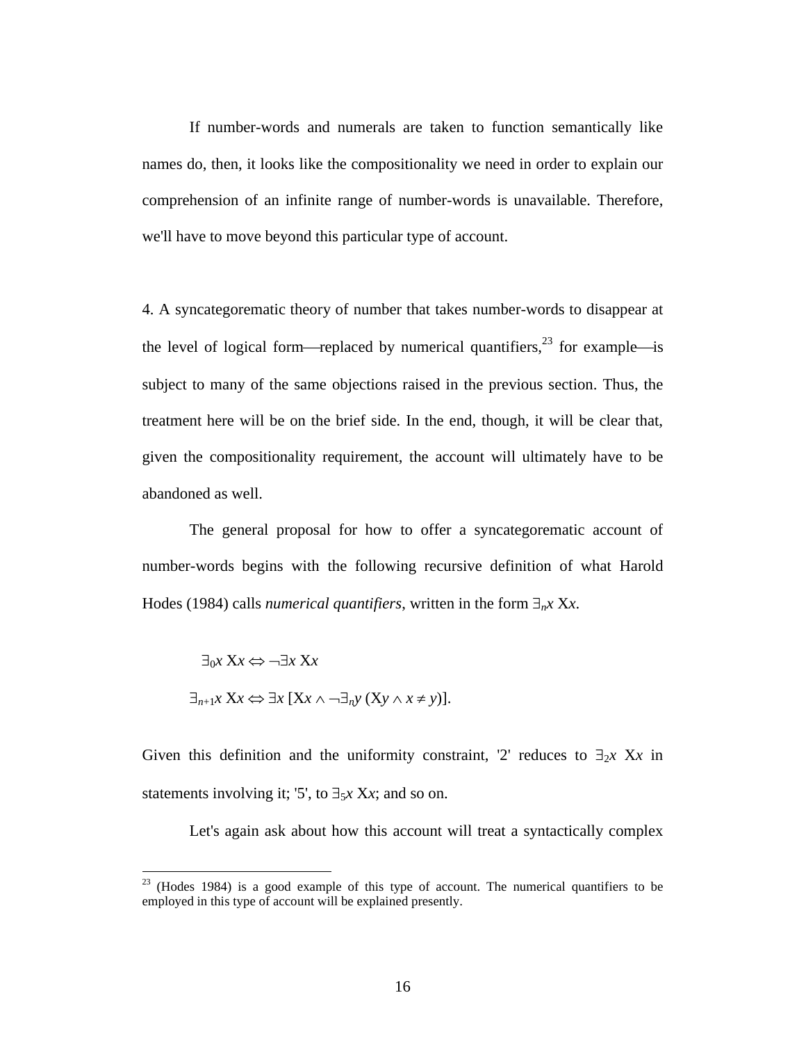If number-words and numerals are taken to function semantically like names do, then, it looks like the compositionality we need in order to explain our comprehension of an infinite range of number-words is unavailable. Therefore, we'll have to move beyond this particular type of account.

4. A syncategorematic theory of number that takes number-words to disappear at the level of logical form—replaced by numerical quantifiers,[23] for example—is subject to many of the same objections raised in the previous section. Thus, the treatment here will be on the brief side. In the end, though, it will be clear that, given the compositionality requirement, the account will ultimately have to be abandoned as well.

The general proposal for how to offer a syncategorematic account of number-words begins with the following recursive definition of what Harold Hodes (1984) calls *numerical quantifiers*, written in the form $\exists_n x \, \mathrm{X}x$.

$$\exists_0 x \, \mathrm{X}x \Leftrightarrow \neg\exists x \, \mathrm{X}x$$

$$\exists_{n+1} x \, \mathrm{X}x \Leftrightarrow \exists x \, [\mathrm{X}x \wedge \neg\exists_n y \, (\mathrm{X}y \wedge x \neq y)].$$

Given this definition and the uniformity constraint, '2' reduces to $\exists_2 x \, \mathrm{X}x$ in statements involving it; '5', to $\exists_5 x \, \mathrm{X}x$; and so on.

Let's again ask about how this account will treat a syntactically complex

[23] (Hodes 1984) is a good example of this type of account. The numerical quantifiers to be employed in this type of account will be explained presently.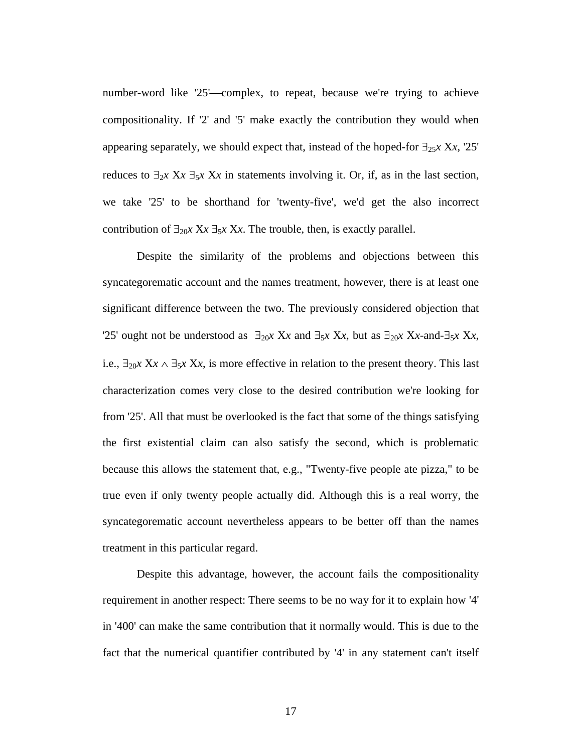number-word like '25'—complex, to repeat, because we're trying to achieve compositionality. If '2' and '5' make exactly the contribution they would when appearing separately, we should expect that, instead of the hoped-for $\exists_{25}x$ X*x*, '25' reduces to $\exists_{2}x$ X*x* $\exists_{5}x$ X*x* in statements involving it. Or, if, as in the last section, we take '25' to be shorthand for 'twenty-five', we'd get the also incorrect contribution of $\exists_{20}x$ X*x* $\exists_{5}x$ X*x*. The trouble, then, is exactly parallel.

Despite the similarity of the problems and objections between this syncategorematic account and the names treatment, however, there is at least one significant difference between the two. The previously considered objection that '25' ought not be understood as $\exists_{20}x$ X*x* and $\exists_{5}x$ X*x*, but as $\exists_{20}x$ X*x*-and-$\exists_{5}x$ X*x*, i.e., $\exists_{20}x$ X*x* $\wedge$ $\exists_{5}x$ X*x*, is more effective in relation to the present theory. This last characterization comes very close to the desired contribution we're looking for from '25'. All that must be overlooked is the fact that some of the things satisfying the first existential claim can also satisfy the second, which is problematic because this allows the statement that, e.g., "Twenty-five people ate pizza," to be true even if only twenty people actually did. Although this is a real worry, the syncategorematic account nevertheless appears to be better off than the names treatment in this particular regard.

Despite this advantage, however, the account fails the compositionality requirement in another respect: There seems to be no way for it to explain how '4' in '400' can make the same contribution that it normally would. This is due to the fact that the numerical quantifier contributed by '4' in any statement can't itself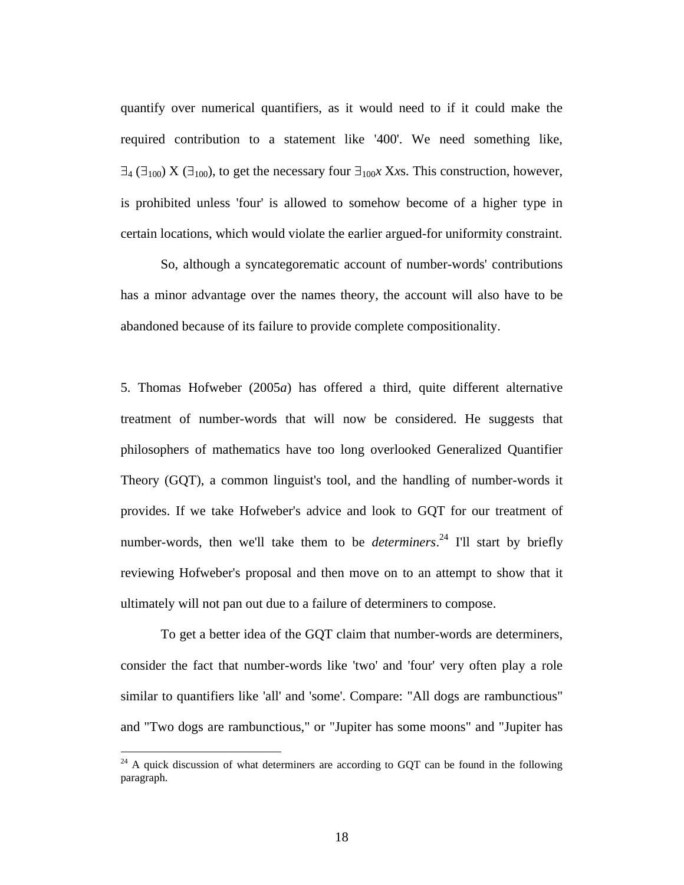quantify over numerical quantifiers, as it would need to if it could make the required contribution to a statement like '400'. We need something like, $\exists_4$ ($\exists_{100}$) X ($\exists_{100}$), to get the necessary four $\exists_{100}x$ X*x*s. This construction, however, is prohibited unless 'four' is allowed to somehow become of a higher type in certain locations, which would violate the earlier argued-for uniformity constraint.

So, although a syncategorematic account of number-words' contributions has a minor advantage over the names theory, the account will also have to be abandoned because of its failure to provide complete compositionality.

5. Thomas Hofweber (2005*a*) has offered a third, quite different alternative treatment of number-words that will now be considered. He suggests that philosophers of mathematics have too long overlooked Generalized Quantifier Theory (GQT), a common linguist's tool, and the handling of number-words it provides. If we take Hofweber's advice and look to GQT for our treatment of number-words, then we'll take them to be *determiners*.[24] I'll start by briefly reviewing Hofweber's proposal and then move on to an attempt to show that it ultimately will not pan out due to a failure of determiners to compose.

To get a better idea of the GQT claim that number-words are determiners, consider the fact that number-words like 'two' and 'four' very often play a role similar to quantifiers like 'all' and 'some'. Compare: "All dogs are rambunctious" and "Two dogs are rambunctious," or "Jupiter has some moons" and "Jupiter has

[24] A quick discussion of what determiners are according to GQT can be found in the following paragraph.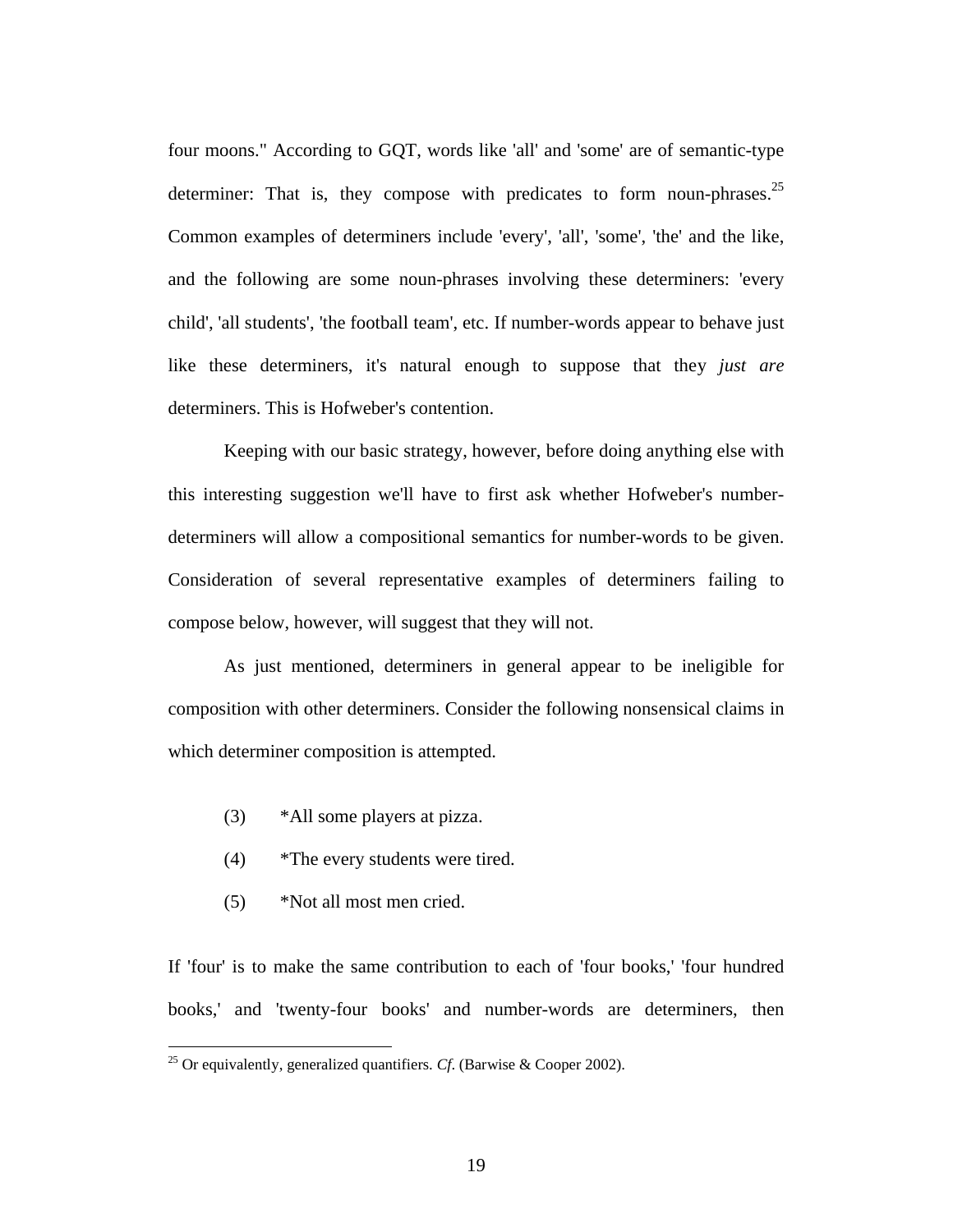four moons." According to GQT, words like 'all' and 'some' are of semantic-type determiner: That is, they compose with predicates to form noun-phrases.[25] Common examples of determiners include 'every', 'all', 'some', 'the' and the like, and the following are some noun-phrases involving these determiners: 'every child', 'all students', 'the football team', etc. If number-words appear to behave just like these determiners, it's natural enough to suppose that they *just are* determiners. This is Hofweber's contention.

Keeping with our basic strategy, however, before doing anything else with this interesting suggestion we'll have to first ask whether Hofweber's number-determiners will allow a compositional semantics for number-words to be given. Consideration of several representative examples of determiners failing to compose below, however, will suggest that they will not.

As just mentioned, determiners in general appear to be ineligible for composition with other determiners. Consider the following nonsensical claims in which determiner composition is attempted.

(3) *All some players at pizza.

(4) *The every students were tired.

(5) *Not all most men cried.

If 'four' is to make the same contribution to each of 'four books,' 'four hundred books,' and 'twenty-four books' and number-words are determiners, then

[25] Or equivalently, generalized quantifiers. *Cf.* (Barwise & Cooper 2002).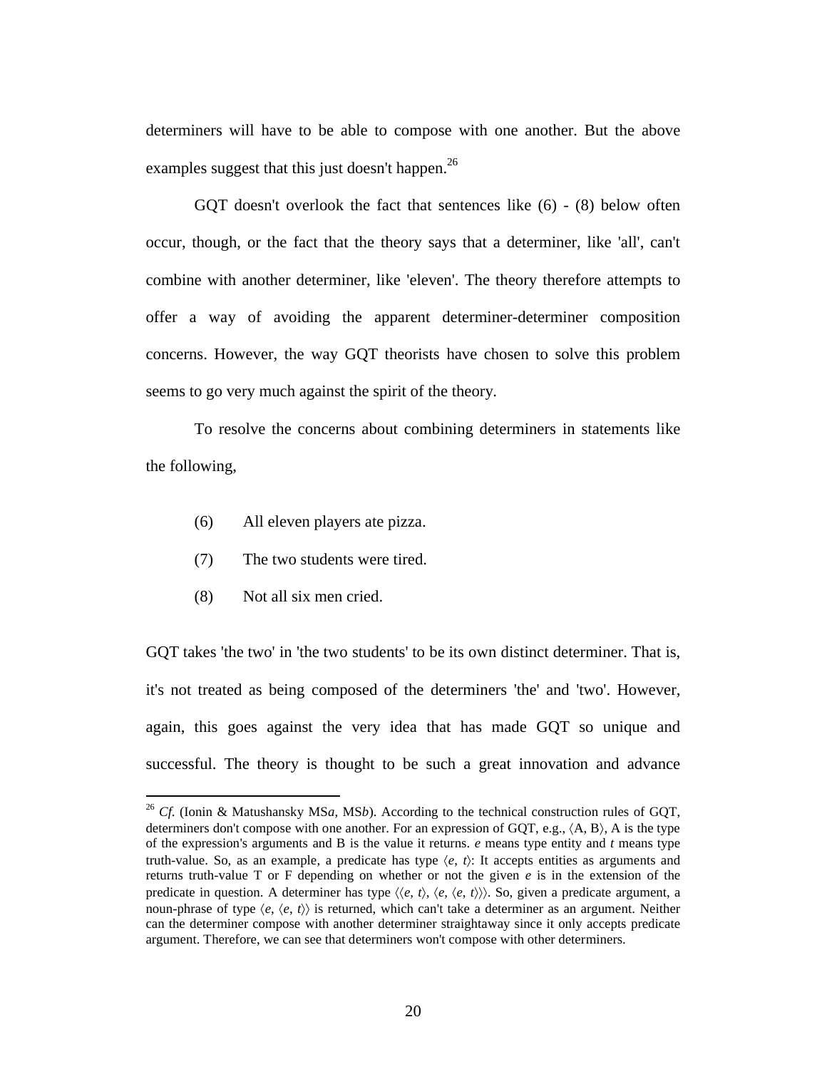determiners will have to be able to compose with one another. But the above examples suggest that this just doesn't happen.[26]

GQT doesn't overlook the fact that sentences like (6) - (8) below often occur, though, or the fact that the theory says that a determiner, like 'all', can't combine with another determiner, like 'eleven'. The theory therefore attempts to offer a way of avoiding the apparent determiner-determiner composition concerns. However, the way GQT theorists have chosen to solve this problem seems to go very much against the spirit of the theory.

To resolve the concerns about combining determiners in statements like the following,

(6) All eleven players ate pizza.

(7) The two students were tired.

(8) Not all six men cried.

GQT takes 'the two' in 'the two students' to be its own distinct determiner. That is, it's not treated as being composed of the determiners 'the' and 'two'. However, again, this goes against the very idea that has made GQT so unique and successful. The theory is thought to be such a great innovation and advance

---

[26] *Cf.* (Ionin & Matushansky MS*a*, MS*b*). According to the technical construction rules of GQT, determiners don't compose with one another. For an expression of GQT, e.g., $\langle A, B \rangle$, A is the type of the expression's arguments and B is the value it returns. *e* means type entity and *t* means type truth-value. So, as an example, a predicate has type $\langle e, t \rangle$: It accepts entities as arguments and returns truth-value T or F depending on whether or not the given *e* is in the extension of the predicate in question. A determiner has type $\langle \langle e, t \rangle, \langle e, \langle e, t \rangle \rangle \rangle$. So, given a predicate argument, a noun-phrase of type $\langle e, \langle e, t \rangle \rangle$ is returned, which can't take a determiner as an argument. Neither can the determiner compose with another determiner straightaway since it only accepts predicate argument. Therefore, we can see that determiners won't compose with other determiners.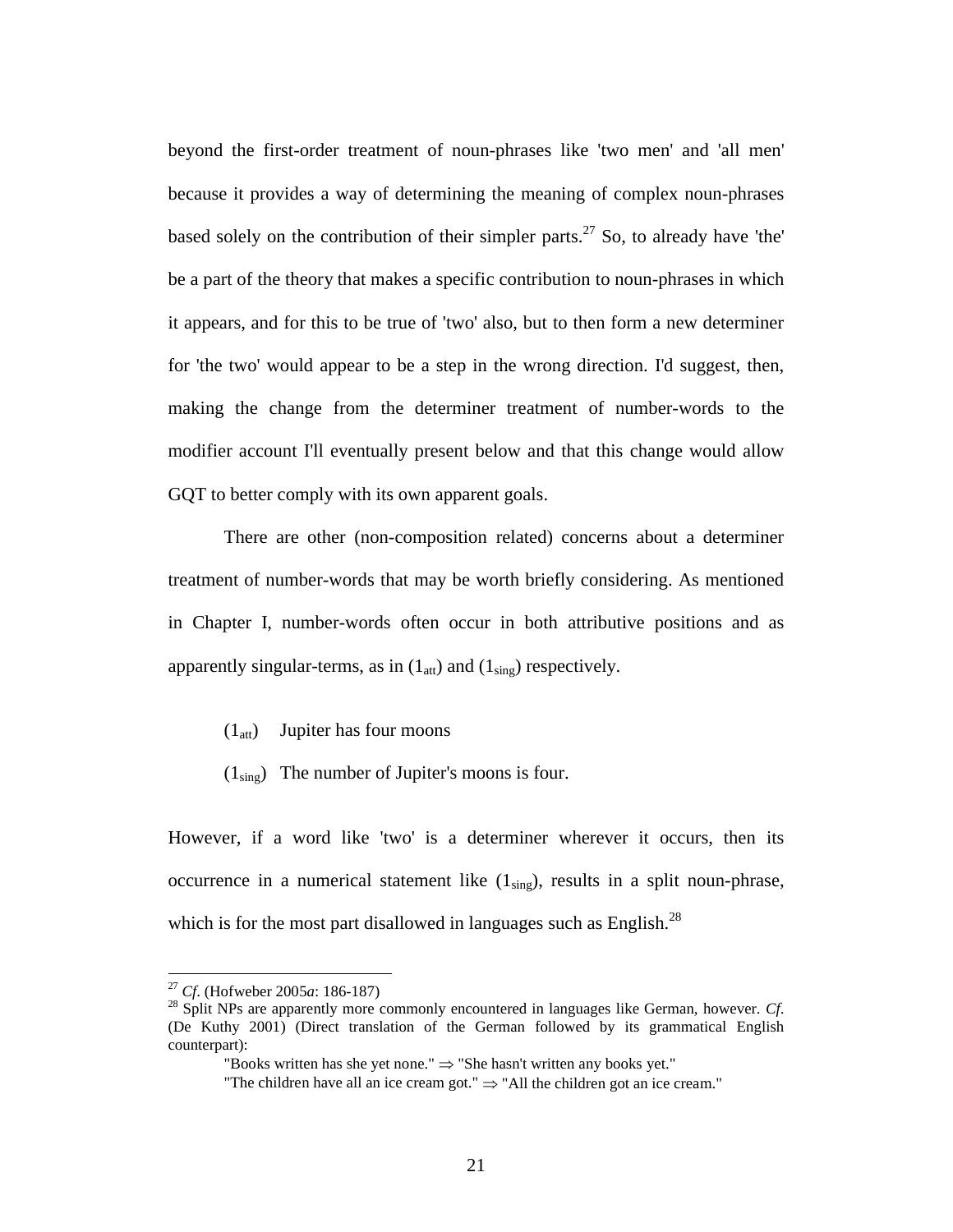beyond the first-order treatment of noun-phrases like 'two men' and 'all men' because it provides a way of determining the meaning of complex noun-phrases based solely on the contribution of their simpler parts.[27] So, to already have 'the' be a part of the theory that makes a specific contribution to noun-phrases in which it appears, and for this to be true of 'two' also, but to then form a new determiner for 'the two' would appear to be a step in the wrong direction. I'd suggest, then, making the change from the determiner treatment of number-words to the modifier account I'll eventually present below and that this change would allow GQT to better comply with its own apparent goals.

There are other (non-composition related) concerns about a determiner treatment of number-words that may be worth briefly considering. As mentioned in Chapter I, number-words often occur in both attributive positions and as apparently singular-terms, as in ($1_{att}$) and ($1_{sing}$) respectively.

($1_{att}$) Jupiter has four moons

($1_{sing}$) The number of Jupiter's moons is four.

However, if a word like 'two' is a determiner wherever it occurs, then its occurrence in a numerical statement like ($1_{sing}$), results in a split noun-phrase, which is for the most part disallowed in languages such as English.[28]

---

[27] *Cf.* (Hofweber 2005*a*: 186-187)

[28] Split NPs are apparently more commonly encountered in languages like German, however. *Cf.* (De Kuthy 2001) (Direct translation of the German followed by its grammatical English counterpart):

"Books written has she yet none." ⇒ "She hasn't written any books yet."

"The children have all an ice cream got." ⇒ "All the children got an ice cream."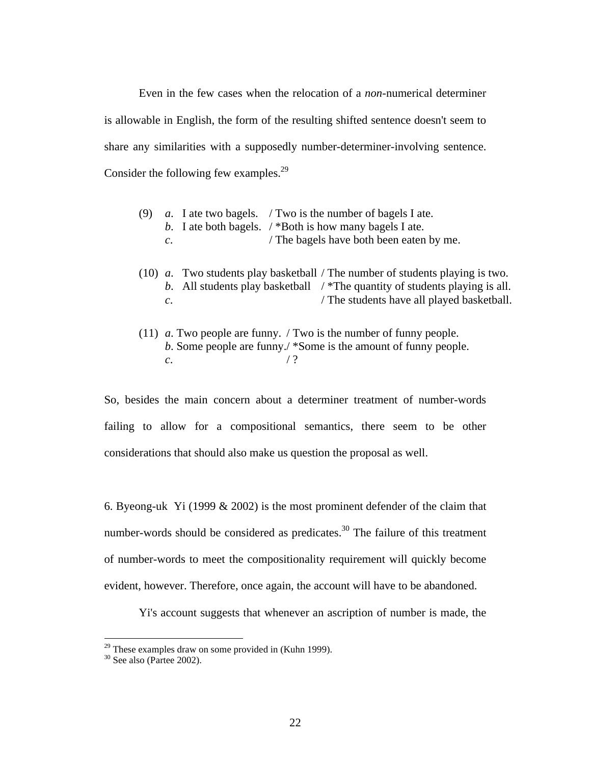Even in the few cases when the relocation of a *non*-numerical determiner is allowable in English, the form of the resulting shifted sentence doesn't seem to share any similarities with a supposedly number-determiner-involving sentence. Consider the following few examples.[29]

(9) *a*. I ate two bagels. / Two is the number of bagels I ate.
*b*. I ate both bagels. / *Both is how many bagels I ate.
*c*. / The bagels have both been eaten by me.

(10) *a*. Two students play basketball / The number of students playing is two.
*b*. All students play basketball / *The quantity of students playing is all.
*c*. / The students have all played basketball.

(11) *a*. Two people are funny. / Two is the number of funny people.
*b*. Some people are funny./ *Some is the amount of funny people.
*c*. / ?

So, besides the main concern about a determiner treatment of number-words failing to allow for a compositional semantics, there seem to be other considerations that should also make us question the proposal as well.

6. Byeong-uk Yi (1999 & 2002) is the most prominent defender of the claim that number-words should be considered as predicates.[30] The failure of this treatment of number-words to meet the compositionality requirement will quickly become evident, however. Therefore, once again, the account will have to be abandoned.

Yi's account suggests that whenever an ascription of number is made, the

---

[29] These examples draw on some provided in (Kuhn 1999).
[30] See also (Partee 2002).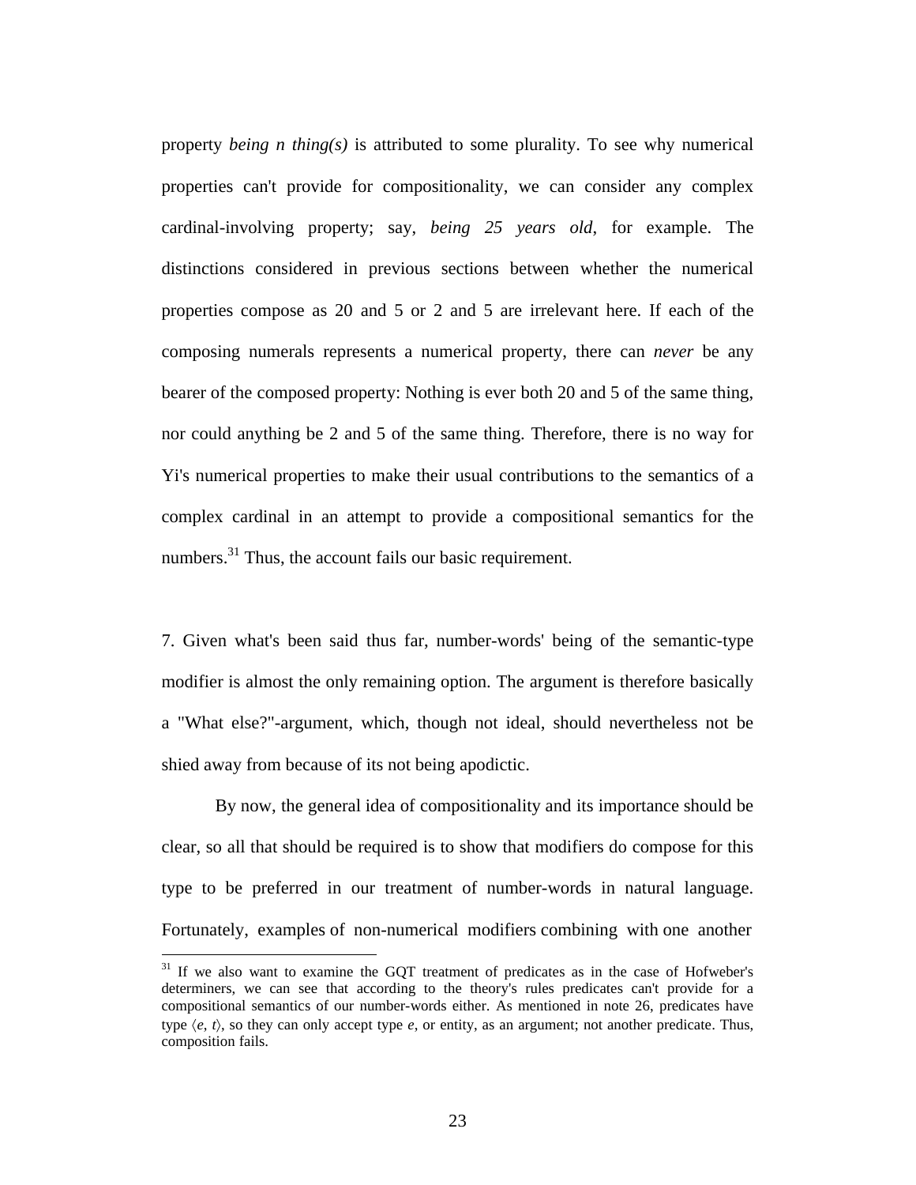property *being n thing(s)* is attributed to some plurality. To see why numerical properties can't provide for compositionality, we can consider any complex cardinal-involving property; say, *being 25 years old*, for example. The distinctions considered in previous sections between whether the numerical properties compose as 20 and 5 or 2 and 5 are irrelevant here. If each of the composing numerals represents a numerical property, there can *never* be any bearer of the composed property: Nothing is ever both 20 and 5 of the same thing, nor could anything be 2 and 5 of the same thing. Therefore, there is no way for Yi's numerical properties to make their usual contributions to the semantics of a complex cardinal in an attempt to provide a compositional semantics for the numbers.[31] Thus, the account fails our basic requirement.

7. Given what's been said thus far, number-words' being of the semantic-type modifier is almost the only remaining option. The argument is therefore basically a "What else?"-argument, which, though not ideal, should nevertheless not be shied away from because of its not being apodictic.

By now, the general idea of compositionality and its importance should be clear, so all that should be required is to show that modifiers do compose for this type to be preferred in our treatment of number-words in natural language. Fortunately, examples of non-numerical modifiers combining with one another

[31] If we also want to examine the GQT treatment of predicates as in the case of Hofweber's determiners, we can see that according to the theory's rules predicates can't provide for a compositional semantics of our number-words either. As mentioned in note 26, predicates have type $\langle e, t\rangle$, so they can only accept type $e$, or entity, as an argument; not another predicate. Thus, composition fails.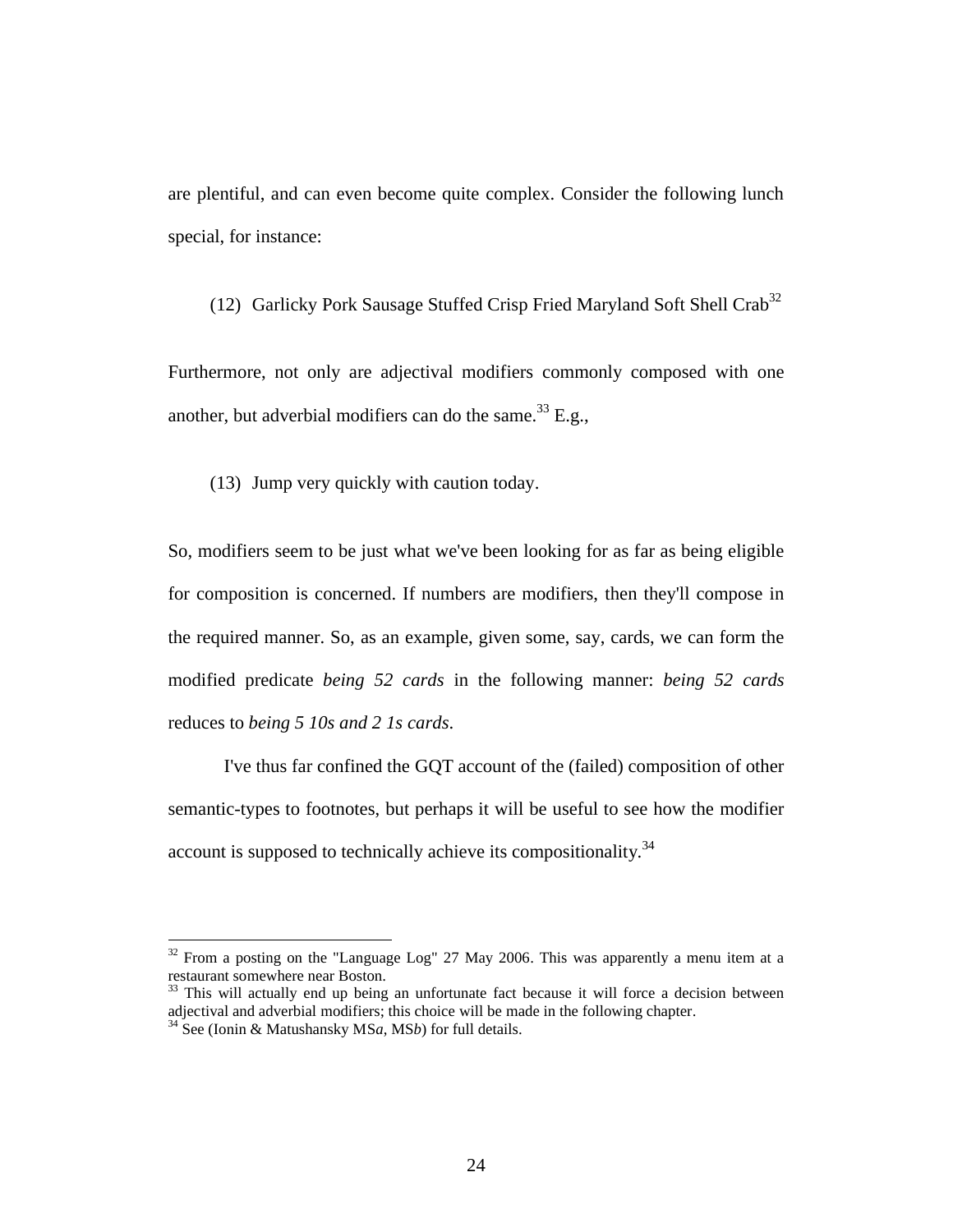are plentiful, and can even become quite complex. Consider the following lunch special, for instance:

(12) Garlicky Pork Sausage Stuffed Crisp Fried Maryland Soft Shell Crab[32]

Furthermore, not only are adjectival modifiers commonly composed with one another, but adverbial modifiers can do the same.[33] E.g.,

(13) Jump very quickly with caution today.

So, modifiers seem to be just what we've been looking for as far as being eligible for composition is concerned. If numbers are modifiers, then they'll compose in the required manner. So, as an example, given some, say, cards, we can form the modified predicate *being 52 cards* in the following manner: *being 52 cards* reduces to *being 5 10s and 2 1s cards*.

I've thus far confined the GQT account of the (failed) composition of other semantic-types to footnotes, but perhaps it will be useful to see how the modifier account is supposed to technically achieve its compositionality.[34]

---

[32] From a posting on the "Language Log" 27 May 2006. This was apparently a menu item at a restaurant somewhere near Boston.

[33] This will actually end up being an unfortunate fact because it will force a decision between adjectival and adverbial modifiers; this choice will be made in the following chapter.

[34] See (Ionin & Matushansky MS*a*, MS*b*) for full details.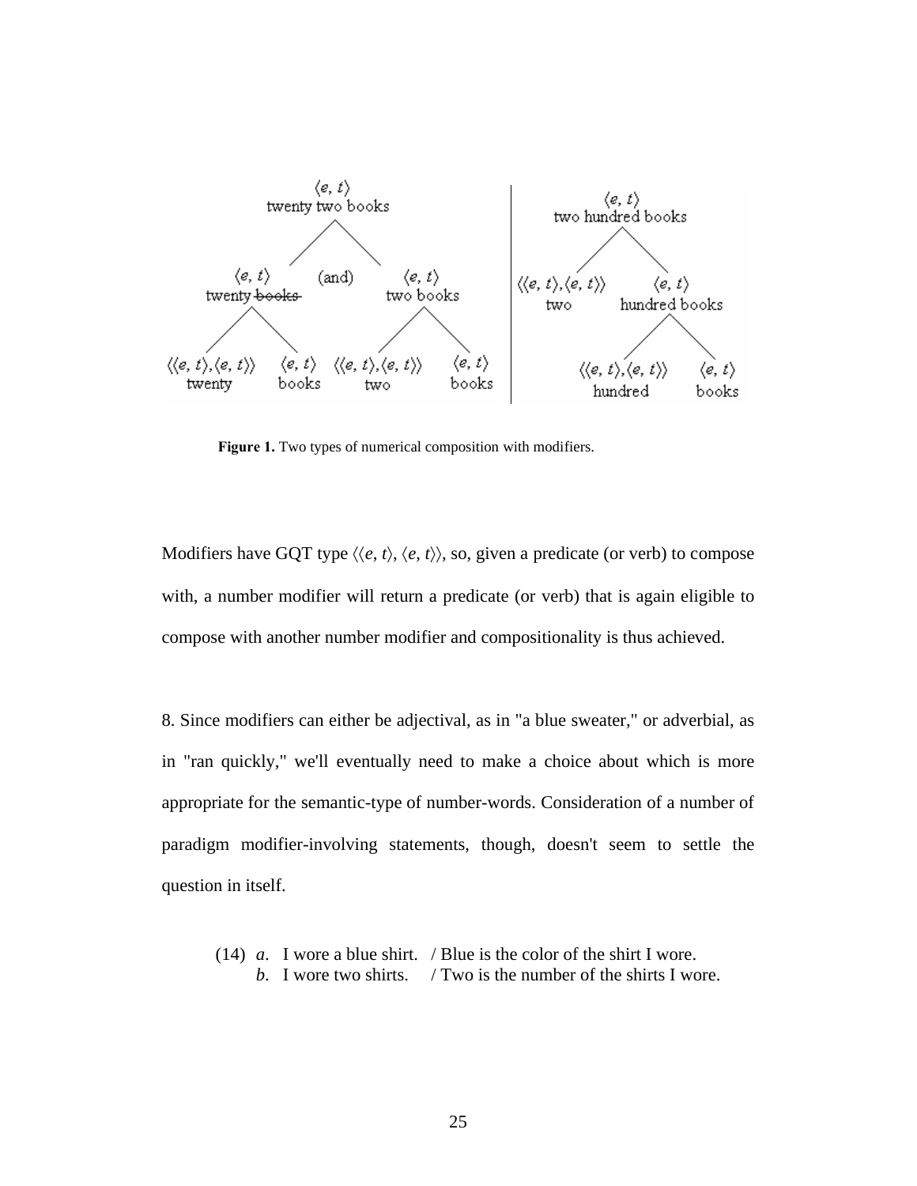**Figure 1.** Two types of numerical composition with modifiers.

Modifiers have GQT type $\langle\langle e, t\rangle, \langle e, t\rangle\rangle$, so, given a predicate (or verb) to compose with, a number modifier will return a predicate (or verb) that is again eligible to compose with another number modifier and compositionality is thus achieved.

8. Since modifiers can either be adjectival, as in "a blue sweater," or adverbial, as in "ran quickly," we'll eventually need to make a choice about which is more appropriate for the semantic-type of number-words. Consideration of a number of paradigm modifier-involving statements, though, doesn't seem to settle the question in itself.

(14) *a*. I wore a blue shirt. / Blue is the color of the shirt I wore.
*b*. I wore two shirts. / Two is the number of the shirts I wore.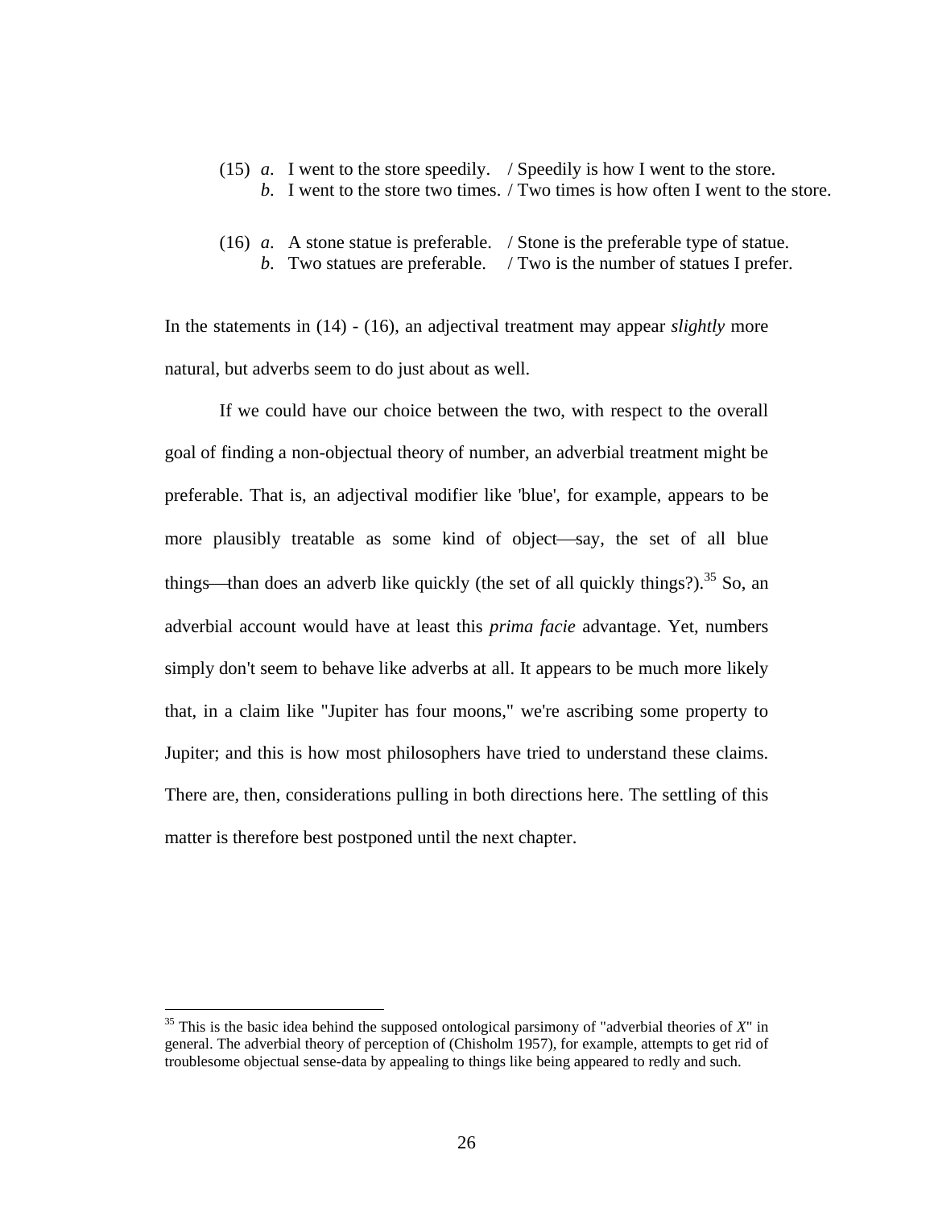(15) *a*. I went to the store speedily. / Speedily is how I went to the store.
*b*. I went to the store two times. / Two times is how often I went to the store.

(16) *a*. A stone statue is preferable. / Stone is the preferable type of statue.
*b*. Two statues are preferable. / Two is the number of statues I prefer.

In the statements in (14) - (16), an adjectival treatment may appear *slightly* more natural, but adverbs seem to do just about as well.

If we could have our choice between the two, with respect to the overall goal of finding a non-objectual theory of number, an adverbial treatment might be preferable. That is, an adjectival modifier like 'blue', for example, appears to be more plausibly treatable as some kind of object—say, the set of all blue things—than does an adverb like quickly (the set of all quickly things?).[35] So, an adverbial account would have at least this *prima facie* advantage. Yet, numbers simply don't seem to behave like adverbs at all. It appears to be much more likely that, in a claim like "Jupiter has four moons," we're ascribing some property to Jupiter; and this is how most philosophers have tried to understand these claims. There are, then, considerations pulling in both directions here. The settling of this matter is therefore best postponed until the next chapter.

---

[35] This is the basic idea behind the supposed ontological parsimony of "adverbial theories of *X*" in general. The adverbial theory of perception of (Chisholm 1957), for example, attempts to get rid of troublesome objectual sense-data by appealing to things like being appeared to redly and such.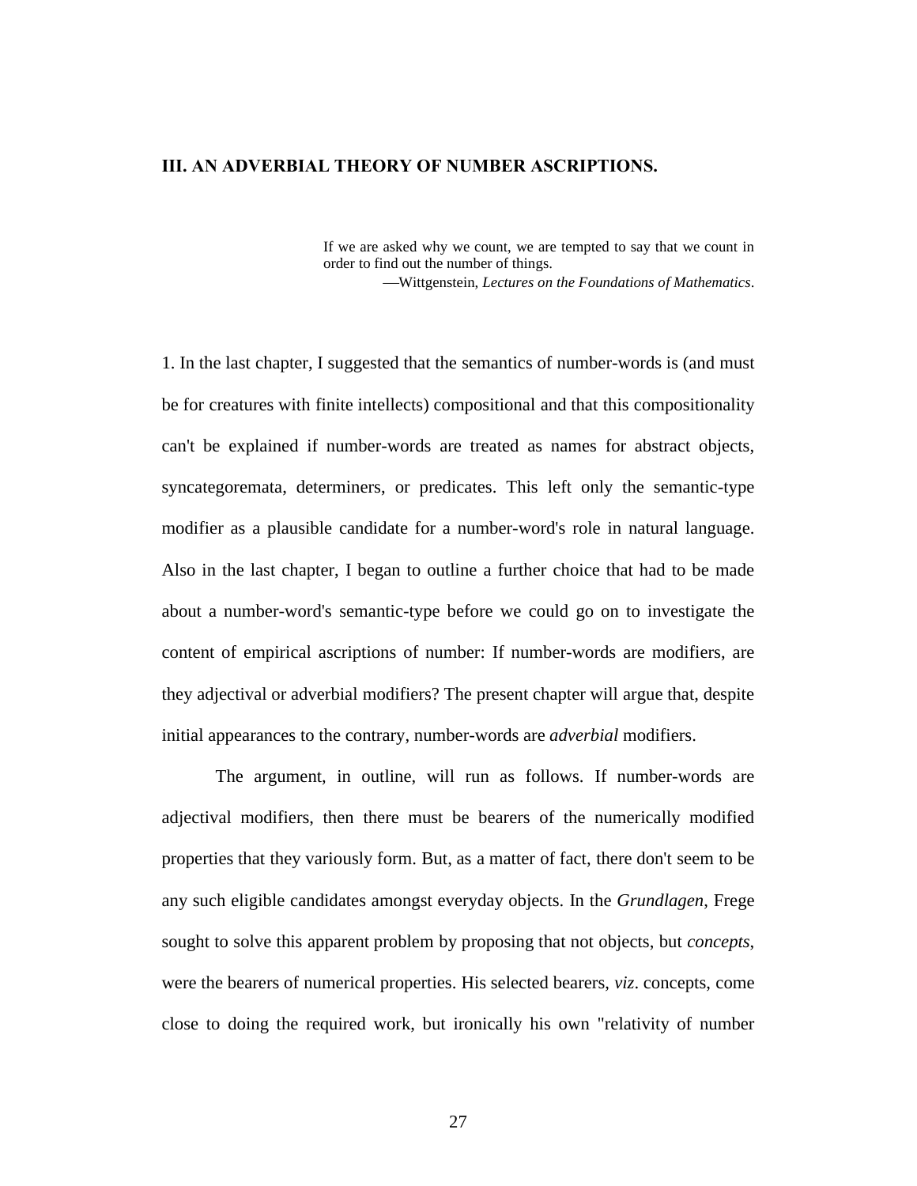## III. AN ADVERBIAL THEORY OF NUMBER ASCRIPTIONS.

> If we are asked why we count, we are tempted to say that we count in order to find out the number of things.
>
> —Wittgenstein, *Lectures on the Foundations of Mathematics*.

1. In the last chapter, I suggested that the semantics of number-words is (and must be for creatures with finite intellects) compositional and that this compositionality can't be explained if number-words are treated as names for abstract objects, syncategoremata, determiners, or predicates. This left only the semantic-type modifier as a plausible candidate for a number-word's role in natural language. Also in the last chapter, I began to outline a further choice that had to be made about a number-word's semantic-type before we could go on to investigate the content of empirical ascriptions of number: If number-words are modifiers, are they adjectival or adverbial modifiers? The present chapter will argue that, despite initial appearances to the contrary, number-words are *adverbial* modifiers.

The argument, in outline, will run as follows. If number-words are adjectival modifiers, then there must be bearers of the numerically modified properties that they variously form. But, as a matter of fact, there don't seem to be any such eligible candidates amongst everyday objects. In the *Grundlagen*, Frege sought to solve this apparent problem by proposing that not objects, but *concepts*, were the bearers of numerical properties. His selected bearers, *viz*. concepts, come close to doing the required work, but ironically his own "relativity of number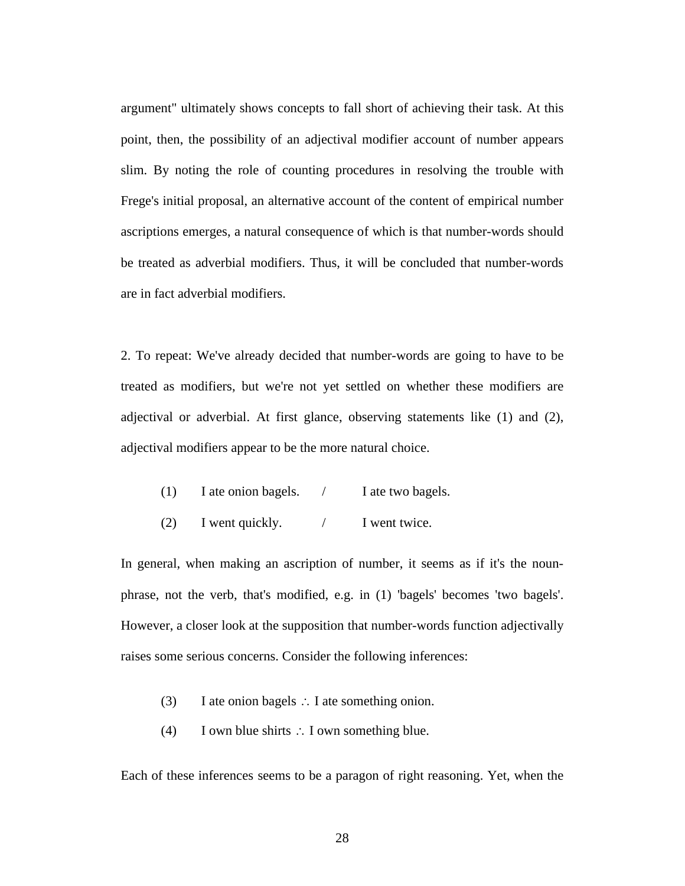argument" ultimately shows concepts to fall short of achieving their task. At this point, then, the possibility of an adjectival modifier account of number appears slim. By noting the role of counting procedures in resolving the trouble with Frege's initial proposal, an alternative account of the content of empirical number ascriptions emerges, a natural consequence of which is that number-words should be treated as adverbial modifiers. Thus, it will be concluded that number-words are in fact adverbial modifiers.

2. To repeat: We've already decided that number-words are going to have to be treated as modifiers, but we're not yet settled on whether these modifiers are adjectival or adverbial. At first glance, observing statements like (1) and (2), adjectival modifiers appear to be the more natural choice.

(1) I ate onion bagels. / I ate two bagels.

(2) I went quickly. / I went twice.

In general, when making an ascription of number, it seems as if it's the noun-phrase, not the verb, that's modified, e.g. in (1) 'bagels' becomes 'two bagels'. However, a closer look at the supposition that number-words function adjectivally raises some serious concerns. Consider the following inferences:

(3) I ate onion bagels ∴ I ate something onion.

(4) I own blue shirts ∴ I own something blue.

Each of these inferences seems to be a paragon of right reasoning. Yet, when the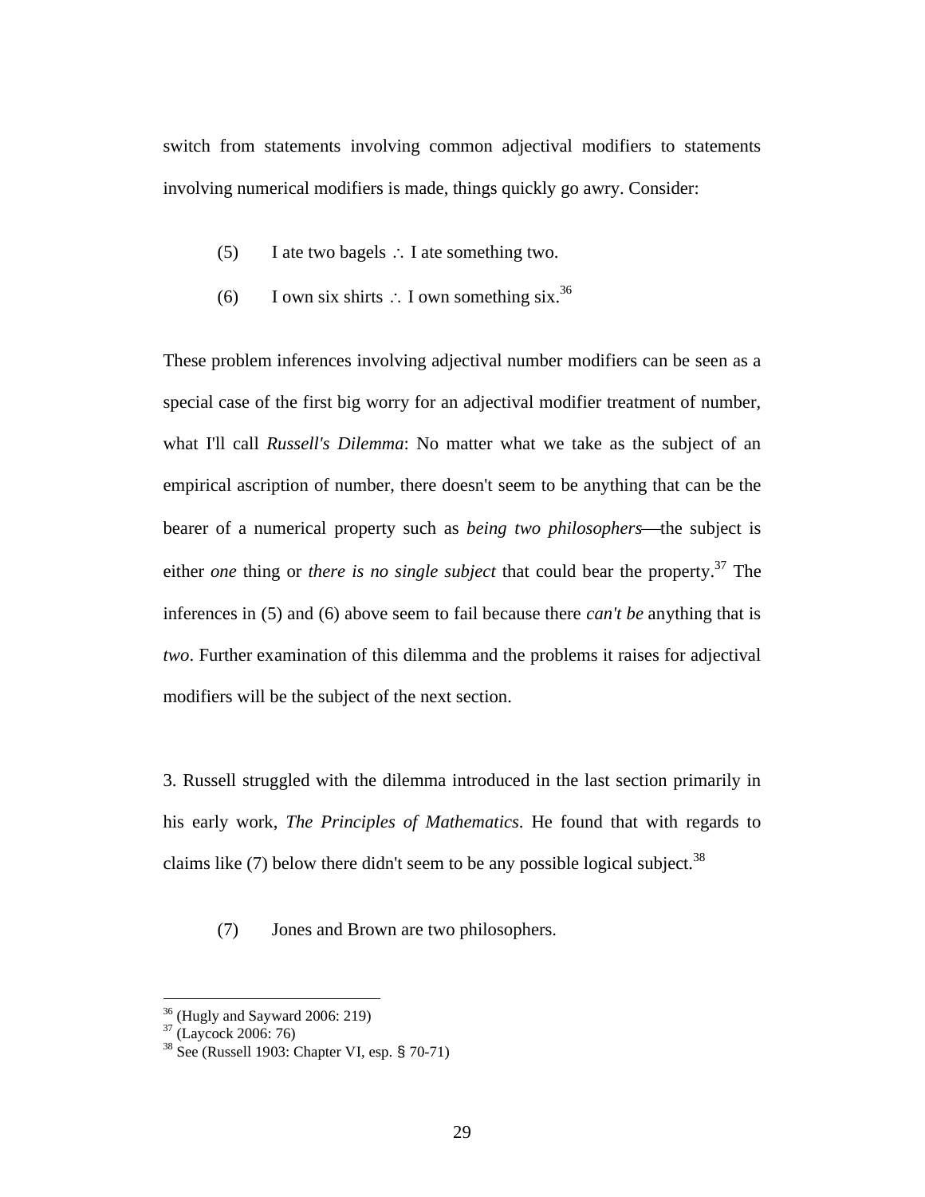switch from statements involving common adjectival modifiers to statements involving numerical modifiers is made, things quickly go awry. Consider:

(5) I ate two bagels ∴ I ate something two.

(6) I own six shirts ∴ I own something six.[36]

These problem inferences involving adjectival number modifiers can be seen as a special case of the first big worry for an adjectival modifier treatment of number, what I'll call *Russell's Dilemma*: No matter what we take as the subject of an empirical ascription of number, there doesn't seem to be anything that can be the bearer of a numerical property such as *being two philosophers*—the subject is either *one* thing or *there is no single subject* that could bear the property.[37] The inferences in (5) and (6) above seem to fail because there *can't be* anything that is *two*. Further examination of this dilemma and the problems it raises for adjectival modifiers will be the subject of the next section.

3. Russell struggled with the dilemma introduced in the last section primarily in his early work, *The Principles of Mathematics*. He found that with regards to claims like (7) below there didn't seem to be any possible logical subject.[38]

(7) Jones and Brown are two philosophers.

---

[36] (Hugly and Sayward 2006: 219)

[37] (Laycock 2006: 76)

[38] See (Russell 1903: Chapter VI, esp. § 70-71)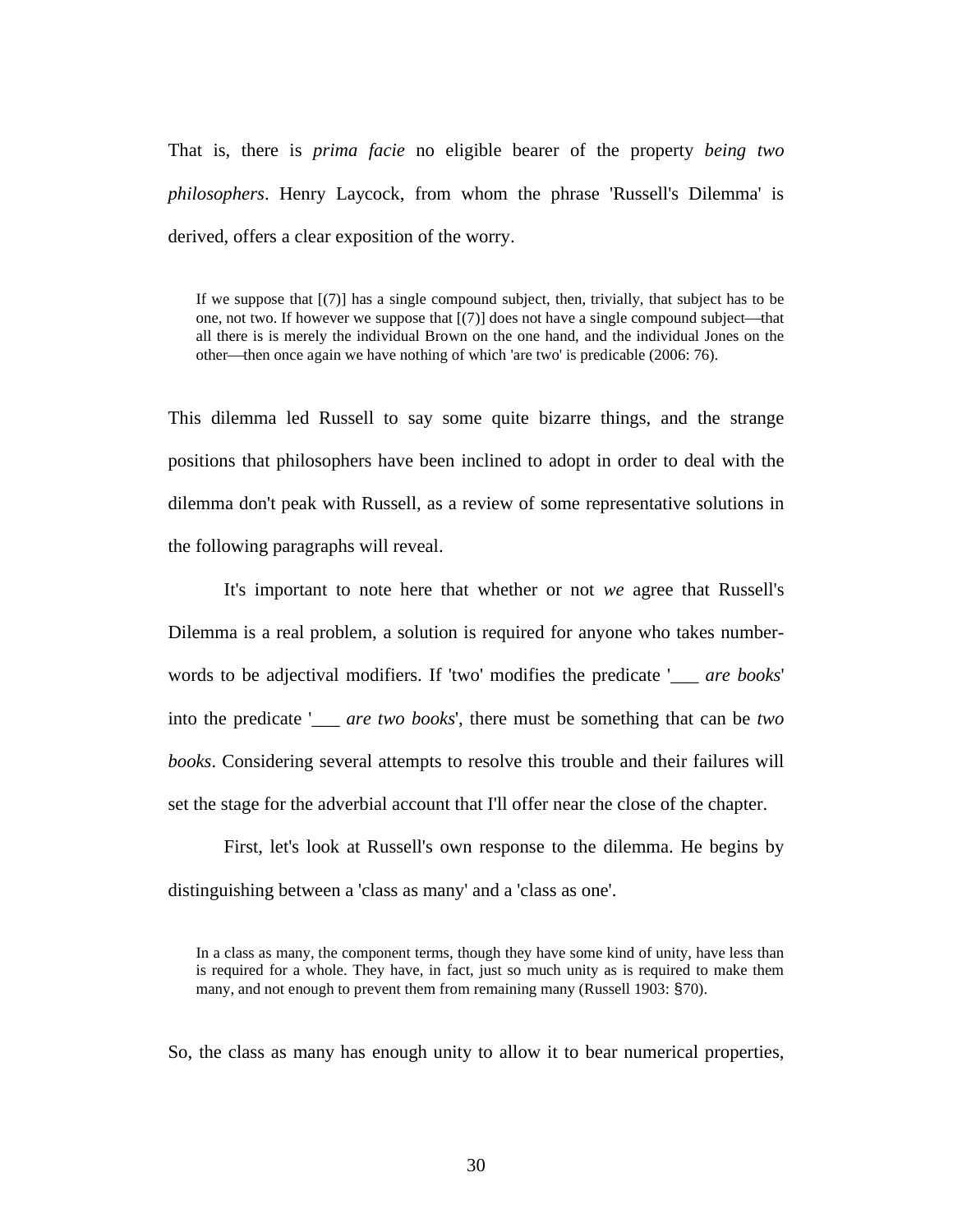That is, there is *prima facie* no eligible bearer of the property *being two philosophers*. Henry Laycock, from whom the phrase 'Russell's Dilemma' is derived, offers a clear exposition of the worry.

> If we suppose that [(7)] has a single compound subject, then, trivially, that subject has to be one, not two. If however we suppose that [(7)] does not have a single compound subject—that all there is is merely the individual Brown on the one hand, and the individual Jones on the other—then once again we have nothing of which 'are two' is predicable (2006: 76).

This dilemma led Russell to say some quite bizarre things, and the strange positions that philosophers have been inclined to adopt in order to deal with the dilemma don't peak with Russell, as a review of some representative solutions in the following paragraphs will reveal.

It's important to note here that whether or not *we* agree that Russell's Dilemma is a real problem, a solution is required for anyone who takes number-words to be adjectival modifiers. If 'two' modifies the predicate '___ *are books*' into the predicate '___ *are two books*', there must be something that can be *two books*. Considering several attempts to resolve this trouble and their failures will set the stage for the adverbial account that I'll offer near the close of the chapter.

First, let's look at Russell's own response to the dilemma. He begins by distinguishing between a 'class as many' and a 'class as one'.

> In a class as many, the component terms, though they have some kind of unity, have less than is required for a whole. They have, in fact, just so much unity as is required to make them many, and not enough to prevent them from remaining many (Russell 1903: §70).

So, the class as many has enough unity to allow it to bear numerical properties,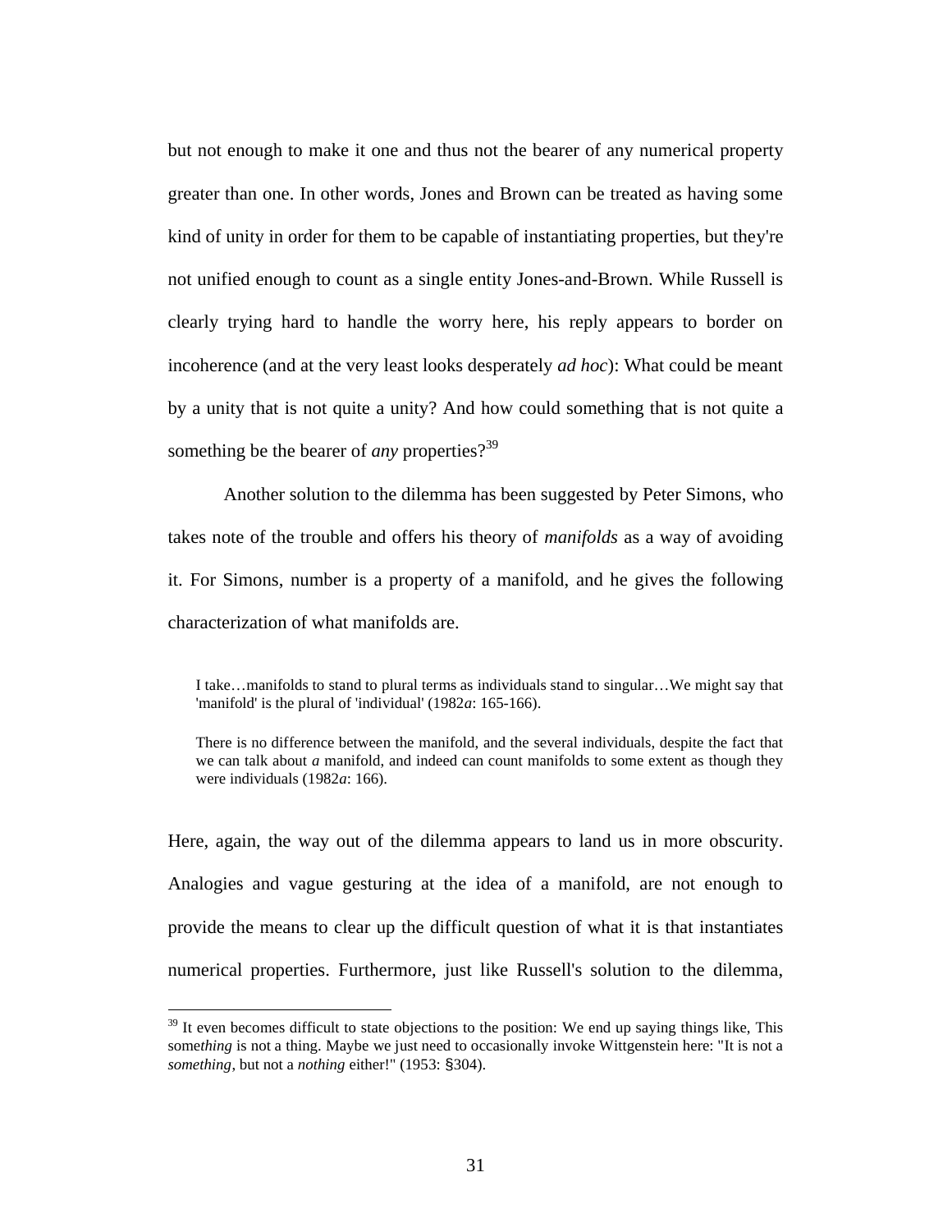but not enough to make it one and thus not the bearer of any numerical property greater than one. In other words, Jones and Brown can be treated as having some kind of unity in order for them to be capable of instantiating properties, but they're not unified enough to count as a single entity Jones-and-Brown. While Russell is clearly trying hard to handle the worry here, his reply appears to border on incoherence (and at the very least looks desperately *ad hoc*): What could be meant by a unity that is not quite a unity? And how could something that is not quite a something be the bearer of *any* properties?[39]

Another solution to the dilemma has been suggested by Peter Simons, who takes note of the trouble and offers his theory of *manifolds* as a way of avoiding it. For Simons, number is a property of a manifold, and he gives the following characterization of what manifolds are.

> I take…manifolds to stand to plural terms as individuals stand to singular…We might say that 'manifold' is the plural of 'individual' (1982*a*: 165-166).

> There is no difference between the manifold, and the several individuals, despite the fact that we can talk about *a* manifold, and indeed can count manifolds to some extent as though they were individuals (1982*a*: 166).

Here, again, the way out of the dilemma appears to land us in more obscurity. Analogies and vague gesturing at the idea of a manifold, are not enough to provide the means to clear up the difficult question of what it is that instantiates numerical properties. Furthermore, just like Russell's solution to the dilemma,

[39] It even becomes difficult to state objections to the position: We end up saying things like, This some*thing* is not a thing. Maybe we just need to occasionally invoke Wittgenstein here: "It is not a *something*, but not a *nothing* either!" (1953: §304).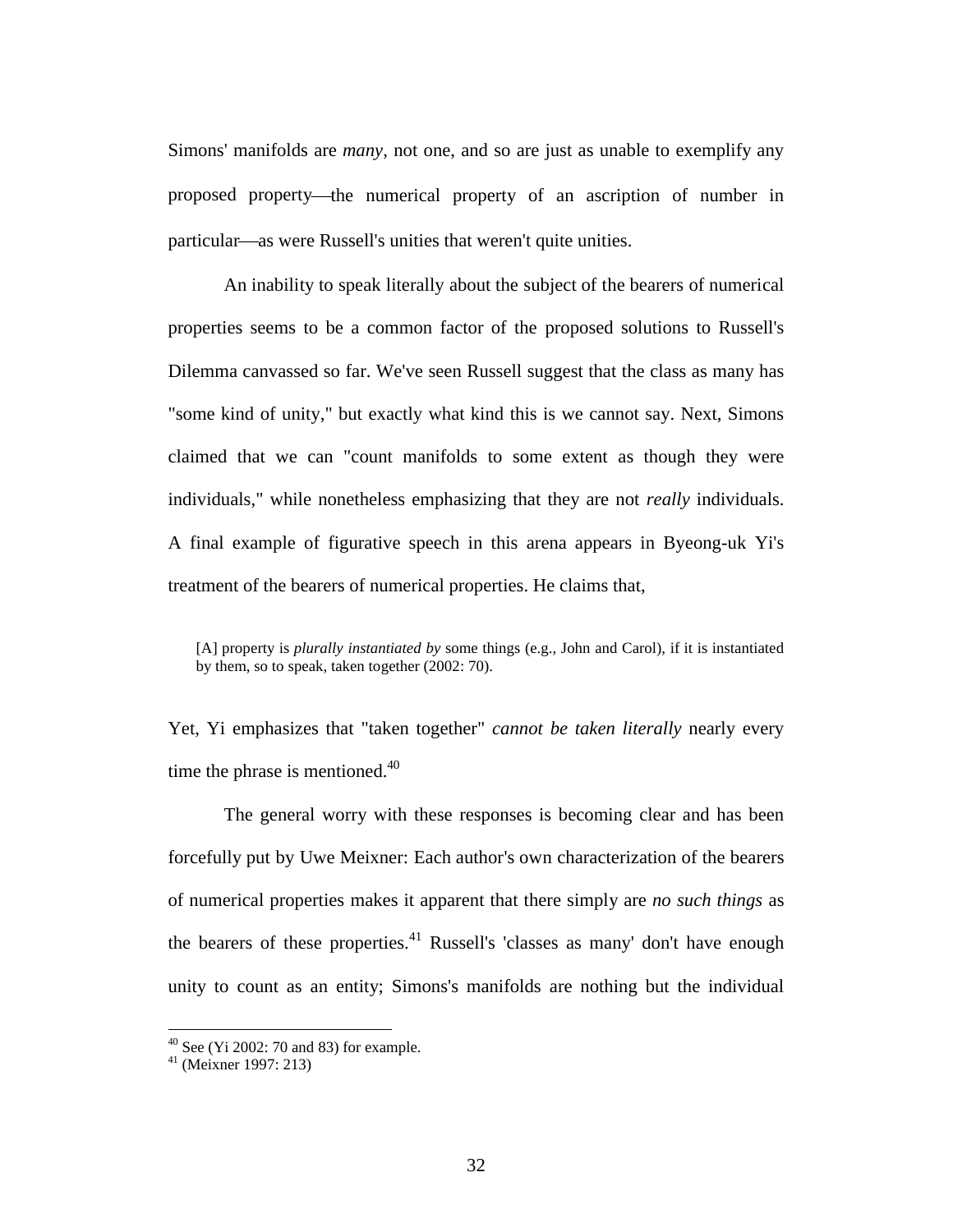Simons' manifolds are *many*, not one, and so are just as unable to exemplify any proposed property—the numerical property of an ascription of number in particular—as were Russell's unities that weren't quite unities.

An inability to speak literally about the subject of the bearers of numerical properties seems to be a common factor of the proposed solutions to Russell's Dilemma canvassed so far. We've seen Russell suggest that the class as many has "some kind of unity," but exactly what kind this is we cannot say. Next, Simons claimed that we can "count manifolds to some extent as though they were individuals," while nonetheless emphasizing that they are not *really* individuals. A final example of figurative speech in this arena appears in Byeong-uk Yi's treatment of the bearers of numerical properties. He claims that,

> [A] property is *plurally instantiated by* some things (e.g., John and Carol), if it is instantiated by them, so to speak, taken together (2002: 70).

Yet, Yi emphasizes that "taken together" *cannot be taken literally* nearly every time the phrase is mentioned.[40]

The general worry with these responses is becoming clear and has been forcefully put by Uwe Meixner: Each author's own characterization of the bearers of numerical properties makes it apparent that there simply are *no such things* as the bearers of these properties.[41] Russell's 'classes as many' don't have enough unity to count as an entity; Simons's manifolds are nothing but the individual

---

[40] See (Yi 2002: 70 and 83) for example.

[41] (Meixner 1997: 213)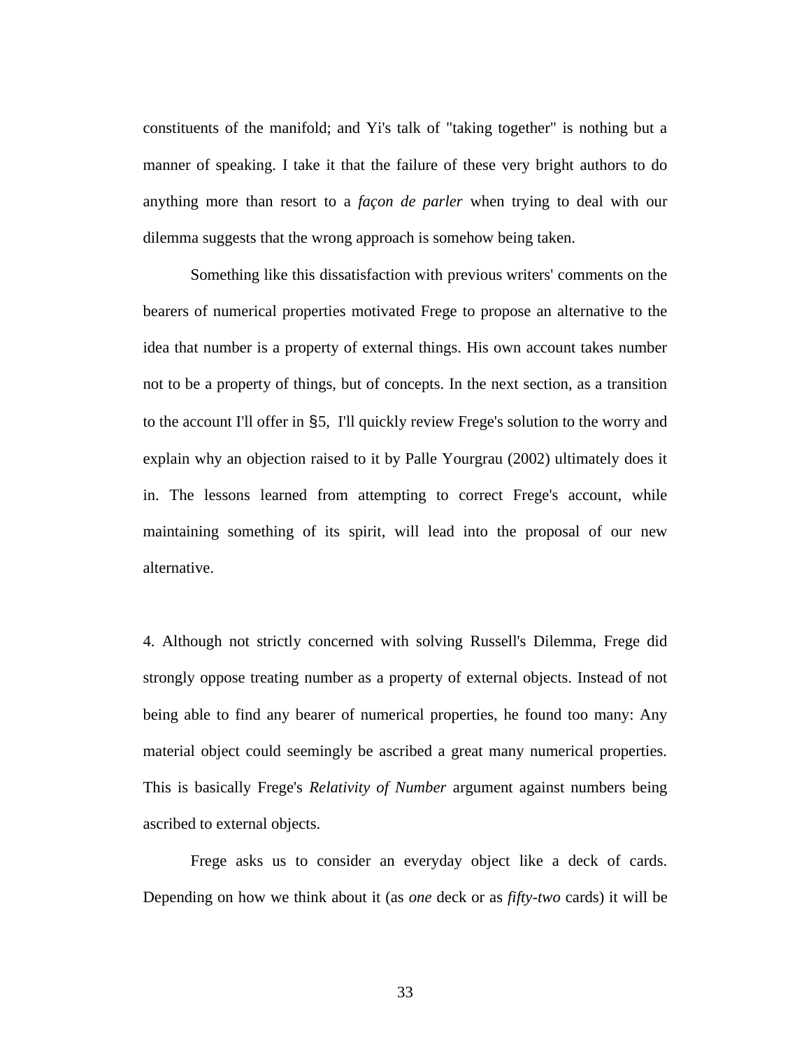constituents of the manifold; and Yi's talk of "taking together" is nothing but a manner of speaking. I take it that the failure of these very bright authors to do anything more than resort to a *façon de parler* when trying to deal with our dilemma suggests that the wrong approach is somehow being taken.

Something like this dissatisfaction with previous writers' comments on the bearers of numerical properties motivated Frege to propose an alternative to the idea that number is a property of external things. His own account takes number not to be a property of things, but of concepts. In the next section, as a transition to the account I'll offer in §5, I'll quickly review Frege's solution to the worry and explain why an objection raised to it by Palle Yourgrau (2002) ultimately does it in. The lessons learned from attempting to correct Frege's account, while maintaining something of its spirit, will lead into the proposal of our new alternative.

4. Although not strictly concerned with solving Russell's Dilemma, Frege did strongly oppose treating number as a property of external objects. Instead of not being able to find any bearer of numerical properties, he found too many: Any material object could seemingly be ascribed a great many numerical properties. This is basically Frege's *Relativity of Number* argument against numbers being ascribed to external objects.

Frege asks us to consider an everyday object like a deck of cards. Depending on how we think about it (as *one* deck or as *fifty-two* cards) it will be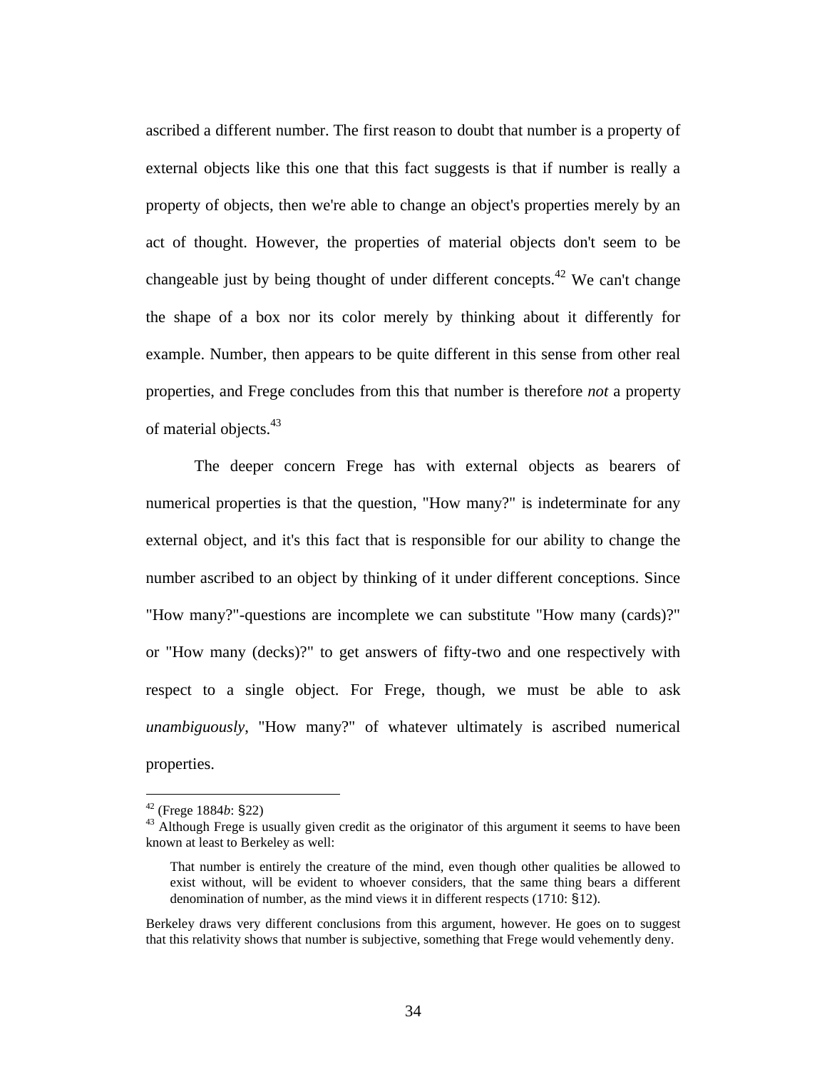ascribed a different number. The first reason to doubt that number is a property of external objects like this one that this fact suggests is that if number is really a property of objects, then we're able to change an object's properties merely by an act of thought. However, the properties of material objects don't seem to be changeable just by being thought of under different concepts.[42] We can't change the shape of a box nor its color merely by thinking about it differently for example. Number, then appears to be quite different in this sense from other real properties, and Frege concludes from this that number is therefore *not* a property of material objects.[43]

The deeper concern Frege has with external objects as bearers of numerical properties is that the question, "How many?" is indeterminate for any external object, and it's this fact that is responsible for our ability to change the number ascribed to an object by thinking of it under different conceptions. Since "How many?"-questions are incomplete we can substitute "How many (cards)?" or "How many (decks)?" to get answers of fifty-two and one respectively with respect to a single object. For Frege, though, we must be able to ask *unambiguously*, "How many?" of whatever ultimately is ascribed numerical properties.

---

[42] (Frege 1884*b*: §22)

[43] Although Frege is usually given credit as the originator of this argument it seems to have been known at least to Berkeley as well:

> That number is entirely the creature of the mind, even though other qualities be allowed to exist without, will be evident to whoever considers, that the same thing bears a different denomination of number, as the mind views it in different respects (1710: §12).

Berkeley draws very different conclusions from this argument, however. He goes on to suggest that this relativity shows that number is subjective, something that Frege would vehemently deny.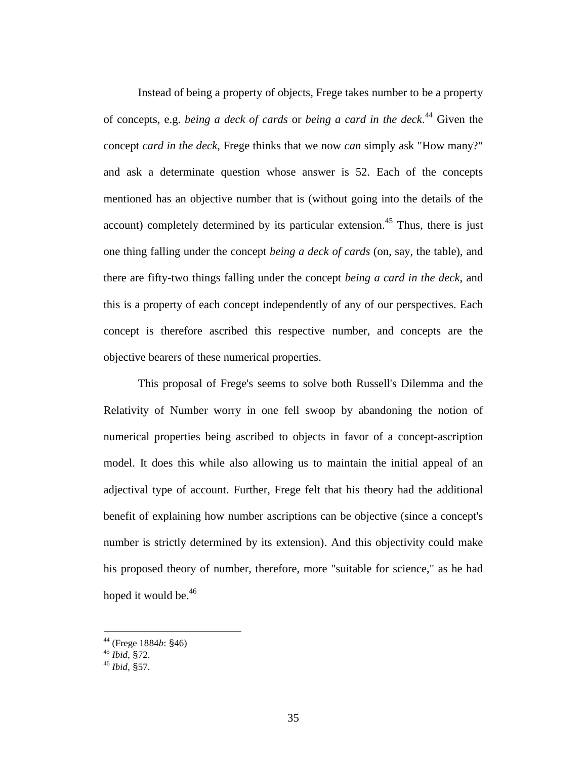Instead of being a property of objects, Frege takes number to be a property of concepts, e.g. *being a deck of cards* or *being a card in the deck*.[44] Given the concept *card in the deck*, Frege thinks that we now *can* simply ask "How many?" and ask a determinate question whose answer is 52. Each of the concepts mentioned has an objective number that is (without going into the details of the account) completely determined by its particular extension.[45] Thus, there is just one thing falling under the concept *being a deck of cards* (on, say, the table), and there are fifty-two things falling under the concept *being a card in the deck*, and this is a property of each concept independently of any of our perspectives. Each concept is therefore ascribed this respective number, and concepts are the objective bearers of these numerical properties.

This proposal of Frege's seems to solve both Russell's Dilemma and the Relativity of Number worry in one fell swoop by abandoning the notion of numerical properties being ascribed to objects in favor of a concept-ascription model. It does this while also allowing us to maintain the initial appeal of an adjectival type of account. Further, Frege felt that his theory had the additional benefit of explaining how number ascriptions can be objective (since a concept's number is strictly determined by its extension). And this objectivity could make his proposed theory of number, therefore, more "suitable for science," as he had hoped it would be.[46]

---

[44] (Frege 1884*b*: §46)
[45] *Ibid*, §72.
[46] *Ibid*, §57.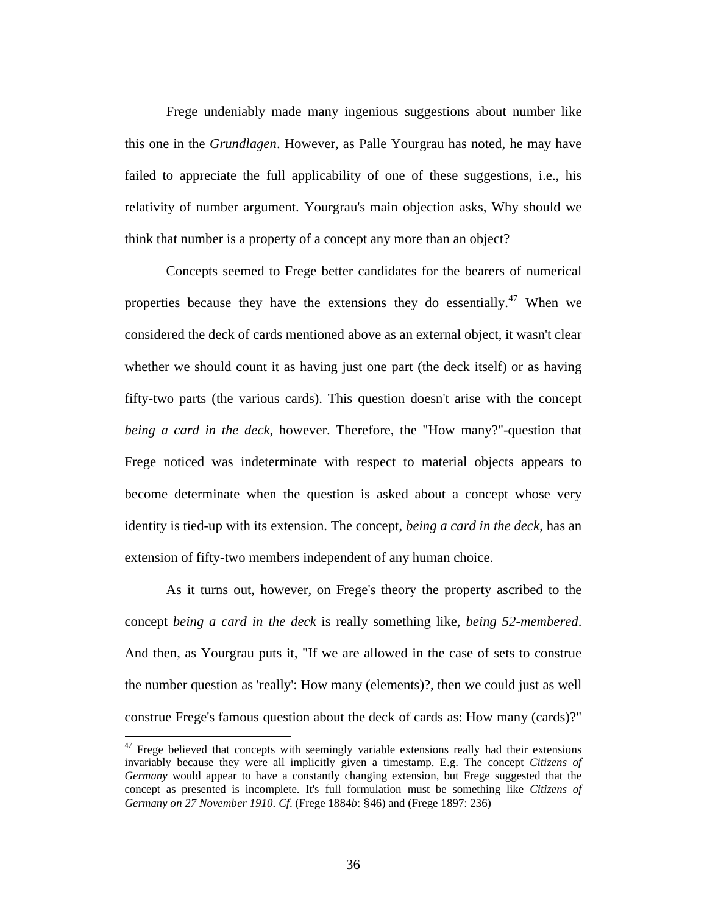Frege undeniably made many ingenious suggestions about number like this one in the *Grundlagen*. However, as Palle Yourgrau has noted, he may have failed to appreciate the full applicability of one of these suggestions, i.e., his relativity of number argument. Yourgrau's main objection asks, Why should we think that number is a property of a concept any more than an object?

Concepts seemed to Frege better candidates for the bearers of numerical properties because they have the extensions they do essentially.[47] When we considered the deck of cards mentioned above as an external object, it wasn't clear whether we should count it as having just one part (the deck itself) or as having fifty-two parts (the various cards). This question doesn't arise with the concept *being a card in the deck*, however. Therefore, the "How many?"-question that Frege noticed was indeterminate with respect to material objects appears to become determinate when the question is asked about a concept whose very identity is tied-up with its extension. The concept, *being a card in the deck*, has an extension of fifty-two members independent of any human choice.

As it turns out, however, on Frege's theory the property ascribed to the concept *being a card in the deck* is really something like, *being 52-membered*. And then, as Yourgrau puts it, "If we are allowed in the case of sets to construe the number question as 'really': How many (elements)?, then we could just as well construe Frege's famous question about the deck of cards as: How many (cards)?"

[47] Frege believed that concepts with seemingly variable extensions really had their extensions invariably because they were all implicitly given a timestamp. E.g. The concept *Citizens of Germany* would appear to have a constantly changing extension, but Frege suggested that the concept as presented is incomplete. It's full formulation must be something like *Citizens of Germany on 27 November 1910*. *Cf*. (Frege 1884*b*: §46) and (Frege 1897: 236)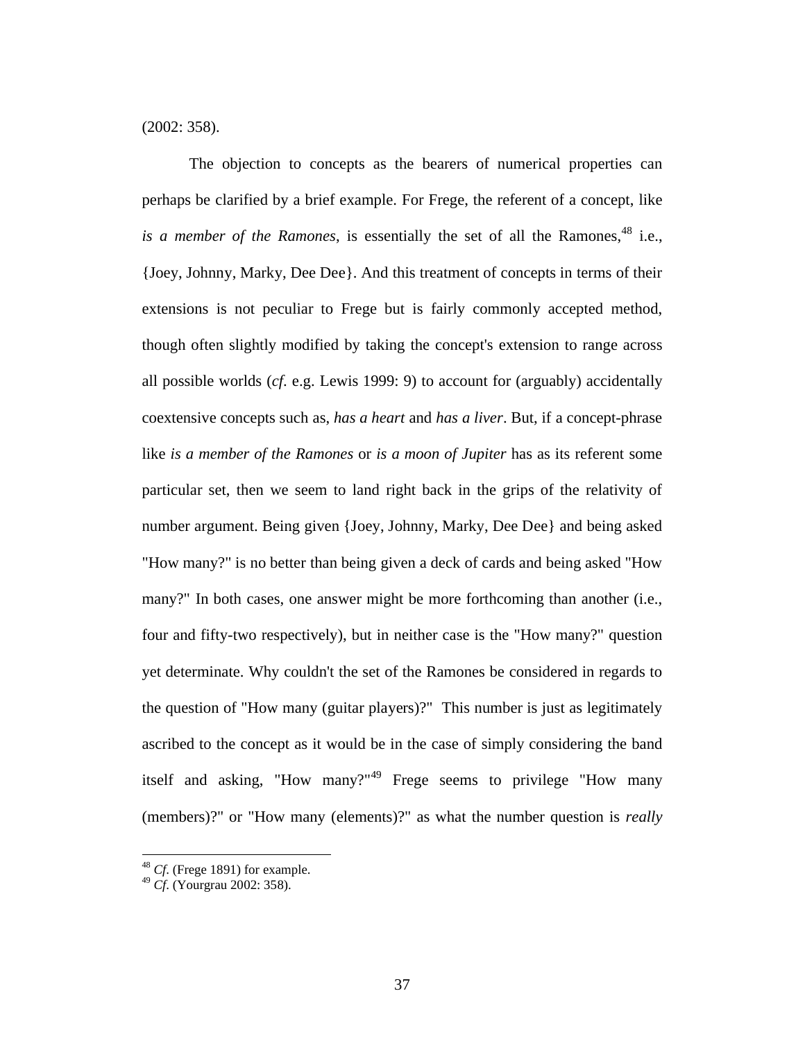(2002: 358).

The objection to concepts as the bearers of numerical properties can perhaps be clarified by a brief example. For Frege, the referent of a concept, like *is a member of the Ramones*, is essentially the set of all the Ramones,[48] i.e., {Joey, Johnny, Marky, Dee Dee}. And this treatment of concepts in terms of their extensions is not peculiar to Frege but is fairly commonly accepted method, though often slightly modified by taking the concept's extension to range across all possible worlds (*cf.* e.g. Lewis 1999: 9) to account for (arguably) accidentally coextensive concepts such as, *has a heart* and *has a liver*. But, if a concept-phrase like *is a member of the Ramones* or *is a moon of Jupiter* has as its referent some particular set, then we seem to land right back in the grips of the relativity of number argument. Being given {Joey, Johnny, Marky, Dee Dee} and being asked "How many?" is no better than being given a deck of cards and being asked "How many?" In both cases, one answer might be more forthcoming than another (i.e., four and fifty-two respectively), but in neither case is the "How many?" question yet determinate. Why couldn't the set of the Ramones be considered in regards to the question of "How many (guitar players)?" This number is just as legitimately ascribed to the concept as it would be in the case of simply considering the band itself and asking, "How many?"[49] Frege seems to privilege "How many (members)?" or "How many (elements)?" as what the number question is *really*

[48] *Cf.* (Frege 1891) for example.

[49] *Cf.* (Yourgrau 2002: 358).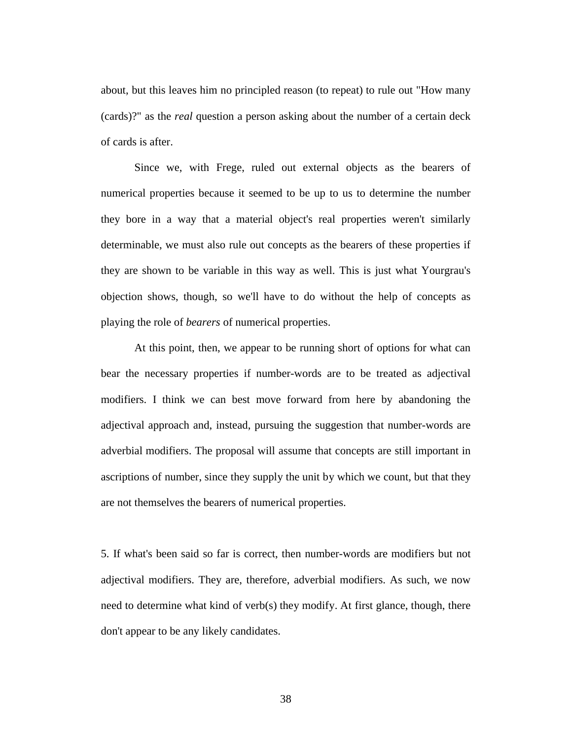about, but this leaves him no principled reason (to repeat) to rule out "How many (cards)?" as the *real* question a person asking about the number of a certain deck of cards is after.

Since we, with Frege, ruled out external objects as the bearers of numerical properties because it seemed to be up to us to determine the number they bore in a way that a material object's real properties weren't similarly determinable, we must also rule out concepts as the bearers of these properties if they are shown to be variable in this way as well. This is just what Yourgrau's objection shows, though, so we'll have to do without the help of concepts as playing the role of *bearers* of numerical properties.

At this point, then, we appear to be running short of options for what can bear the necessary properties if number-words are to be treated as adjectival modifiers. I think we can best move forward from here by abandoning the adjectival approach and, instead, pursuing the suggestion that number-words are adverbial modifiers. The proposal will assume that concepts are still important in ascriptions of number, since they supply the unit by which we count, but that they are not themselves the bearers of numerical properties.

5. If what's been said so far is correct, then number-words are modifiers but not adjectival modifiers. They are, therefore, adverbial modifiers. As such, we now need to determine what kind of verb(s) they modify. At first glance, though, there don't appear to be any likely candidates.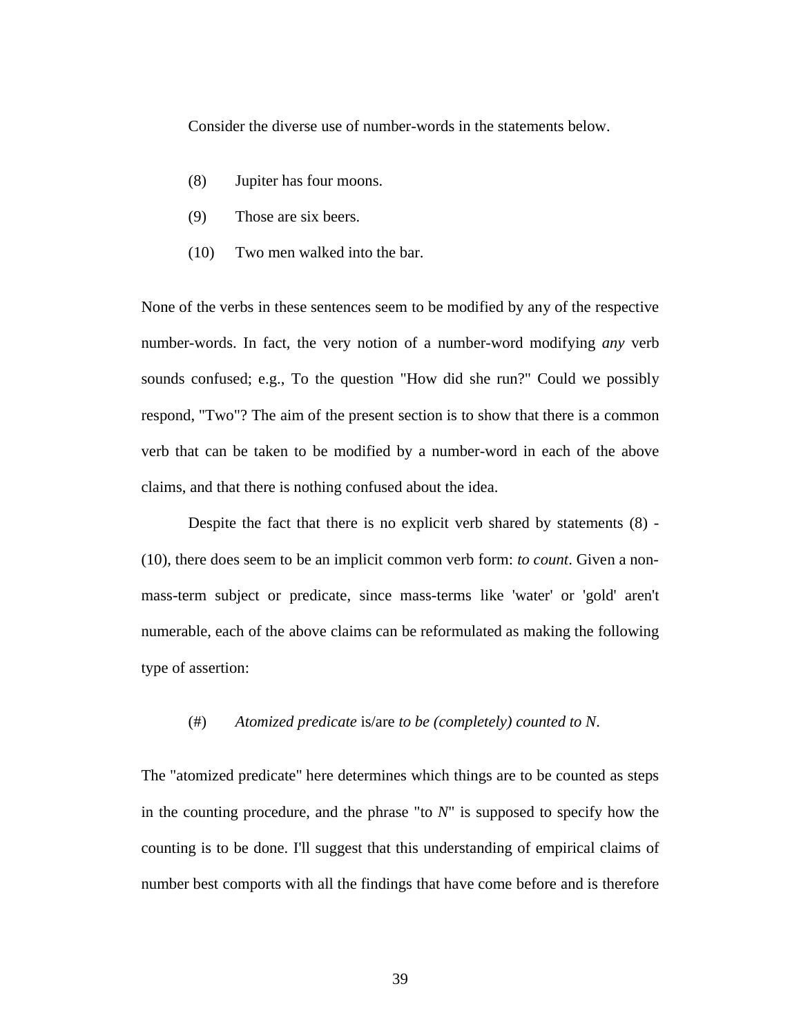Consider the diverse use of number-words in the statements below.

(8) Jupiter has four moons.

(9) Those are six beers.

(10) Two men walked into the bar.

None of the verbs in these sentences seem to be modified by any of the respective number-words. In fact, the very notion of a number-word modifying *any* verb sounds confused; e.g., To the question "How did she run?" Could we possibly respond, "Two"? The aim of the present section is to show that there is a common verb that can be taken to be modified by a number-word in each of the above claims, and that there is nothing confused about the idea.

Despite the fact that there is no explicit verb shared by statements (8) - (10), there does seem to be an implicit common verb form: *to count*. Given a non-mass-term subject or predicate, since mass-terms like 'water' or 'gold' aren't numerable, each of the above claims can be reformulated as making the following type of assertion:

(#) *Atomized predicate* is/are *to be (completely) counted to N*.

The "atomized predicate" here determines which things are to be counted as steps in the counting procedure, and the phrase "to *N*" is supposed to specify how the counting is to be done. I'll suggest that this understanding of empirical claims of number best comports with all the findings that have come before and is therefore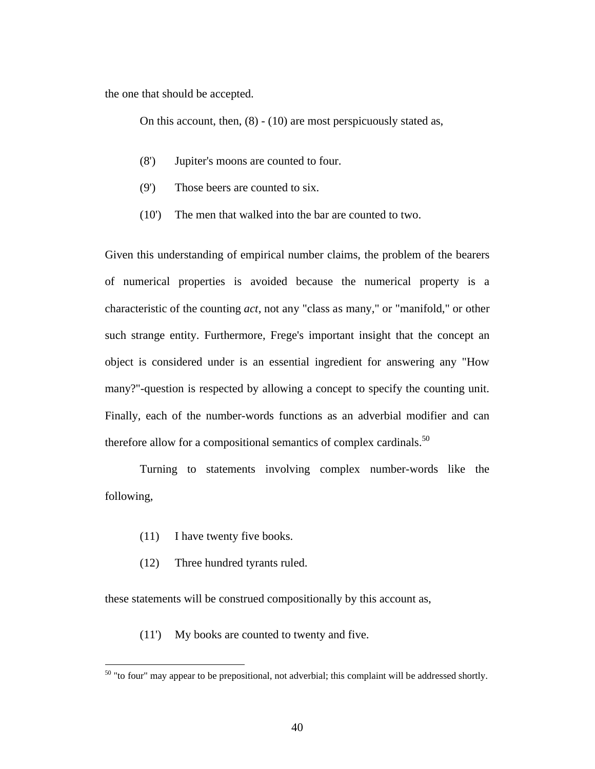the one that should be accepted.

On this account, then, (8) - (10) are most perspicuously stated as,

(8') Jupiter's moons are counted to four.

(9') Those beers are counted to six.

(10') The men that walked into the bar are counted to two.

Given this understanding of empirical number claims, the problem of the bearers of numerical properties is avoided because the numerical property is a characteristic of the counting *act*, not any "class as many," or "manifold," or other such strange entity. Furthermore, Frege's important insight that the concept an object is considered under is an essential ingredient for answering any "How many?"-question is respected by allowing a concept to specify the counting unit. Finally, each of the number-words functions as an adverbial modifier and can therefore allow for a compositional semantics of complex cardinals.[50]

Turning to statements involving complex number-words like the following,

(11) I have twenty five books.

(12) Three hundred tyrants ruled.

these statements will be construed compositionally by this account as,

(11') My books are counted to twenty and five.

[50] "to four" may appear to be prepositional, not adverbial; this complaint will be addressed shortly.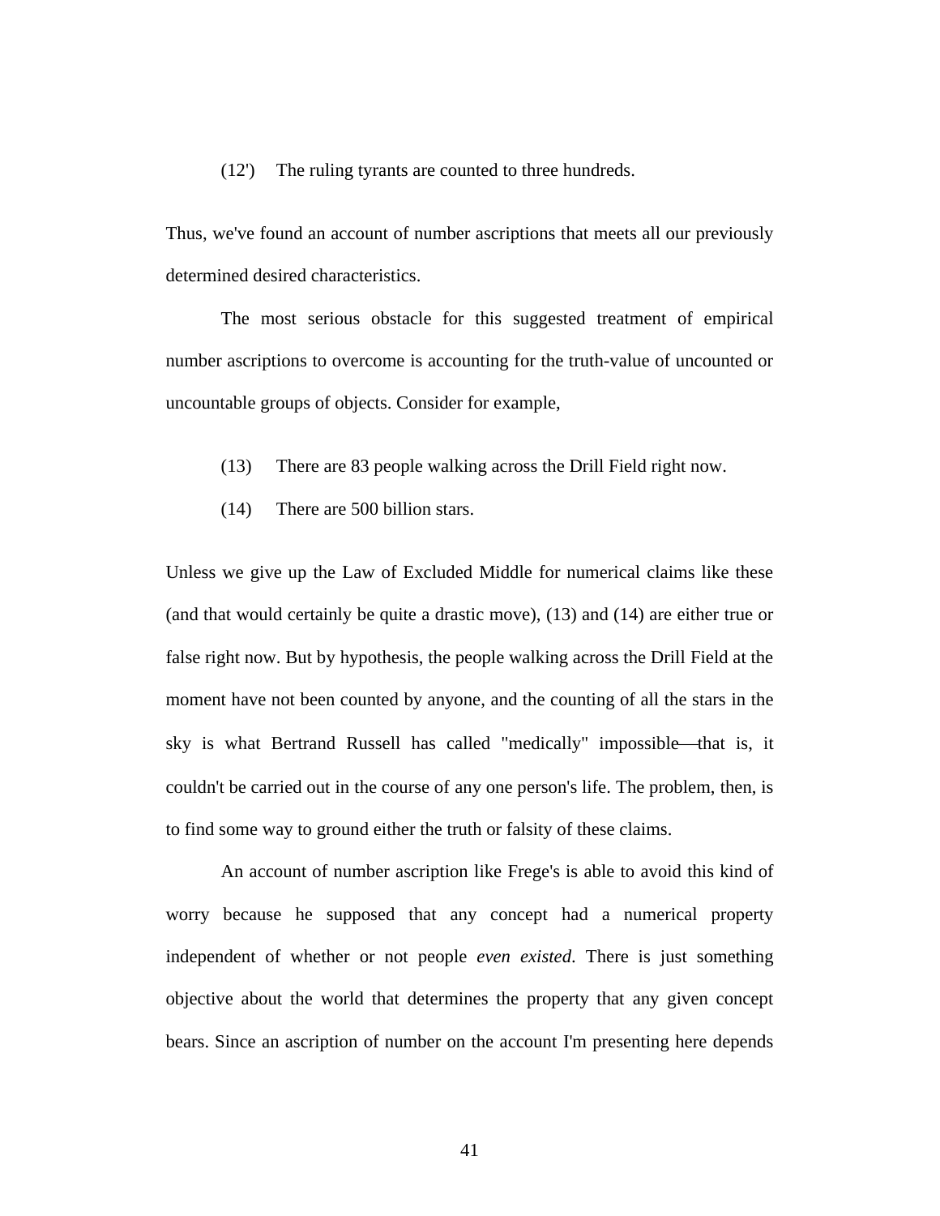(12') The ruling tyrants are counted to three hundreds.

Thus, we've found an account of number ascriptions that meets all our previously determined desired characteristics.

The most serious obstacle for this suggested treatment of empirical number ascriptions to overcome is accounting for the truth-value of uncounted or uncountable groups of objects. Consider for example,

(13) There are 83 people walking across the Drill Field right now.

(14) There are 500 billion stars.

Unless we give up the Law of Excluded Middle for numerical claims like these (and that would certainly be quite a drastic move), (13) and (14) are either true or false right now. But by hypothesis, the people walking across the Drill Field at the moment have not been counted by anyone, and the counting of all the stars in the sky is what Bertrand Russell has called "medically" impossible—that is, it couldn't be carried out in the course of any one person's life. The problem, then, is to find some way to ground either the truth or falsity of these claims.

An account of number ascription like Frege's is able to avoid this kind of worry because he supposed that any concept had a numerical property independent of whether or not people *even existed*. There is just something objective about the world that determines the property that any given concept bears. Since an ascription of number on the account I'm presenting here depends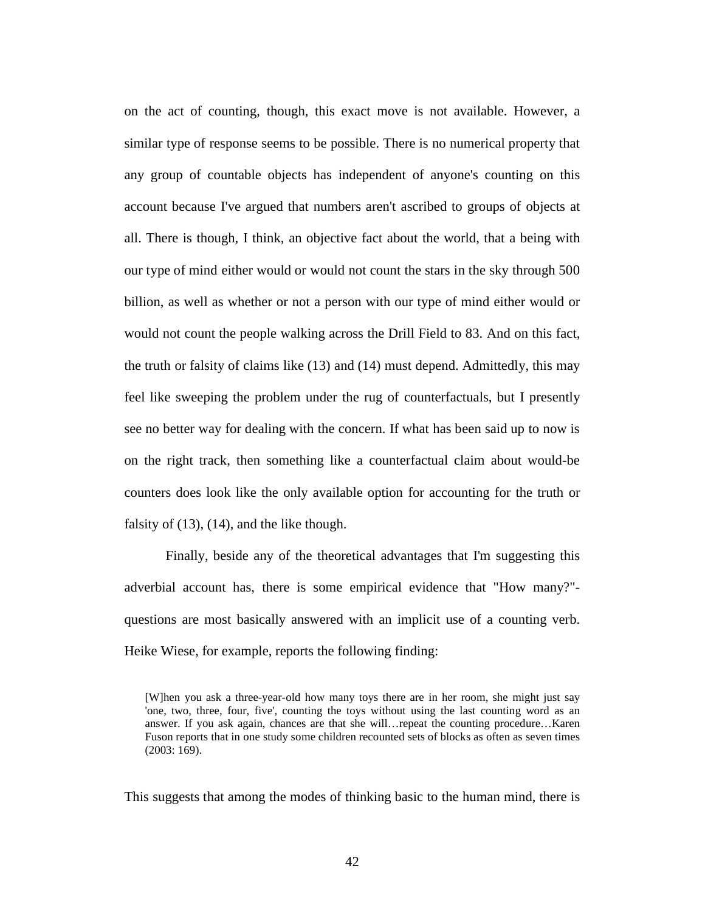on the act of counting, though, this exact move is not available. However, a similar type of response seems to be possible. There is no numerical property that any group of countable objects has independent of anyone's counting on this account because I've argued that numbers aren't ascribed to groups of objects at all. There is though, I think, an objective fact about the world, that a being with our type of mind either would or would not count the stars in the sky through 500 billion, as well as whether or not a person with our type of mind either would or would not count the people walking across the Drill Field to 83. And on this fact, the truth or falsity of claims like (13) and (14) must depend. Admittedly, this may feel like sweeping the problem under the rug of counterfactuals, but I presently see no better way for dealing with the concern. If what has been said up to now is on the right track, then something like a counterfactual claim about would-be counters does look like the only available option for accounting for the truth or falsity of (13), (14), and the like though.

Finally, beside any of the theoretical advantages that I'm suggesting this adverbial account has, there is some empirical evidence that "How many?"-questions are most basically answered with an implicit use of a counting verb. Heike Wiese, for example, reports the following finding:

> [W]hen you ask a three-year-old how many toys there are in her room, she might just say 'one, two, three, four, five', counting the toys without using the last counting word as an answer. If you ask again, chances are that she will…repeat the counting procedure…Karen Fuson reports that in one study some children recounted sets of blocks as often as seven times (2003: 169).

This suggests that among the modes of thinking basic to the human mind, there is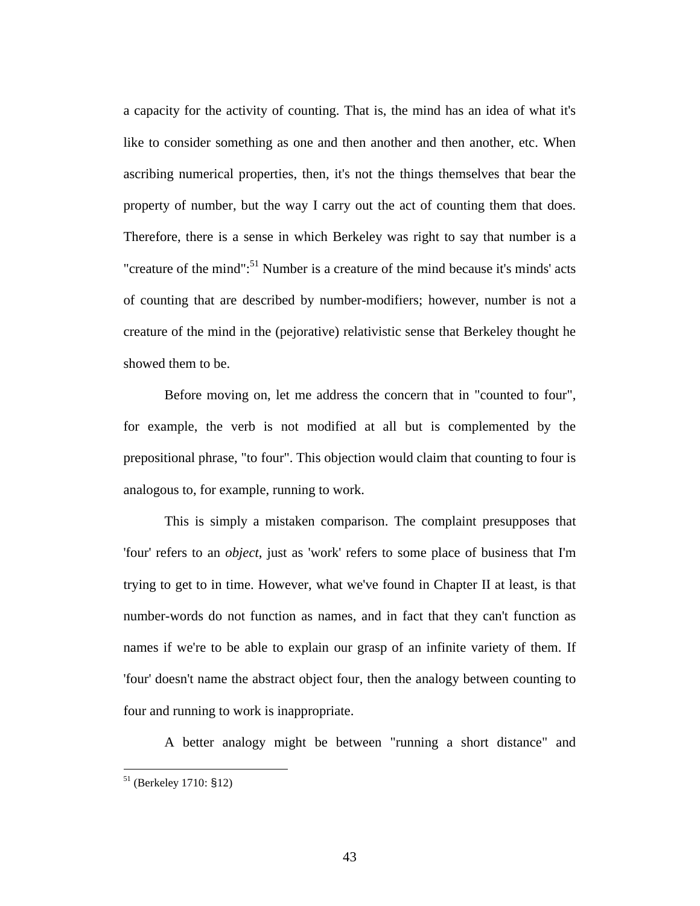a capacity for the activity of counting. That is, the mind has an idea of what it's like to consider something as one and then another and then another, etc. When ascribing numerical properties, then, it's not the things themselves that bear the property of number, but the way I carry out the act of counting them that does. Therefore, there is a sense in which Berkeley was right to say that number is a "creature of the mind":[51] Number is a creature of the mind because it's minds' acts of counting that are described by number-modifiers; however, number is not a creature of the mind in the (pejorative) relativistic sense that Berkeley thought he showed them to be.

Before moving on, let me address the concern that in "counted to four", for example, the verb is not modified at all but is complemented by the prepositional phrase, "to four". This objection would claim that counting to four is analogous to, for example, running to work.

This is simply a mistaken comparison. The complaint presupposes that 'four' refers to an *object*, just as 'work' refers to some place of business that I'm trying to get to in time. However, what we've found in Chapter II at least, is that number-words do not function as names, and in fact that they can't function as names if we're to be able to explain our grasp of an infinite variety of them. If 'four' doesn't name the abstract object four, then the analogy between counting to four and running to work is inappropriate.

A better analogy might be between "running a short distance" and

[51] (Berkeley 1710: §12)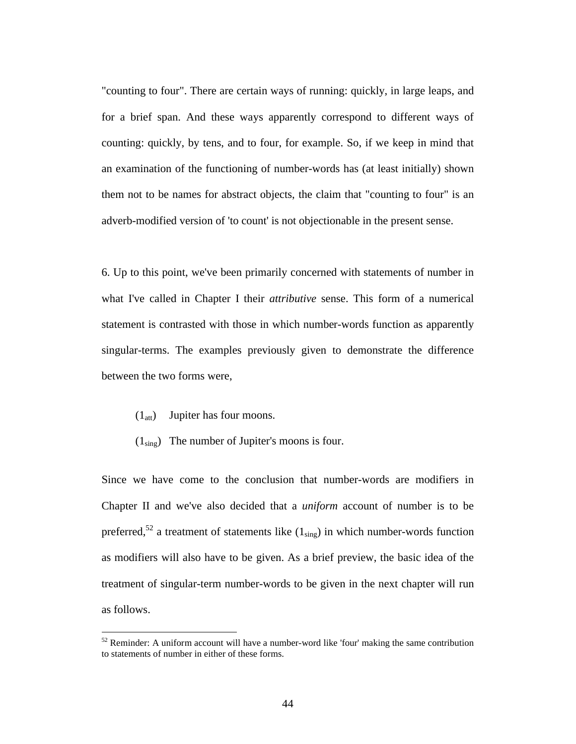"counting to four". There are certain ways of running: quickly, in large leaps, and for a brief span. And these ways apparently correspond to different ways of counting: quickly, by tens, and to four, for example. So, if we keep in mind that an examination of the functioning of number-words has (at least initially) shown them not to be names for abstract objects, the claim that "counting to four" is an adverb-modified version of 'to count' is not objectionable in the present sense.

6. Up to this point, we've been primarily concerned with statements of number in what I've called in Chapter I their *attributive* sense. This form of a numerical statement is contrasted with those in which number-words function as apparently singular-terms. The examples previously given to demonstrate the difference between the two forms were,

($1_{att}$) Jupiter has four moons.

($1_{sing}$) The number of Jupiter's moons is four.

Since we have come to the conclusion that number-words are modifiers in Chapter II and we've also decided that a *uniform* account of number is to be preferred,[52] a treatment of statements like ($1_{sing}$) in which number-words function as modifiers will also have to be given. As a brief preview, the basic idea of the treatment of singular-term number-words to be given in the next chapter will run as follows.

[52] Reminder: A uniform account will have a number-word like 'four' making the same contribution to statements of number in either of these forms.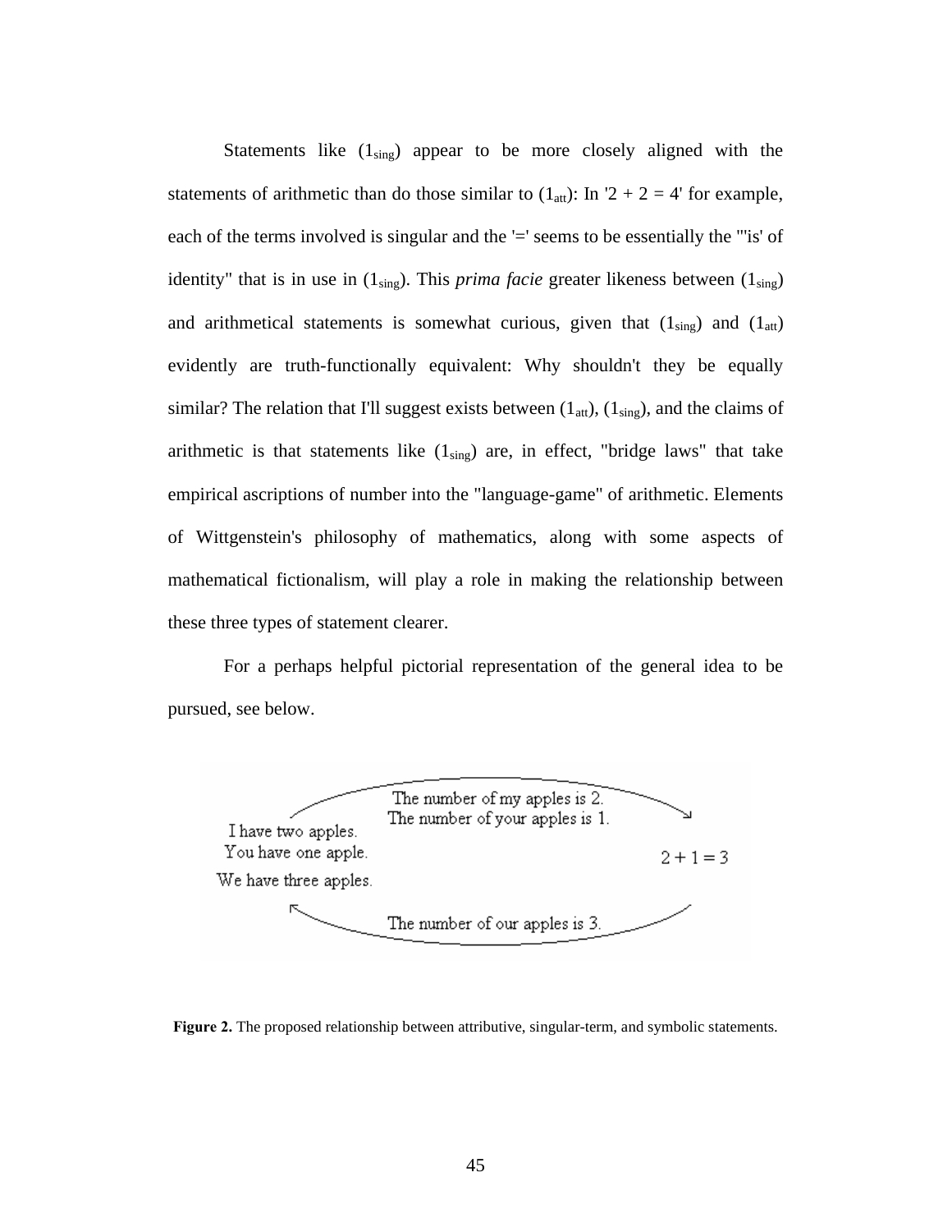Statements like $(1_{sing})$ appear to be more closely aligned with the statements of arithmetic than do those similar to $(1_{att})$: In '2 + 2 = 4' for example, each of the terms involved is singular and the '=' seems to be essentially the "'is' of identity" that is in use in $(1_{sing})$. This *prima facie* greater likeness between $(1_{sing})$ and arithmetical statements is somewhat curious, given that $(1_{sing})$ and $(1_{att})$ evidently are truth-functionally equivalent: Why shouldn't they be equally similar? The relation that I'll suggest exists between $(1_{att})$, $(1_{sing})$, and the claims of arithmetic is that statements like $(1_{sing})$ are, in effect, "bridge laws" that take empirical ascriptions of number into the "language-game" of arithmetic. Elements of Wittgenstein's philosophy of mathematics, along with some aspects of mathematical fictionalism, will play a role in making the relationship between these three types of statement clearer.

For a perhaps helpful pictorial representation of the general idea to be pursued, see below.

I have two apples.
You have one apple.
We have three apples.

The number of my apples is 2.
The number of your apples is 1.

2 + 1 = 3

The number of our apples is 3.

**Figure 2.** The proposed relationship between attributive, singular-term, and symbolic statements.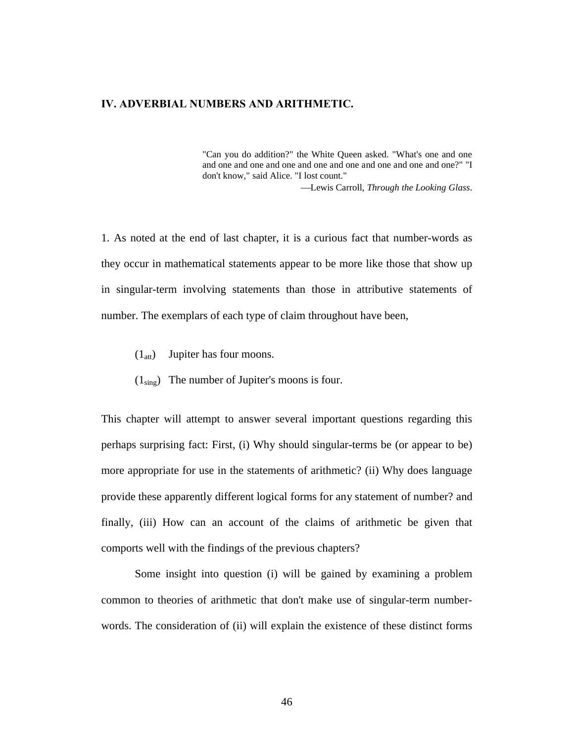## IV. ADVERBIAL NUMBERS AND ARITHMETIC.

> "Can you do addition?" the White Queen asked. "What's one and one and one and one and one and one and one and one and one and one?" "I don't know," said Alice. "I lost count."
>
> —Lewis Carroll, *Through the Looking Glass*.

1. As noted at the end of last chapter, it is a curious fact that number-words as they occur in mathematical statements appear to be more like those that show up in singular-term involving statements than those in attributive statements of number. The exemplars of each type of claim throughout have been,

($1_{att}$) Jupiter has four moons.

($1_{sing}$) The number of Jupiter's moons is four.

This chapter will attempt to answer several important questions regarding this perhaps surprising fact: First, (i) Why should singular-terms be (or appear to be) more appropriate for use in the statements of arithmetic? (ii) Why does language provide these apparently different logical forms for any statement of number? and finally, (iii) How can an account of the claims of arithmetic be given that comports well with the findings of the previous chapters?

Some insight into question (i) will be gained by examining a problem common to theories of arithmetic that don't make use of singular-term number-words. The consideration of (ii) will explain the existence of these distinct forms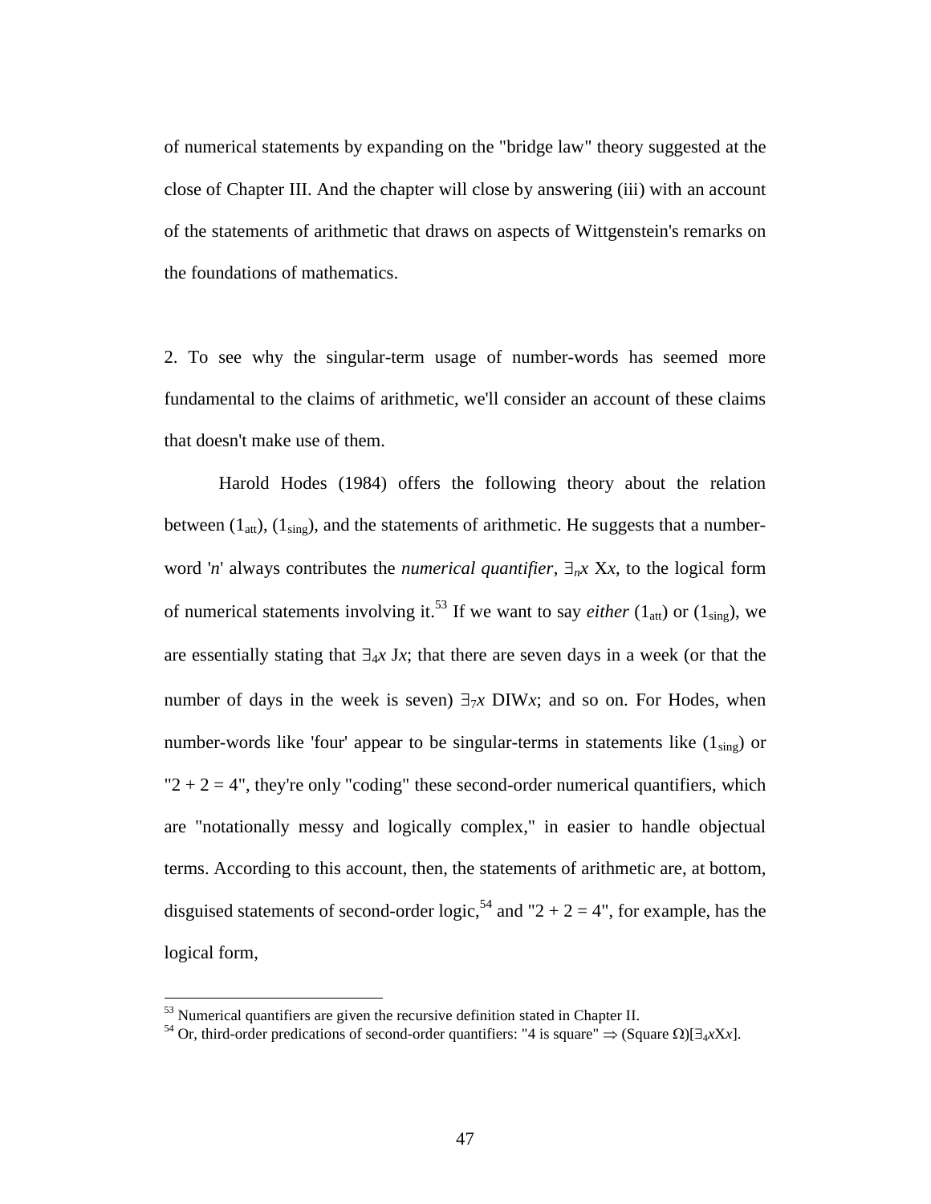of numerical statements by expanding on the "bridge law" theory suggested at the close of Chapter III. And the chapter will close by answering (iii) with an account of the statements of arithmetic that draws on aspects of Wittgenstein's remarks on the foundations of mathematics.

2. To see why the singular-term usage of number-words has seemed more fundamental to the claims of arithmetic, we'll consider an account of these claims that doesn't make use of them.

Harold Hodes (1984) offers the following theory about the relation between ($1_{att}$), ($1_{sing}$), and the statements of arithmetic. He suggests that a number-word '*n*' always contributes the *numerical quantifier*, $\exists_n x$ X*x*, to the logical form of numerical statements involving it.[53] If we want to say *either* ($1_{att}$) or ($1_{sing}$), we are essentially stating that $\exists_4 x$ J*x*; that there are seven days in a week (or that the number of days in the week is seven) $\exists_7 x$ DIW*x*; and so on. For Hodes, when number-words like 'four' appear to be singular-terms in statements like ($1_{sing}$) or "2 + 2 = 4", they're only "coding" these second-order numerical quantifiers, which are "notationally messy and logically complex," in easier to handle objectual terms. According to this account, then, the statements of arithmetic are, at bottom, disguised statements of second-order logic,[54] and "2 + 2 = 4", for example, has the logical form,

---

[53] Numerical quantifiers are given the recursive definition stated in Chapter II.

[54] Or, third-order predications of second-order quantifiers: "4 is square" $\Rightarrow$ (Square $\Omega$)[$\exists_4 x$X*x*].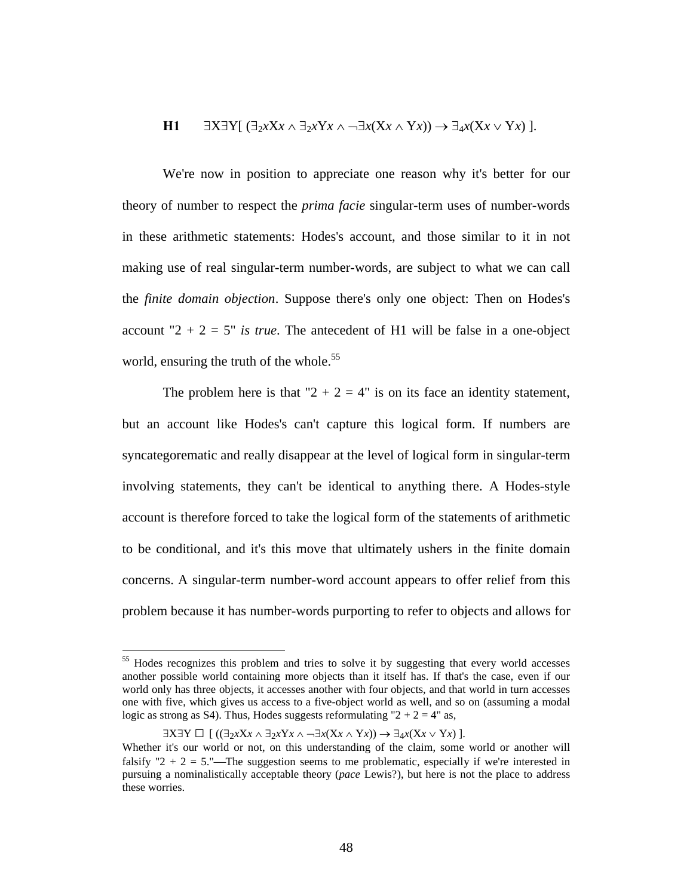**H1** $\exists X \exists Y[\ (\exists_2 x Xx \wedge \exists_2 x Yx \wedge \neg\exists x(Xx \wedge Yx)) \rightarrow \exists_4 x(Xx \vee Yx)\ ].$

We're now in position to appreciate one reason why it's better for our theory of number to respect the *prima facie* singular-term uses of number-words in these arithmetic statements: Hodes's account, and those similar to it in not making use of real singular-term number-words, are subject to what we can call the *finite domain objection*. Suppose there's only one object: Then on Hodes's account "2 + 2 = 5" *is true*. The antecedent of H1 will be false in a one-object world, ensuring the truth of the whole.[55]

The problem here is that "2 + 2 = 4" is on its face an identity statement, but an account like Hodes's can't capture this logical form. If numbers are syncategorematic and really disappear at the level of logical form in singular-term involving statements, they can't be identical to anything there. A Hodes-style account is therefore forced to take the logical form of the statements of arithmetic to be conditional, and it's this move that ultimately ushers in the finite domain concerns. A singular-term number-word account appears to offer relief from this problem because it has number-words purporting to refer to objects and allows for

---

[55] Hodes recognizes this problem and tries to solve it by suggesting that every world accesses another possible world containing more objects than it itself has. If that's the case, even if our world only has three objects, it accesses another with four objects, and that world in turn accesses one with five, which gives us access to a five-object world as well, and so on (assuming a modal logic as strong as S4). Thus, Hodes suggests reformulating "2 + 2 = 4" as,

$$\exists X \exists Y\ \Box\ [\ ((\exists_2 x Xx \wedge \exists_2 x Yx \wedge \neg\exists x(Xx \wedge Yx)) \rightarrow \exists_4 x(Xx \vee Yx)\ ].$$

Whether it's our world or not, on this understanding of the claim, some world or another will falsify "2 + 2 = 5."—The suggestion seems to me problematic, especially if we're interested in pursuing a nominalistically acceptable theory (*pace* Lewis?), but here is not the place to address these worries.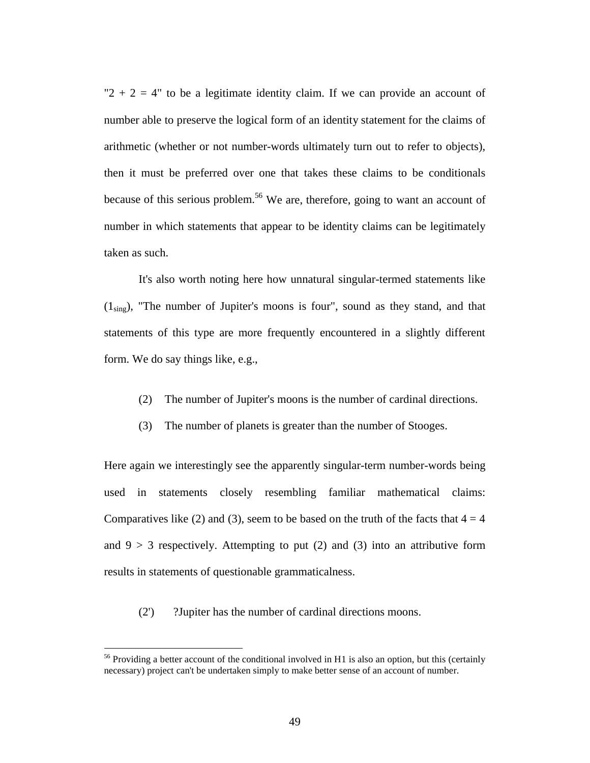"$2 + 2 = 4$" to be a legitimate identity claim. If we can provide an account of number able to preserve the logical form of an identity statement for the claims of arithmetic (whether or not number-words ultimately turn out to refer to objects), then it must be preferred over one that takes these claims to be conditionals because of this serious problem.[56] We are, therefore, going to want an account of number in which statements that appear to be identity claims can be legitimately taken as such.

It's also worth noting here how unnatural singular-termed statements like ($1_{sing}$), "The number of Jupiter's moons is four", sound as they stand, and that statements of this type are more frequently encountered in a slightly different form. We do say things like, e.g.,

(2) The number of Jupiter's moons is the number of cardinal directions.

(3) The number of planets is greater than the number of Stooges.

Here again we interestingly see the apparently singular-term number-words being used in statements closely resembling familiar mathematical claims: Comparatives like (2) and (3), seem to be based on the truth of the facts that $4 = 4$ and $9 > 3$ respectively. Attempting to put (2) and (3) into an attributive form results in statements of questionable grammaticalness.

(2') ?Jupiter has the number of cardinal directions moons.

---

[56] Providing a better account of the conditional involved in H1 is also an option, but this (certainly necessary) project can't be undertaken simply to make better sense of an account of number.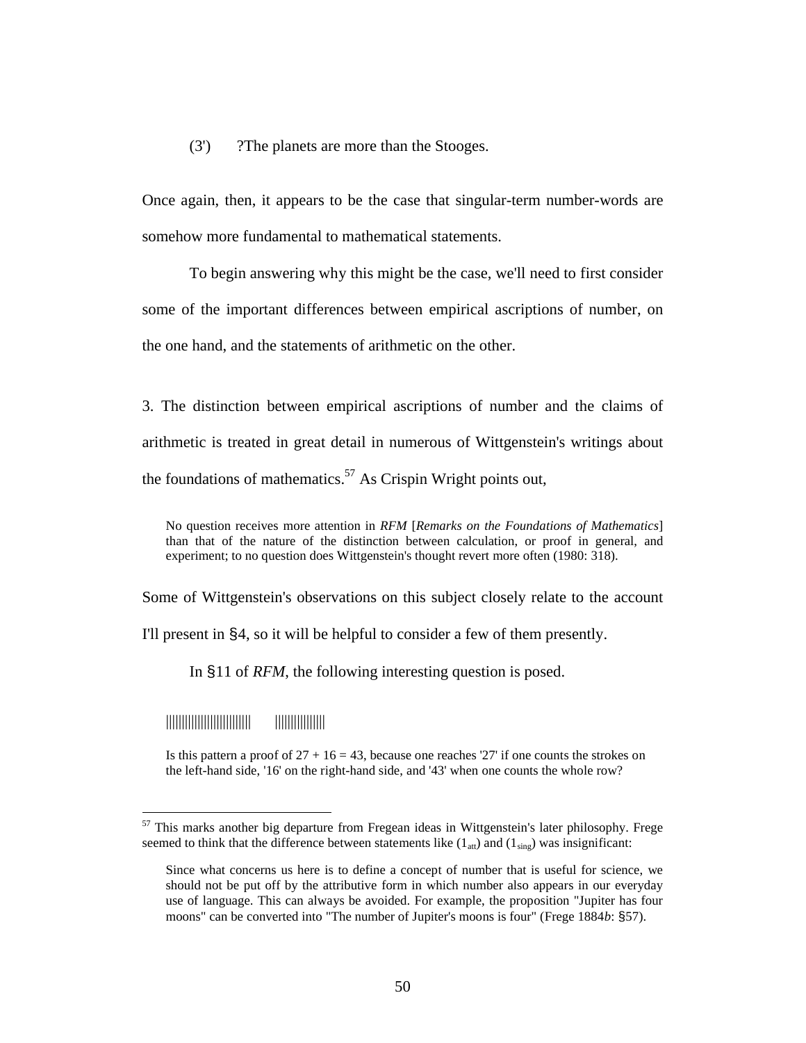(3') ?The planets are more than the Stooges.

Once again, then, it appears to be the case that singular-term number-words are somehow more fundamental to mathematical statements.

To begin answering why this might be the case, we'll need to first consider some of the important differences between empirical ascriptions of number, on the one hand, and the statements of arithmetic on the other.

3. The distinction between empirical ascriptions of number and the claims of arithmetic is treated in great detail in numerous of Wittgenstein's writings about the foundations of mathematics.[57] As Crispin Wright points out,

> No question receives more attention in *RFM* [*Remarks on the Foundations of Mathematics*] than that of the nature of the distinction between calculation, or proof in general, and experiment; to no question does Wittgenstein's thought revert more often (1980: 318).

Some of Wittgenstein's observations on this subject closely relate to the account I'll present in §4, so it will be helpful to consider a few of them presently.

In §11 of *RFM*, the following interesting question is posed.

> ||||||||||||||||||||||||||| ||||||||||||||||
>
> Is this pattern a proof of 27 + 16 = 43, because one reaches '27' if one counts the strokes on the left-hand side, '16' on the right-hand side, and '43' when one counts the whole row?

---

[57] This marks another big departure from Fregean ideas in Wittgenstein's later philosophy. Frege seemed to think that the difference between statements like ($1_{att}$) and ($1_{sing}$) was insignificant:

> Since what concerns us here is to define a concept of number that is useful for science, we should not be put off by the attributive form in which number also appears in our everyday use of language. This can always be avoided. For example, the proposition "Jupiter has four moons" can be converted into "The number of Jupiter's moons is four" (Frege 1884*b*: §57).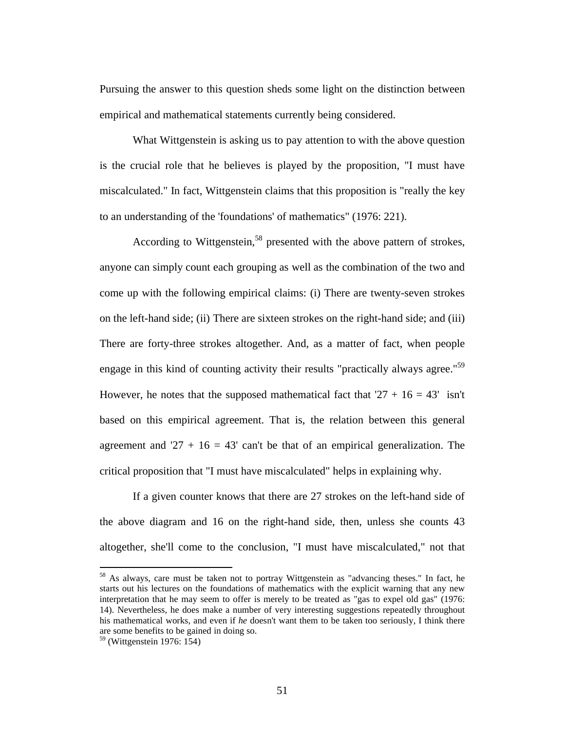Pursuing the answer to this question sheds some light on the distinction between empirical and mathematical statements currently being considered.

What Wittgenstein is asking us to pay attention to with the above question is the crucial role that he believes is played by the proposition, "I must have miscalculated." In fact, Wittgenstein claims that this proposition is "really the key to an understanding of the 'foundations' of mathematics" (1976: 221).

According to Wittgenstein,[58] presented with the above pattern of strokes, anyone can simply count each grouping as well as the combination of the two and come up with the following empirical claims: (i) There are twenty-seven strokes on the left-hand side; (ii) There are sixteen strokes on the right-hand side; and (iii) There are forty-three strokes altogether. And, as a matter of fact, when people engage in this kind of counting activity their results "practically always agree."[59] However, he notes that the supposed mathematical fact that '27 + 16 = 43' isn't based on this empirical agreement. That is, the relation between this general agreement and '27 + 16 = 43' can't be that of an empirical generalization. The critical proposition that "I must have miscalculated" helps in explaining why.

If a given counter knows that there are 27 strokes on the left-hand side of the above diagram and 16 on the right-hand side, then, unless she counts 43 altogether, she'll come to the conclusion, "I must have miscalculated," not that

---

[58] As always, care must be taken not to portray Wittgenstein as "advancing theses." In fact, he starts out his lectures on the foundations of mathematics with the explicit warning that any new interpretation that he may seem to offer is merely to be treated as "gas to expel old gas" (1976: 14). Nevertheless, he does make a number of very interesting suggestions repeatedly throughout his mathematical works, and even if *he* doesn't want them to be taken too seriously, I think there are some benefits to be gained in doing so.

[59] (Wittgenstein 1976: 154)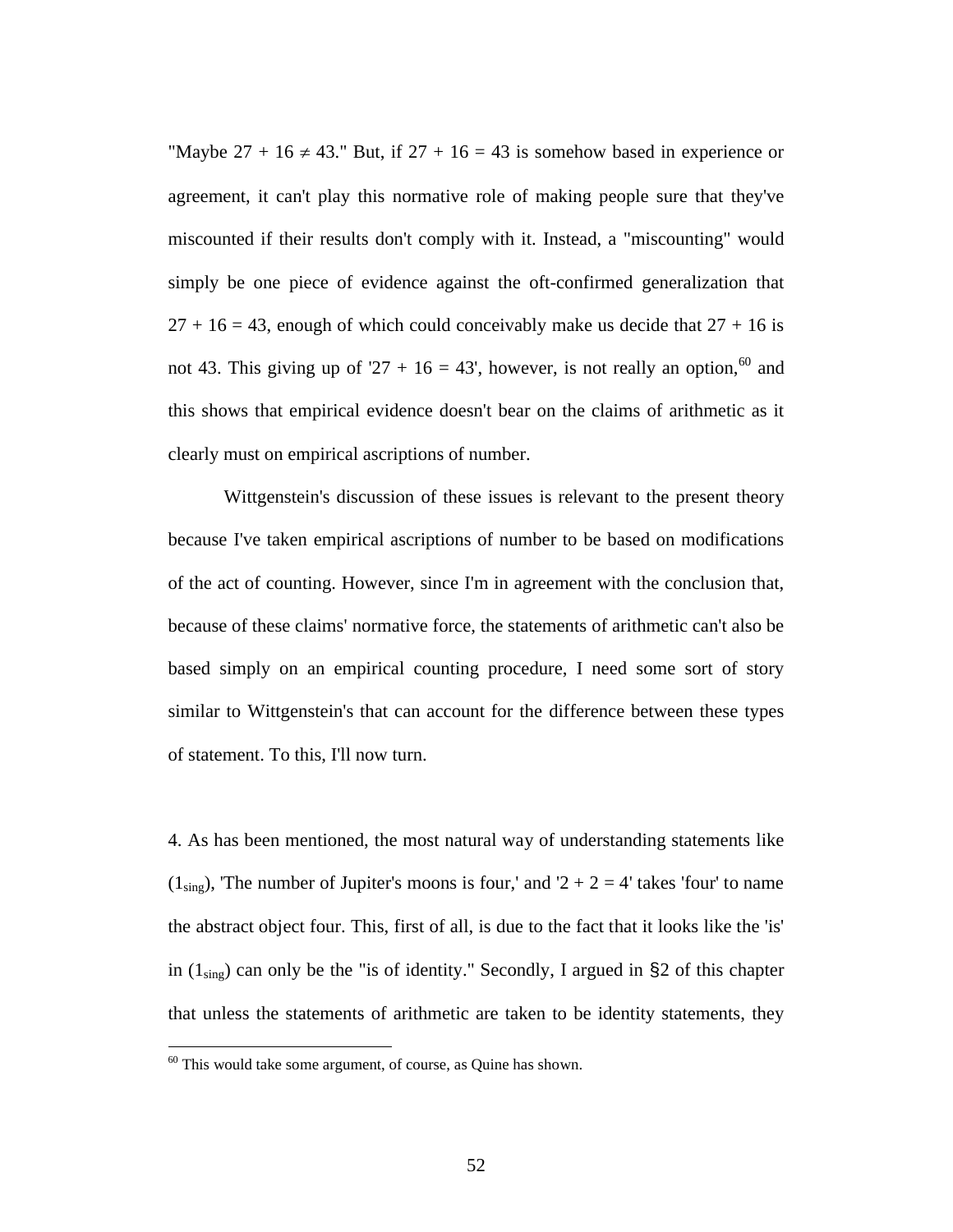"Maybe $27 + 16 \neq 43$." But, if $27 + 16 = 43$ is somehow based in experience or agreement, it can't play this normative role of making people sure that they've miscounted if their results don't comply with it. Instead, a "miscounting" would simply be one piece of evidence against the oft-confirmed generalization that $27 + 16 = 43$, enough of which could conceivably make us decide that $27 + 16$ is not 43. This giving up of '$27 + 16 = 43$', however, is not really an option,[60] and this shows that empirical evidence doesn't bear on the claims of arithmetic as it clearly must on empirical ascriptions of number.

Wittgenstein's discussion of these issues is relevant to the present theory because I've taken empirical ascriptions of number to be based on modifications of the act of counting. However, since I'm in agreement with the conclusion that, because of these claims' normative force, the statements of arithmetic can't also be based simply on an empirical counting procedure, I need some sort of story similar to Wittgenstein's that can account for the difference between these types of statement. To this, I'll now turn.

4. As has been mentioned, the most natural way of understanding statements like ($1_{sing}$), 'The number of Jupiter's moons is four,' and '$2 + 2 = 4$' takes 'four' to name the abstract object four. This, first of all, is due to the fact that it looks like the 'is' in ($1_{sing}$) can only be the "is of identity." Secondly, I argued in §2 of this chapter that unless the statements of arithmetic are taken to be identity statements, they

[60] This would take some argument, of course, as Quine has shown.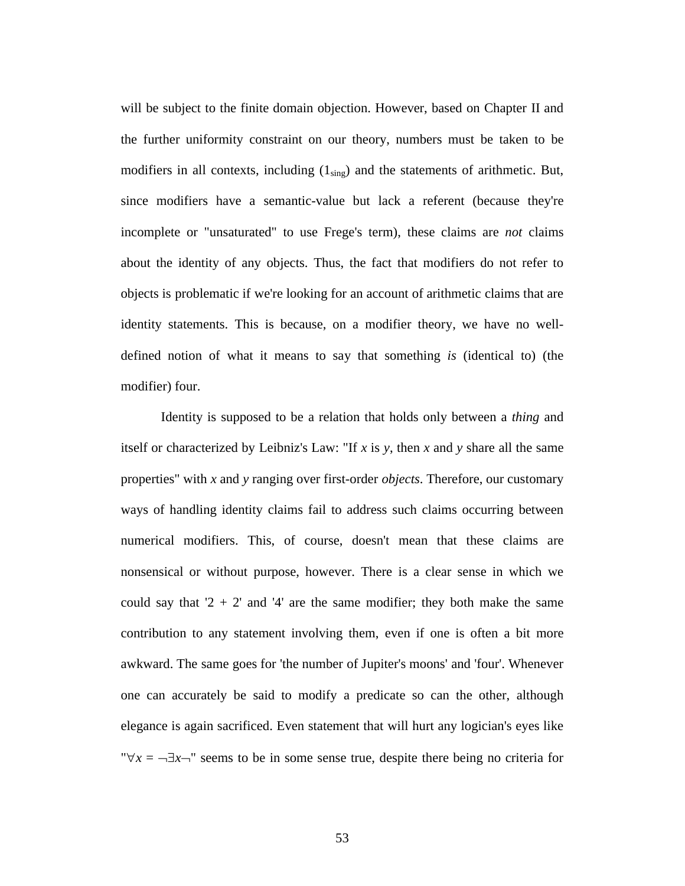will be subject to the finite domain objection. However, based on Chapter II and the further uniformity constraint on our theory, numbers must be taken to be modifiers in all contexts, including ($1_{sing}$) and the statements of arithmetic. But, since modifiers have a semantic-value but lack a referent (because they're incomplete or "unsaturated" to use Frege's term), these claims are *not* claims about the identity of any objects. Thus, the fact that modifiers do not refer to objects is problematic if we're looking for an account of arithmetic claims that are identity statements. This is because, on a modifier theory, we have no well-defined notion of what it means to say that something *is* (identical to) (the modifier) four.

Identity is supposed to be a relation that holds only between a *thing* and itself or characterized by Leibniz's Law: "If *x* is *y*, then *x* and *y* share all the same properties" with *x* and *y* ranging over first-order *objects*. Therefore, our customary ways of handling identity claims fail to address such claims occurring between numerical modifiers. This, of course, doesn't mean that these claims are nonsensical or without purpose, however. There is a clear sense in which we could say that '2 + 2' and '4' are the same modifier; they both make the same contribution to any statement involving them, even if one is often a bit more awkward. The same goes for 'the number of Jupiter's moons' and 'four'. Whenever one can accurately be said to modify a predicate so can the other, although elegance is again sacrificed. Even statement that will hurt any logician's eyes like "$\forall x = \neg\exists x\neg$" seems to be in some sense true, despite there being no criteria for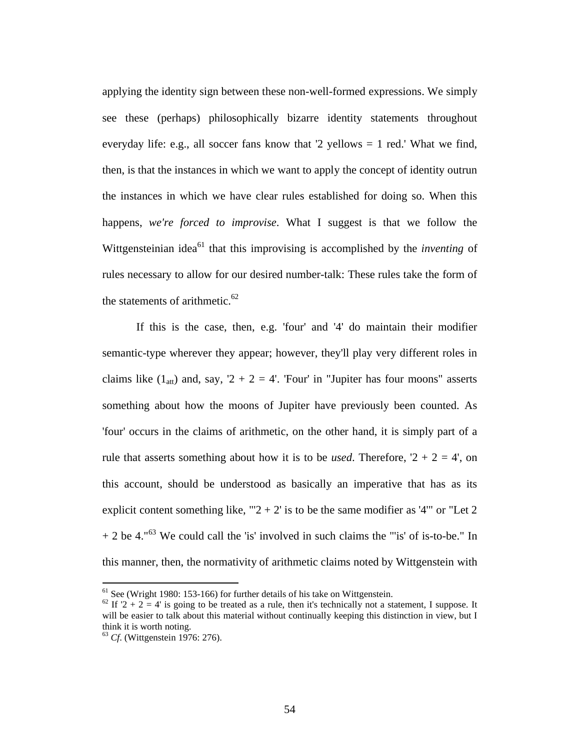applying the identity sign between these non-well-formed expressions. We simply see these (perhaps) philosophically bizarre identity statements throughout everyday life: e.g., all soccer fans know that '2 yellows = 1 red.' What we find, then, is that the instances in which we want to apply the concept of identity outrun the instances in which we have clear rules established for doing so. When this happens, *we're forced to improvise*. What I suggest is that we follow the Wittgensteinian idea[61] that this improvising is accomplished by the *inventing* of rules necessary to allow for our desired number-talk: These rules take the form of the statements of arithmetic.[62]

If this is the case, then, e.g. 'four' and '4' do maintain their modifier semantic-type wherever they appear; however, they'll play very different roles in claims like ($1_{att}$) and, say, '2 + 2 = 4'. 'Four' in "Jupiter has four moons" asserts something about how the moons of Jupiter have previously been counted. As 'four' occurs in the claims of arithmetic, on the other hand, it is simply part of a rule that asserts something about how it is to be *used*. Therefore, '2 + 2 = 4', on this account, should be understood as basically an imperative that has as its explicit content something like, "'2 + 2' is to be the same modifier as '4'" or "Let 2 + 2 be 4."[63] We could call the 'is' involved in such claims the "'is' of is-to-be." In this manner, then, the normativity of arithmetic claims noted by Wittgenstein with

---

[61] See (Wright 1980: 153-166) for further details of his take on Wittgenstein.

[62] If '2 + 2 = 4' is going to be treated as a rule, then it's technically not a statement, I suppose. It will be easier to talk about this material without continually keeping this distinction in view, but I think it is worth noting.

[63] *Cf.* (Wittgenstein 1976: 276).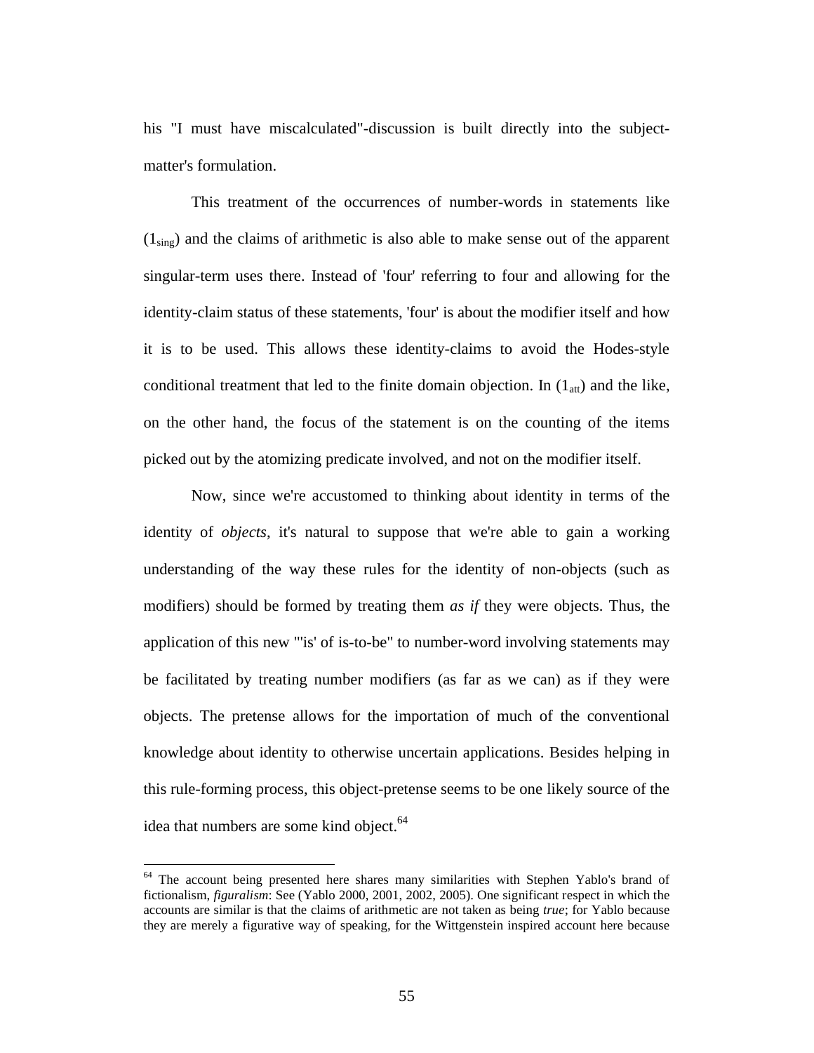his "I must have miscalculated"-discussion is built directly into the subject-matter's formulation.

This treatment of the occurrences of number-words in statements like ($1_{sing}$) and the claims of arithmetic is also able to make sense out of the apparent singular-term uses there. Instead of 'four' referring to four and allowing for the identity-claim status of these statements, 'four' is about the modifier itself and how it is to be used. This allows these identity-claims to avoid the Hodes-style conditional treatment that led to the finite domain objection. In ($1_{att}$) and the like, on the other hand, the focus of the statement is on the counting of the items picked out by the atomizing predicate involved, and not on the modifier itself.

Now, since we're accustomed to thinking about identity in terms of the identity of *objects*, it's natural to suppose that we're able to gain a working understanding of the way these rules for the identity of non-objects (such as modifiers) should be formed by treating them *as if* they were objects. Thus, the application of this new "'is' of is-to-be" to number-word involving statements may be facilitated by treating number modifiers (as far as we can) as if they were objects. The pretense allows for the importation of much of the conventional knowledge about identity to otherwise uncertain applications. Besides helping in this rule-forming process, this object-pretense seems to be one likely source of the idea that numbers are some kind object.[64]

---

[64] The account being presented here shares many similarities with Stephen Yablo's brand of fictionalism, *figuralism*: See (Yablo 2000, 2001, 2002, 2005). One significant respect in which the accounts are similar is that the claims of arithmetic are not taken as being *true*; for Yablo because they are merely a figurative way of speaking, for the Wittgenstein inspired account here because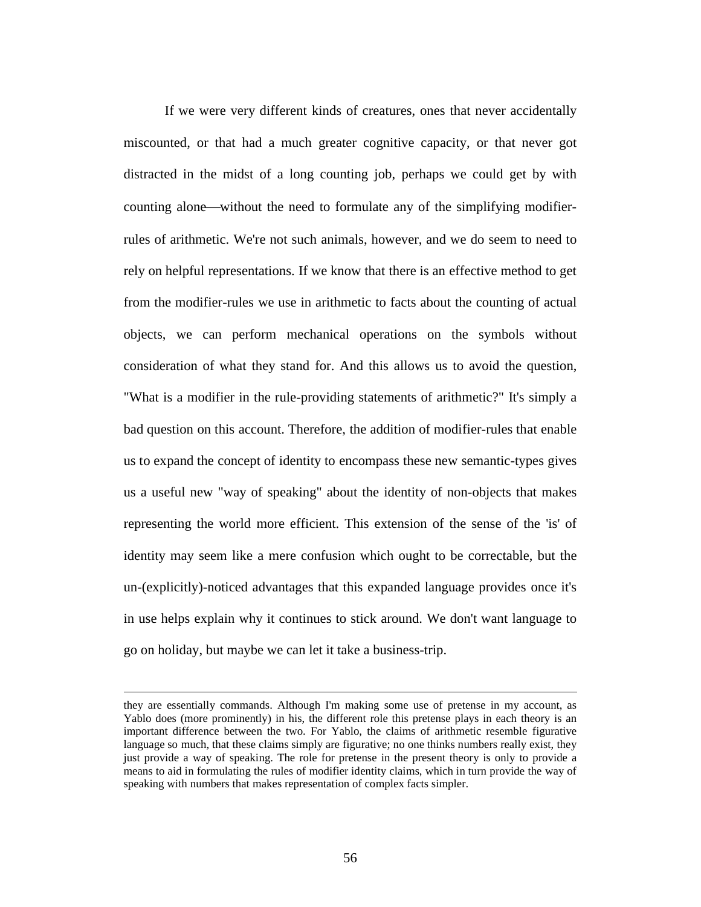If we were very different kinds of creatures, ones that never accidentally miscounted, or that had a much greater cognitive capacity, or that never got distracted in the midst of a long counting job, perhaps we could get by with counting alone—without the need to formulate any of the simplifying modifier-rules of arithmetic. We're not such animals, however, and we do seem to need to rely on helpful representations. If we know that there is an effective method to get from the modifier-rules we use in arithmetic to facts about the counting of actual objects, we can perform mechanical operations on the symbols without consideration of what they stand for. And this allows us to avoid the question, "What is a modifier in the rule-providing statements of arithmetic?" It's simply a bad question on this account. Therefore, the addition of modifier-rules that enable us to expand the concept of identity to encompass these new semantic-types gives us a useful new "way of speaking" about the identity of non-objects that makes representing the world more efficient. This extension of the sense of the 'is' of identity may seem like a mere confusion which ought to be correctable, but the un-(explicitly)-noticed advantages that this expanded language provides once it's in use helps explain why it continues to stick around. We don't want language to go on holiday, but maybe we can let it take a business-trip.

---

they are essentially commands. Although I'm making some use of pretense in my account, as Yablo does (more prominently) in his, the different role this pretense plays in each theory is an important difference between the two. For Yablo, the claims of arithmetic resemble figurative language so much, that these claims simply are figurative; no one thinks numbers really exist, they just provide a way of speaking. The role for pretense in the present theory is only to provide a means to aid in formulating the rules of modifier identity claims, which in turn provide the way of speaking with numbers that makes representation of complex facts simpler.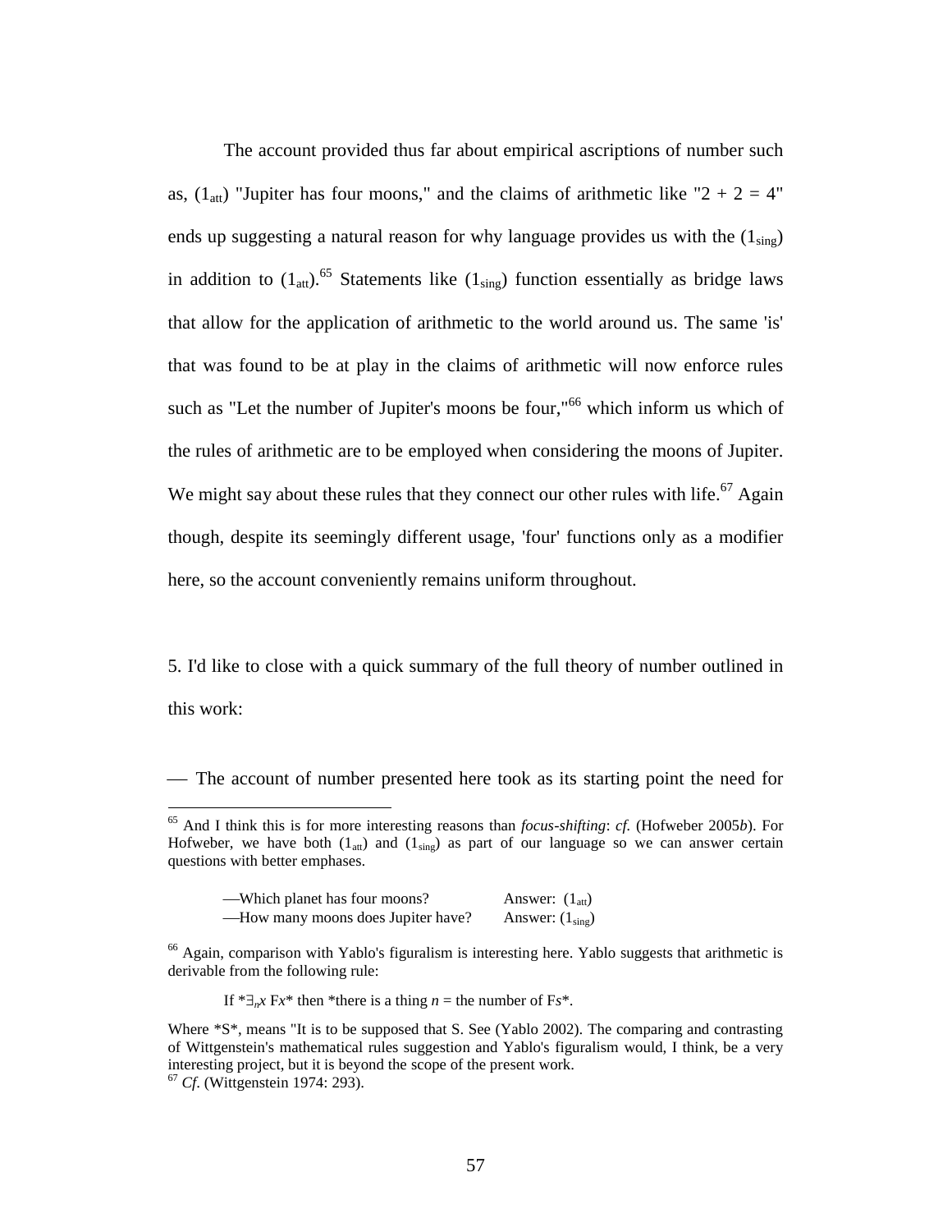The account provided thus far about empirical ascriptions of number such as, ($1_{att}$) "Jupiter has four moons," and the claims of arithmetic like "2 + 2 = 4" ends up suggesting a natural reason for why language provides us with the ($1_{sing}$) in addition to ($1_{att}$).[65] Statements like ($1_{sing}$) function essentially as bridge laws that allow for the application of arithmetic to the world around us. The same 'is' that was found to be at play in the claims of arithmetic will now enforce rules such as "Let the number of Jupiter's moons be four,"[66] which inform us which of the rules of arithmetic are to be employed when considering the moons of Jupiter. We might say about these rules that they connect our other rules with life.[67] Again though, despite its seemingly different usage, 'four' functions only as a modifier here, so the account conveniently remains uniform throughout.

5. I'd like to close with a quick summary of the full theory of number outlined in this work:

— The account of number presented here took as its starting point the need for

---

[65] And I think this is for more interesting reasons than *focus-shifting*: *cf.* (Hofweber 2005*b*). For Hofweber, we have both ($1_{att}$) and ($1_{sing}$) as part of our language so we can answer certain questions with better emphases.

—Which planet has four moons? Answer: ($1_{att}$)
—How many moons does Jupiter have? Answer: ($1_{sing}$)

[66] Again, comparison with Yablo's figuralism is interesting here. Yablo suggests that arithmetic is derivable from the following rule:

If *$\exists_n x$ F$x$* then *there is a thing $n$ = the number of F$s$*.

Where *S*, means "It is to be supposed that S. See (Yablo 2002). The comparing and contrasting of Wittgenstein's mathematical rules suggestion and Yablo's figuralism would, I think, be a very interesting project, but it is beyond the scope of the present work.

[67] *Cf.* (Wittgenstein 1974: 293).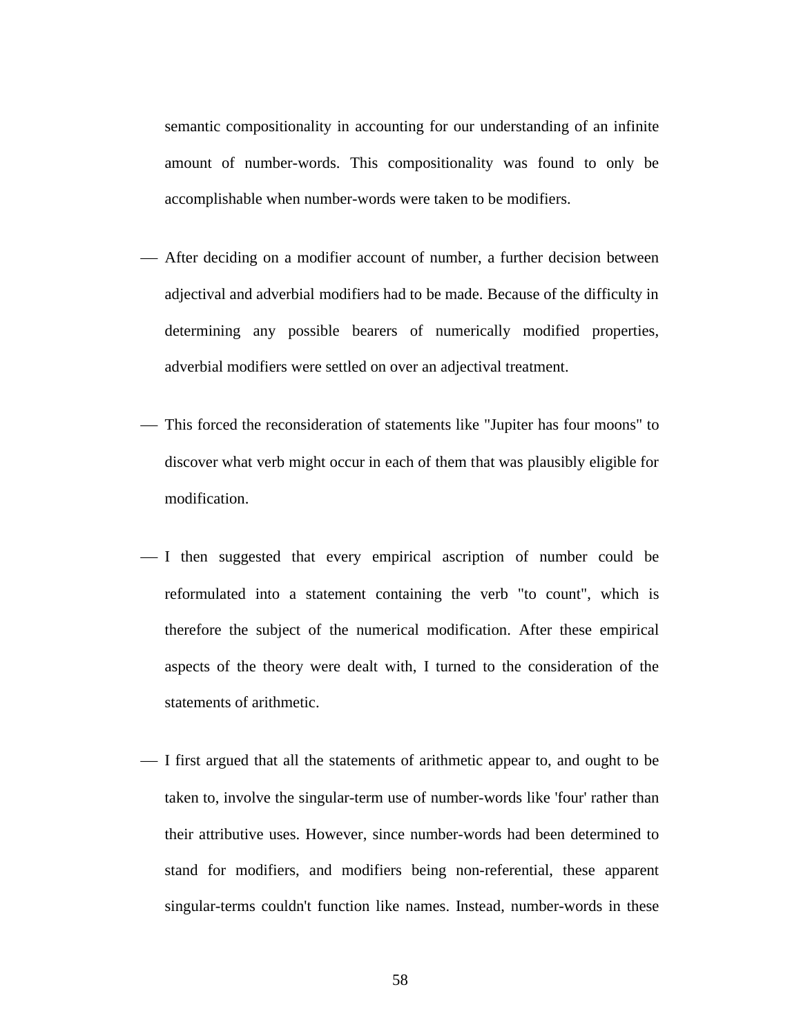semantic compositionality in accounting for our understanding of an infinite amount of number-words. This compositionality was found to only be accomplishable when number-words were taken to be modifiers.

— After deciding on a modifier account of number, a further decision between adjectival and adverbial modifiers had to be made. Because of the difficulty in determining any possible bearers of numerically modified properties, adverbial modifiers were settled on over an adjectival treatment.

— This forced the reconsideration of statements like "Jupiter has four moons" to discover what verb might occur in each of them that was plausibly eligible for modification.

— I then suggested that every empirical ascription of number could be reformulated into a statement containing the verb "to count", which is therefore the subject of the numerical modification. After these empirical aspects of the theory were dealt with, I turned to the consideration of the statements of arithmetic.

— I first argued that all the statements of arithmetic appear to, and ought to be taken to, involve the singular-term use of number-words like 'four' rather than their attributive uses. However, since number-words had been determined to stand for modifiers, and modifiers being non-referential, these apparent singular-terms couldn't function like names. Instead, number-words in these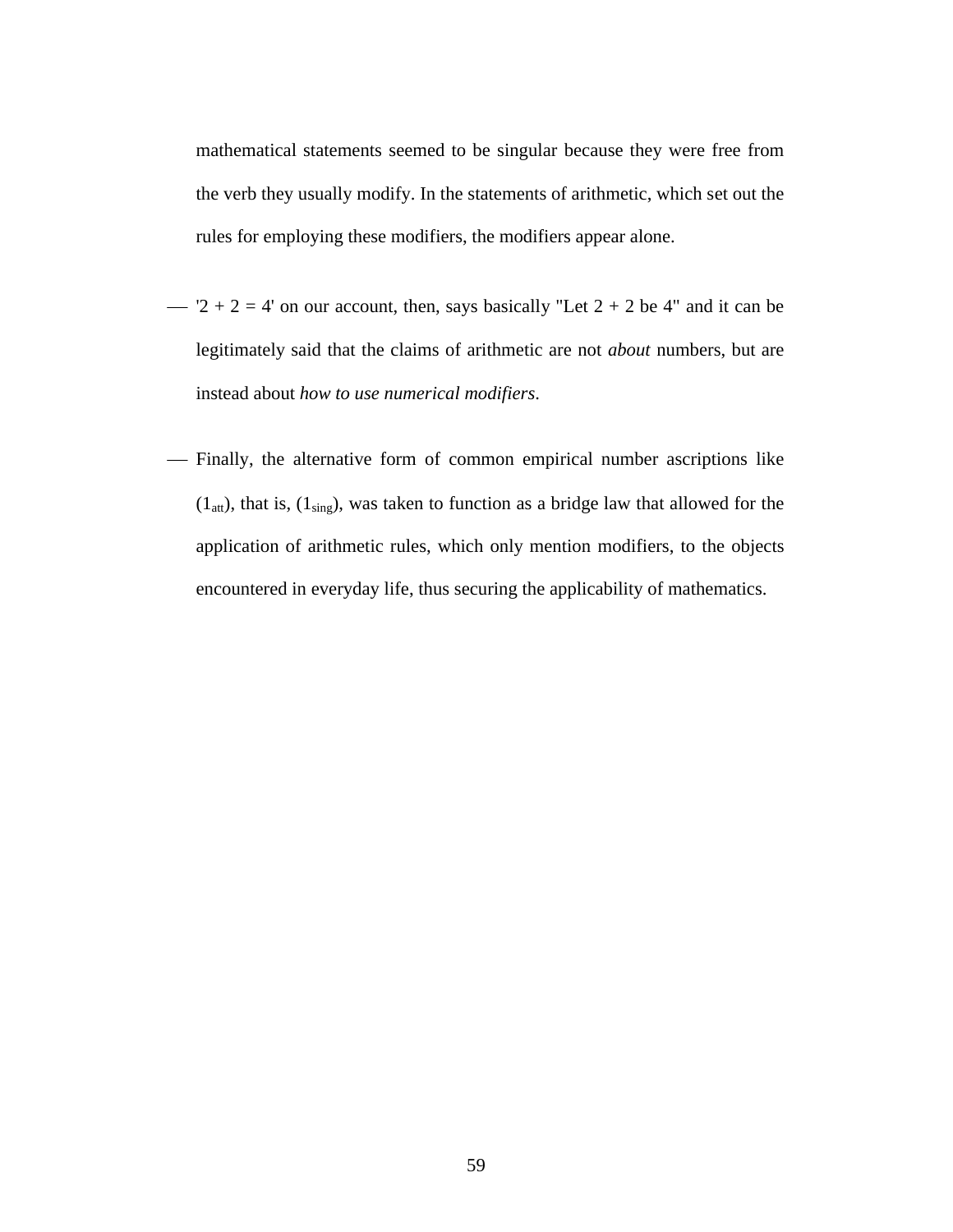mathematical statements seemed to be singular because they were free from the verb they usually modify. In the statements of arithmetic, which set out the rules for employing these modifiers, the modifiers appear alone.

— '2 + 2 = 4' on our account, then, says basically "Let 2 + 2 be 4" and it can be legitimately said that the claims of arithmetic are not *about* numbers, but are instead about *how to use numerical modifiers*.

— Finally, the alternative form of common empirical number ascriptions like ($1_{att}$), that is, ($1_{sing}$), was taken to function as a bridge law that allowed for the application of arithmetic rules, which only mention modifiers, to the objects encountered in everyday life, thus securing the applicability of mathematics.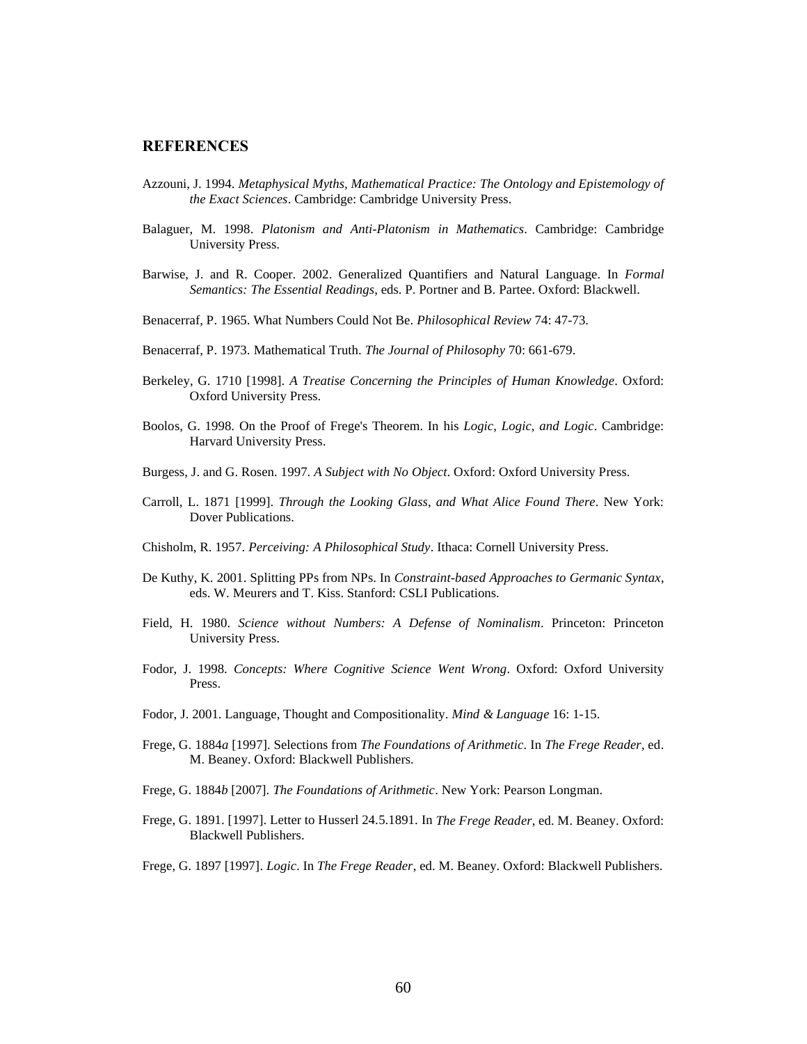## REFERENCES

Azzouni, J. 1994. *Metaphysical Myths, Mathematical Practice: The Ontology and Epistemology of the Exact Sciences*. Cambridge: Cambridge University Press.

Balaguer, M. 1998. *Platonism and Anti-Platonism in Mathematics*. Cambridge: Cambridge University Press.

Barwise, J. and R. Cooper. 2002. Generalized Quantifiers and Natural Language. In *Formal Semantics: The Essential Readings*, eds. P. Portner and B. Partee. Oxford: Blackwell.

Benacerraf, P. 1965. What Numbers Could Not Be. *Philosophical Review* 74: 47-73.

Benacerraf, P. 1973. Mathematical Truth. *The Journal of Philosophy* 70: 661-679.

Berkeley, G. 1710 [1998]. *A Treatise Concerning the Principles of Human Knowledge*. Oxford: Oxford University Press.

Boolos, G. 1998. On the Proof of Frege's Theorem. In his *Logic, Logic, and Logic*. Cambridge: Harvard University Press.

Burgess, J. and G. Rosen. 1997. *A Subject with No Object*. Oxford: Oxford University Press.

Carroll, L. 1871 [1999]. *Through the Looking Glass, and What Alice Found There*. New York: Dover Publications.

Chisholm, R. 1957. *Perceiving: A Philosophical Study*. Ithaca: Cornell University Press.

De Kuthy, K. 2001. Splitting PPs from NPs. In *Constraint-based Approaches to Germanic Syntax*, eds. W. Meurers and T. Kiss. Stanford: CSLI Publications.

Field, H. 1980. *Science without Numbers: A Defense of Nominalism*. Princeton: Princeton University Press.

Fodor, J. 1998. *Concepts: Where Cognitive Science Went Wrong*. Oxford: Oxford University Press.

Fodor, J. 2001. Language, Thought and Compositionality. *Mind & Language* 16: 1-15.

Frege, G. 1884*a* [1997]. Selections from *The Foundations of Arithmetic*. In *The Frege Reader*, ed. M. Beaney. Oxford: Blackwell Publishers.

Frege, G. 1884*b* [2007]. *The Foundations of Arithmetic*. New York: Pearson Longman.

Frege, G. 1891. [1997]. Letter to Husserl 24.5.1891. In *The Frege Reader*, ed. M. Beaney. Oxford: Blackwell Publishers.

Frege, G. 1897 [1997]. *Logic*. In *The Frege Reader*, ed. M. Beaney. Oxford: Blackwell Publishers.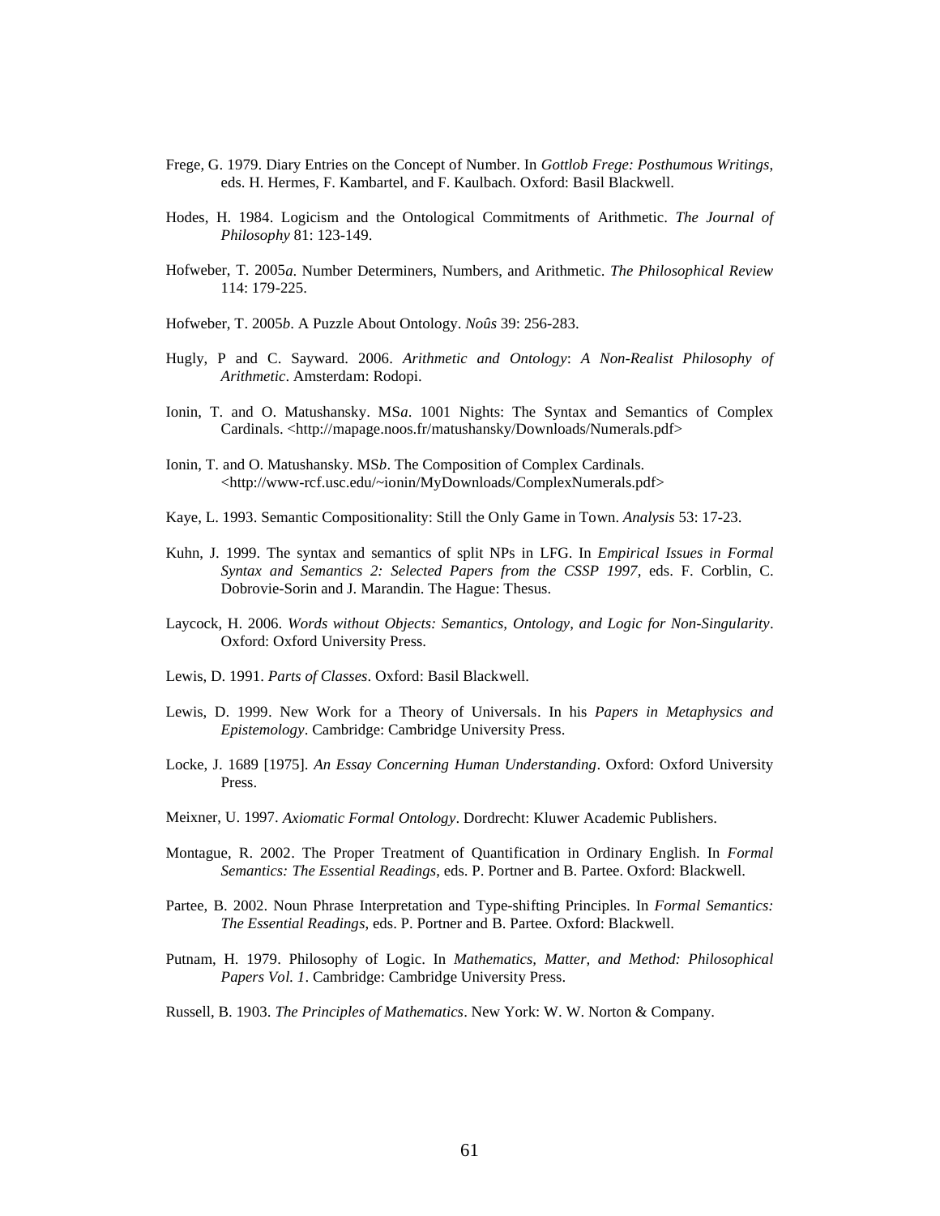Frege, G. 1979. Diary Entries on the Concept of Number. In *Gottlob Frege: Posthumous Writings*, eds. H. Hermes, F. Kambartel, and F. Kaulbach. Oxford: Basil Blackwell.

Hodes, H. 1984. Logicism and the Ontological Commitments of Arithmetic. *The Journal of Philosophy* 81: 123-149.

Hofweber, T. 2005*a*. Number Determiners, Numbers, and Arithmetic. *The Philosophical Review* 114: 179-225.

Hofweber, T. 2005*b*. A Puzzle About Ontology. *Noûs* 39: 256-283.

Hugly, P and C. Sayward. 2006. *Arithmetic and Ontology*: *A Non-Realist Philosophy of Arithmetic*. Amsterdam: Rodopi.

Ionin, T. and O. Matushansky. MS*a*. 1001 Nights: The Syntax and Semantics of Complex Cardinals. <http://mapage.noos.fr/matushansky/Downloads/Numerals.pdf>

Ionin, T. and O. Matushansky. MS*b*. The Composition of Complex Cardinals. <http://www-rcf.usc.edu/~ionin/MyDownloads/ComplexNumerals.pdf>

Kaye, L. 1993. Semantic Compositionality: Still the Only Game in Town. *Analysis* 53: 17-23.

Kuhn, J. 1999. The syntax and semantics of split NPs in LFG. In *Empirical Issues in Formal Syntax and Semantics 2: Selected Papers from the CSSP 1997*, eds. F. Corblin, C. Dobrovie-Sorin and J. Marandin. The Hague: Thesus.

Laycock, H. 2006. *Words without Objects: Semantics, Ontology, and Logic for Non-Singularity*. Oxford: Oxford University Press.

Lewis, D. 1991. *Parts of Classes*. Oxford: Basil Blackwell.

Lewis, D. 1999. New Work for a Theory of Universals. In his *Papers in Metaphysics and Epistemology*. Cambridge: Cambridge University Press.

Locke, J. 1689 [1975]. *An Essay Concerning Human Understanding*. Oxford: Oxford University Press.

Meixner, U. 1997. *Axiomatic Formal Ontology*. Dordrecht: Kluwer Academic Publishers.

Montague, R. 2002. The Proper Treatment of Quantification in Ordinary English. In *Formal Semantics: The Essential Readings*, eds. P. Portner and B. Partee. Oxford: Blackwell.

Partee, B. 2002. Noun Phrase Interpretation and Type-shifting Principles. In *Formal Semantics: The Essential Readings*, eds. P. Portner and B. Partee. Oxford: Blackwell.

Putnam, H. 1979. Philosophy of Logic. In *Mathematics, Matter, and Method: Philosophical Papers Vol. 1*. Cambridge: Cambridge University Press.

Russell, B. 1903. *The Principles of Mathematics*. New York: W. W. Norton & Company.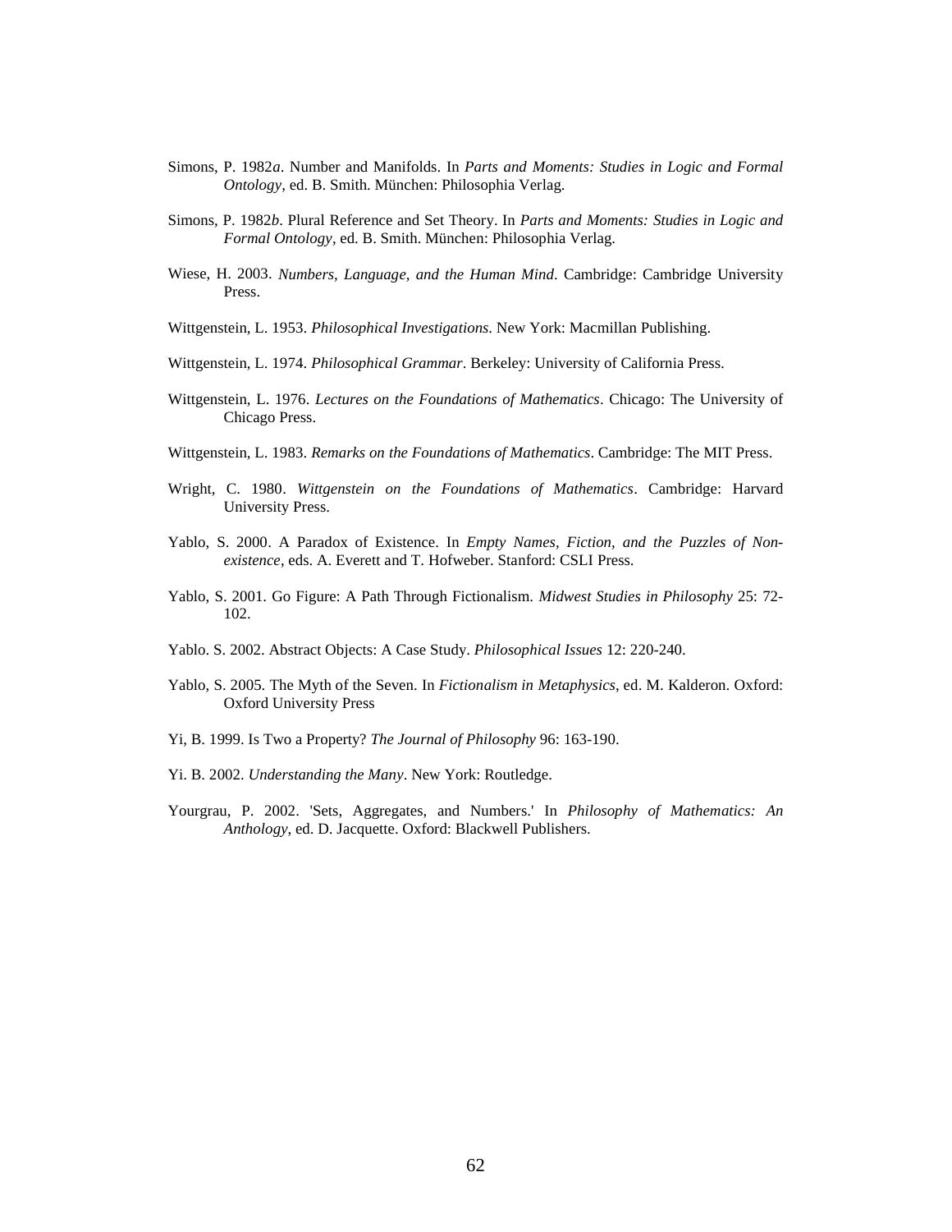Simons, P. 1982*a*. Number and Manifolds. In *Parts and Moments: Studies in Logic and Formal Ontology*, ed. B. Smith. München: Philosophia Verlag.

Simons, P. 1982*b*. Plural Reference and Set Theory. In *Parts and Moments: Studies in Logic and Formal Ontology*, ed. B. Smith. München: Philosophia Verlag.

Wiese, H. 2003. *Numbers, Language, and the Human Mind*. Cambridge: Cambridge University Press.

Wittgenstein, L. 1953. *Philosophical Investigations*. New York: Macmillan Publishing.

Wittgenstein, L. 1974. *Philosophical Grammar*. Berkeley: University of California Press.

Wittgenstein, L. 1976. *Lectures on the Foundations of Mathematics*. Chicago: The University of Chicago Press.

Wittgenstein, L. 1983. *Remarks on the Foundations of Mathematics*. Cambridge: The MIT Press.

Wright, C. 1980. *Wittgenstein on the Foundations of Mathematics*. Cambridge: Harvard University Press.

Yablo, S. 2000. A Paradox of Existence. In *Empty Names, Fiction, and the Puzzles of Non-existence*, eds. A. Everett and T. Hofweber. Stanford: CSLI Press.

Yablo, S. 2001. Go Figure: A Path Through Fictionalism. *Midwest Studies in Philosophy* 25: 72-102.

Yablo. S. 2002. Abstract Objects: A Case Study. *Philosophical Issues* 12: 220-240.

Yablo, S. 2005. The Myth of the Seven. In *Fictionalism in Metaphysics*, ed. M. Kalderon. Oxford: Oxford University Press

Yi, B. 1999. Is Two a Property? *The Journal of Philosophy* 96: 163-190.

Yi. B. 2002. *Understanding the Many*. New York: Routledge.

Yourgrau, P. 2002. 'Sets, Aggregates, and Numbers.' In *Philosophy of Mathematics: An Anthology*, ed. D. Jacquette. Oxford: Blackwell Publishers.